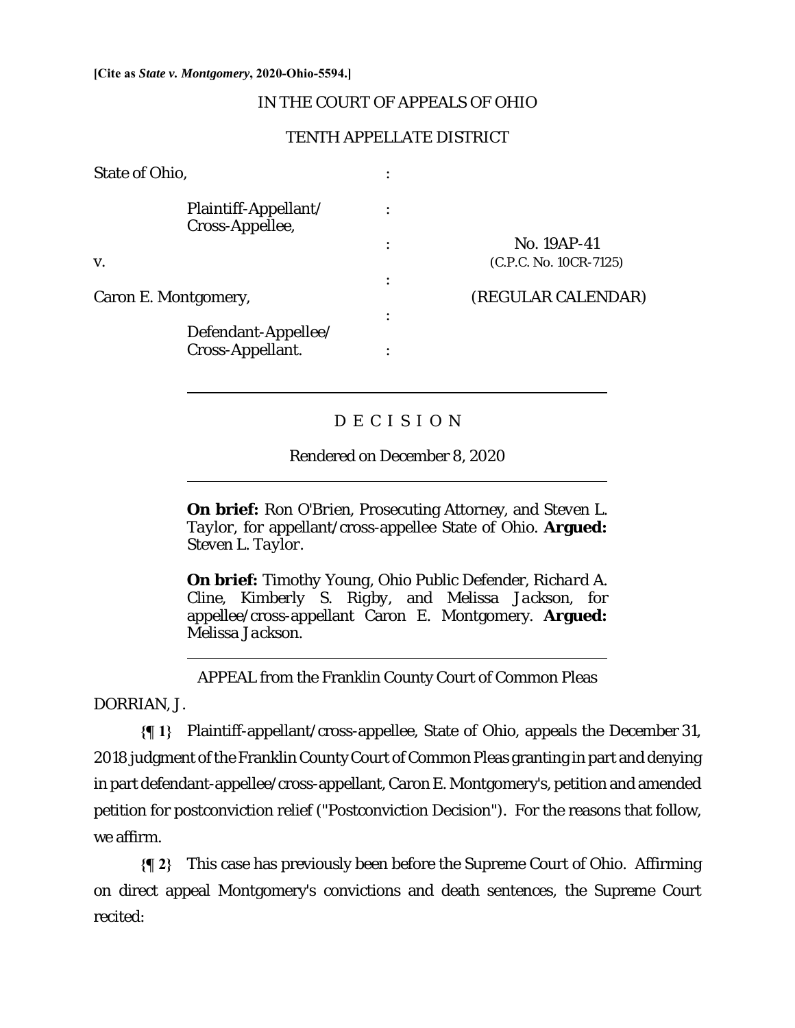[Cite as *State v. Montgomery*, 2020-Ohio-5594.]

IN THE COURT OF APPEALS OF OHIO

TENTH APPELLATE DISTRICT

| | | |
|---|---|---|
| State of Ohio, | : | |
| Plaintiff-Appellant/ Cross-Appellee, | : | |
| | : | No. 19AP-41 |
| v. | | (C.P.C. No. 10CR-7125) |
| | : | |
| Caron E. Montgomery, | | (REGULAR CALENDAR) |
| | : | |
| Defendant-Appellee/ Cross-Appellant. | : | |

D E C I S I O N

Rendered on December 8, 2020

**On brief:** Ron O'Brien, Prosecuting Attorney, and Steven L. Taylor, for appellant/cross-appellee State of Ohio. **Argued:** Steven L. Taylor.

**On brief:** Timothy Young, Ohio Public Defender, Richard A. Cline, Kimberly S. Rigby, and Melissa Jackson, for appellee/cross-appellant Caron E. Montgomery. **Argued:** Melissa Jackson.

APPEAL from the Franklin County Court of Common Pleas

DORRIAN, J.

**{¶ 1}** Plaintiff-appellant/cross-appellee, State of Ohio, appeals the December 31, 2018 judgment of the Franklin County Court of Common Pleas granting in part and denying in part defendant-appellee/cross-appellant, Caron E. Montgomery's, petition and amended petition for postconviction relief ("Postconviction Decision"). For the reasons that follow, we affirm.

**{¶ 2}** This case has previously been before the Supreme Court of Ohio. Affirming on direct appeal Montgomery's convictions and death sentences, the Supreme Court recited: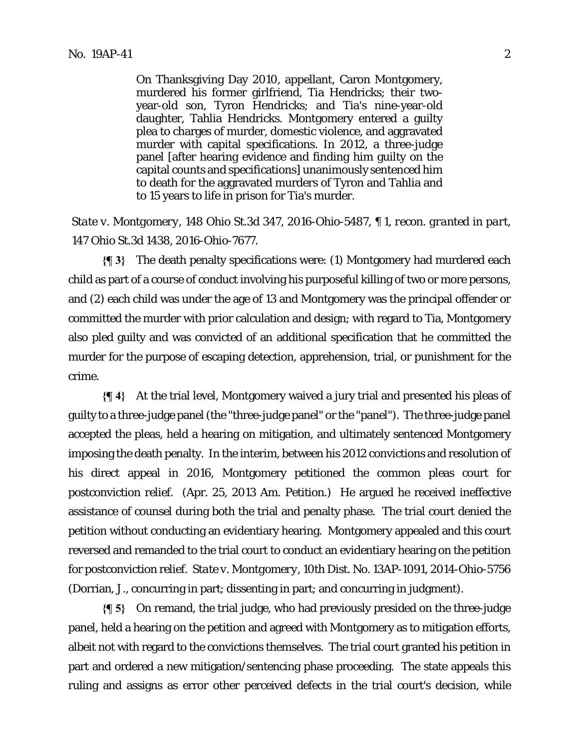> On Thanksgiving Day 2010, appellant, Caron Montgomery, murdered his former girlfriend, Tia Hendricks; their two-year-old son, Tyron Hendricks; and Tia's nine-year-old daughter, Tahlia Hendricks. Montgomery entered a guilty plea to charges of murder, domestic violence, and aggravated murder with capital specifications. In 2012, a three-judge panel [after hearing evidence and finding him guilty on the capital counts and specifications] unanimously sentenced him to death for the aggravated murders of Tyron and Tahlia and to 15 years to life in prison for Tia's murder.

*State v. Montgomery*, 148 Ohio St.3d 347, 2016-Ohio-5487, ¶ 1, *recon. granted in part*, 147 Ohio St.3d 1438, 2016-Ohio-7677.

**{¶ 3}** The death penalty specifications were: (1) Montgomery had murdered each child as part of a course of conduct involving his purposeful killing of two or more persons, and (2) each child was under the age of 13 and Montgomery was the principal offender or committed the murder with prior calculation and design; with regard to Tia, Montgomery also pled guilty and was convicted of an additional specification that he committed the murder for the purpose of escaping detection, apprehension, trial, or punishment for the crime.

**{¶ 4}** At the trial level, Montgomery waived a jury trial and presented his pleas of guilty to a three-judge panel (the "three-judge panel" or the "panel"). The three-judge panel accepted the pleas, held a hearing on mitigation, and ultimately sentenced Montgomery imposing the death penalty. In the interim, between his 2012 convictions and resolution of his direct appeal in 2016, Montgomery petitioned the common pleas court for postconviction relief. (Apr. 25, 2013 Am. Petition.) He argued he received ineffective assistance of counsel during both the trial and penalty phase. The trial court denied the petition without conducting an evidentiary hearing. Montgomery appealed and this court reversed and remanded to the trial court to conduct an evidentiary hearing on the petition for postconviction relief. *State v. Montgomery*, 10th Dist. No. 13AP-1091, 2014-Ohio-5756 (Dorrian, J., concurring in part; dissenting in part; and concurring in judgment).

**{¶ 5}** On remand, the trial judge, who had previously presided on the three-judge panel, held a hearing on the petition and agreed with Montgomery as to mitigation efforts, albeit not with regard to the convictions themselves. The trial court granted his petition in part and ordered a new mitigation/sentencing phase proceeding. The state appeals this ruling and assigns as error other perceived defects in the trial court's decision, while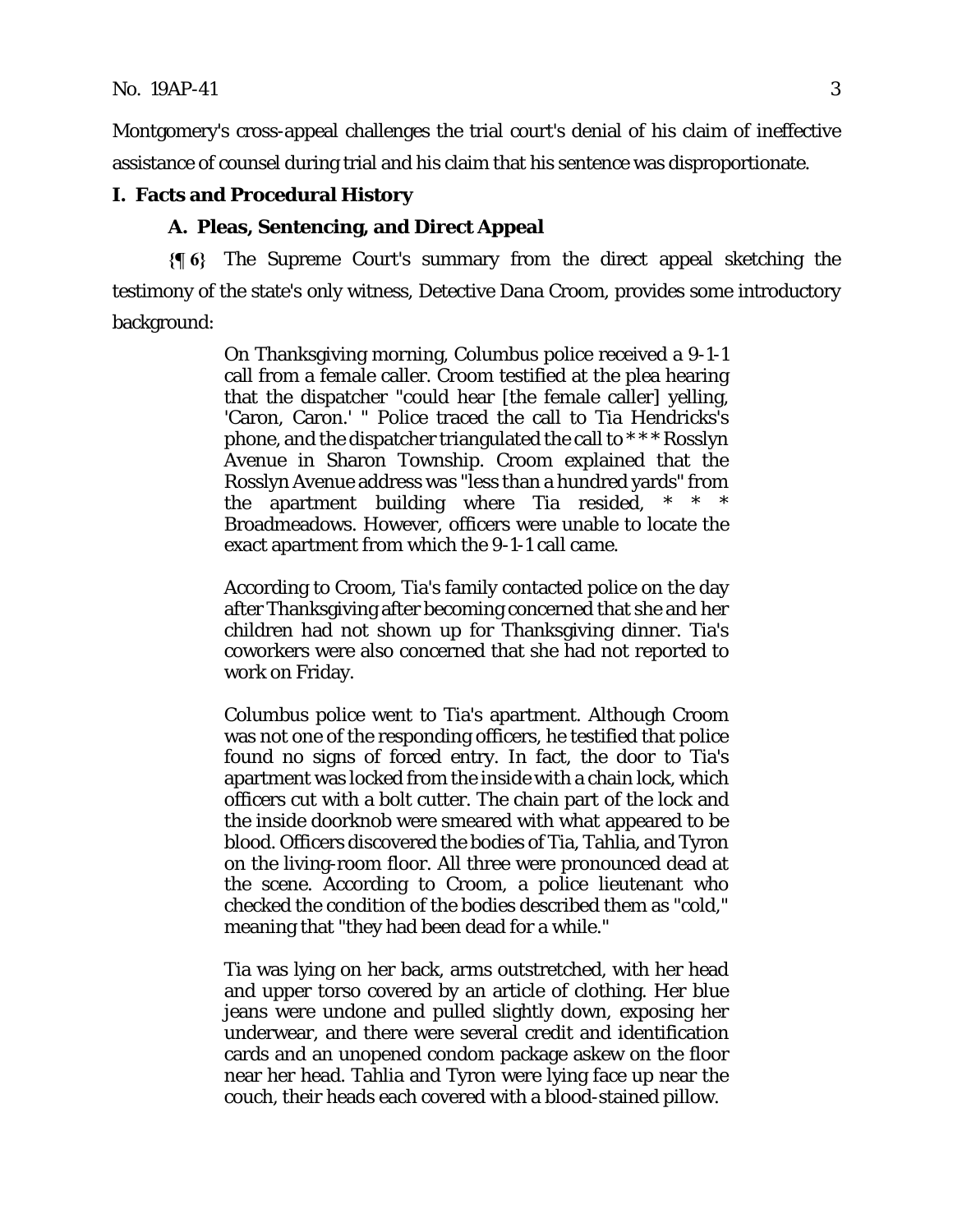Montgomery's cross-appeal challenges the trial court's denial of his claim of ineffective assistance of counsel during trial and his claim that his sentence was disproportionate.

## I. Facts and Procedural History

### A. Pleas, Sentencing, and Direct Appeal

**{¶ 6}** The Supreme Court's summary from the direct appeal sketching the testimony of the state's only witness, Detective Dana Croom, provides some introductory background:

> On Thanksgiving morning, Columbus police received a 9-1-1 call from a female caller. Croom testified at the plea hearing that the dispatcher "could hear [the female caller] yelling, 'Caron, Caron.' " Police traced the call to Tia Hendricks's phone, and the dispatcher triangulated the call to *** Rosslyn Avenue in Sharon Township. Croom explained that the Rosslyn Avenue address was "less than a hundred yards" from the apartment building where Tia resided, * * * Broadmeadows. However, officers were unable to locate the exact apartment from which the 9-1-1 call came.
>
> According to Croom, Tia's family contacted police on the day after Thanksgiving after becoming concerned that she and her children had not shown up for Thanksgiving dinner. Tia's coworkers were also concerned that she had not reported to work on Friday.
>
> Columbus police went to Tia's apartment. Although Croom was not one of the responding officers, he testified that police found no signs of forced entry. In fact, the door to Tia's apartment was locked from the inside with a chain lock, which officers cut with a bolt cutter. The chain part of the lock and the inside doorknob were smeared with what appeared to be blood. Officers discovered the bodies of Tia, Tahlia, and Tyron on the living-room floor. All three were pronounced dead at the scene. According to Croom, a police lieutenant who checked the condition of the bodies described them as "cold," meaning that "they had been dead for a while."
>
> Tia was lying on her back, arms outstretched, with her head and upper torso covered by an article of clothing. Her blue jeans were undone and pulled slightly down, exposing her underwear, and there were several credit and identification cards and an unopened condom package askew on the floor near her head. Tahlia and Tyron were lying face up near the couch, their heads each covered with a blood-stained pillow.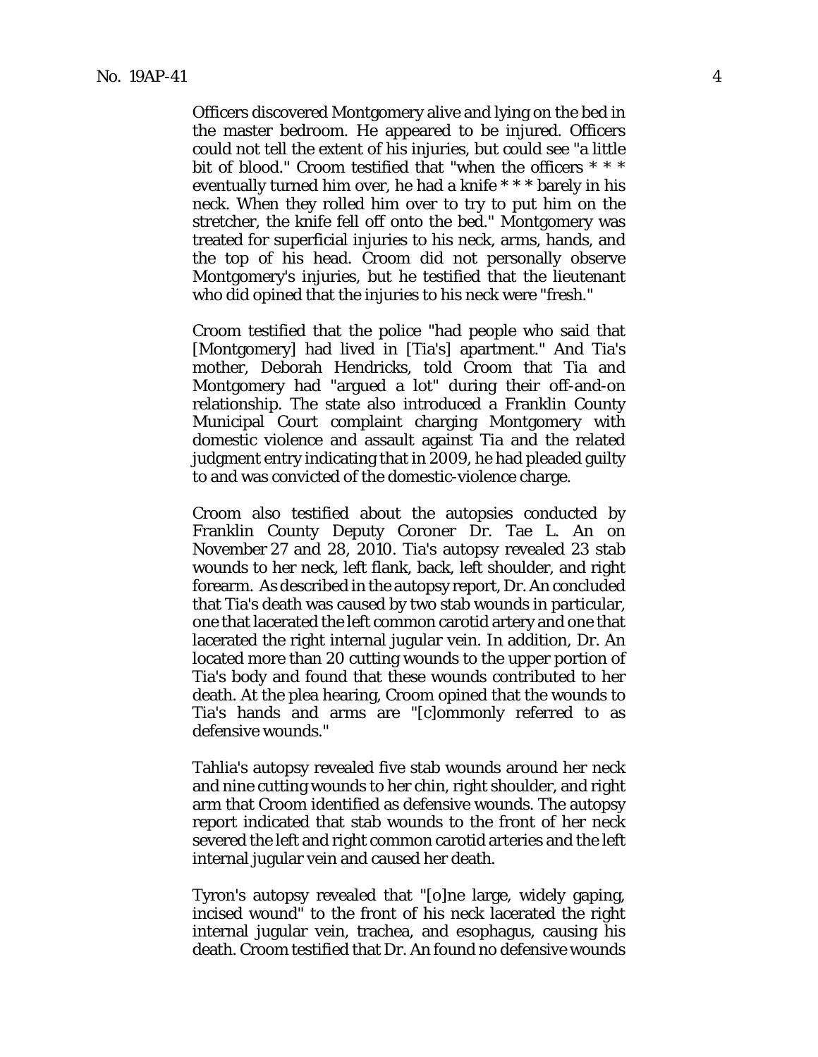Officers discovered Montgomery alive and lying on the bed in the master bedroom. He appeared to be injured. Officers could not tell the extent of his injuries, but could see "a little bit of blood." Croom testified that "when the officers * * * eventually turned him over, he had a knife * * * barely in his neck. When they rolled him over to try to put him on the stretcher, the knife fell off onto the bed." Montgomery was treated for superficial injuries to his neck, arms, hands, and the top of his head. Croom did not personally observe Montgomery's injuries, but he testified that the lieutenant who did opined that the injuries to his neck were "fresh."

Croom testified that the police "had people who said that [Montgomery] had lived in [Tia's] apartment." And Tia's mother, Deborah Hendricks, told Croom that Tia and Montgomery had "argued a lot" during their off-and-on relationship. The state also introduced a Franklin County Municipal Court complaint charging Montgomery with domestic violence and assault against Tia and the related judgment entry indicating that in 2009, he had pleaded guilty to and was convicted of the domestic-violence charge.

Croom also testified about the autopsies conducted by Franklin County Deputy Coroner Dr. Tae L. An on November 27 and 28, 2010. Tia's autopsy revealed 23 stab wounds to her neck, left flank, back, left shoulder, and right forearm. As described in the autopsy report, Dr. An concluded that Tia's death was caused by two stab wounds in particular, one that lacerated the left common carotid artery and one that lacerated the right internal jugular vein. In addition, Dr. An located more than 20 cutting wounds to the upper portion of Tia's body and found that these wounds contributed to her death. At the plea hearing, Croom opined that the wounds to Tia's hands and arms are "[c]ommonly referred to as defensive wounds."

Tahlia's autopsy revealed five stab wounds around her neck and nine cutting wounds to her chin, right shoulder, and right arm that Croom identified as defensive wounds. The autopsy report indicated that stab wounds to the front of her neck severed the left and right common carotid arteries and the left internal jugular vein and caused her death.

Tyron's autopsy revealed that "[o]ne large, widely gaping, incised wound" to the front of his neck lacerated the right internal jugular vein, trachea, and esophagus, causing his death. Croom testified that Dr. An found no defensive wounds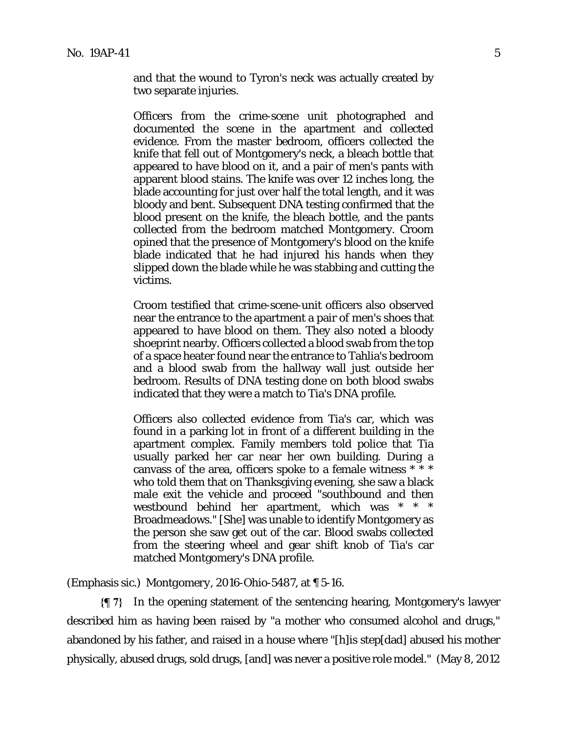> and that the wound to Tyron's neck was actually created by two separate injuries.
>
> Officers from the crime-scene unit photographed and documented the scene in the apartment and collected evidence. From the master bedroom, officers collected the knife that fell out of Montgomery's neck, a bleach bottle that appeared to have blood on it, and a pair of men's pants with apparent blood stains. The knife was over 12 inches long, the blade accounting for just over half the total length, and it was bloody and bent. Subsequent DNA testing confirmed that the blood present on the knife, the bleach bottle, and the pants collected from the bedroom matched Montgomery. Croom opined that the presence of Montgomery's blood on the knife blade indicated that he had injured his hands when they slipped down the blade while he was stabbing and cutting the victims.
>
> Croom testified that crime-scene-unit officers also observed near the entrance to the apartment a pair of men's shoes that appeared to have blood on them. They also noted a bloody shoeprint nearby. Officers collected a blood swab from the top of a space heater found near the entrance to Tahlia's bedroom and a blood swab from the hallway wall just outside her bedroom. Results of DNA testing done on both blood swabs indicated that they were a match to Tia's DNA profile.
>
> Officers also collected evidence from Tia's car, which was found in a parking lot in front of a different building in the apartment complex. Family members told police that Tia usually parked her car near her own building. During a canvass of the area, officers spoke to a female witness * * * who told them that on Thanksgiving evening, she saw a black male exit the vehicle and proceed "southbound and then westbound behind her apartment, which was * * * Broadmeadows." [She] was unable to identify Montgomery as the person she saw get out of the car. Blood swabs collected from the steering wheel and gear shift knob of Tia's car matched Montgomery's DNA profile.

(Emphasis sic.) *Montgomery*, 2016-Ohio-5487, at ¶ 5-16.

**{¶ 7}** In the opening statement of the sentencing hearing, Montgomery's lawyer described him as having been raised by "a mother who consumed alcohol and drugs," abandoned by his father, and raised in a house where "[h]is step[dad] abused his mother physically, abused drugs, sold drugs, [and] was never a positive role model." (May 8, 2012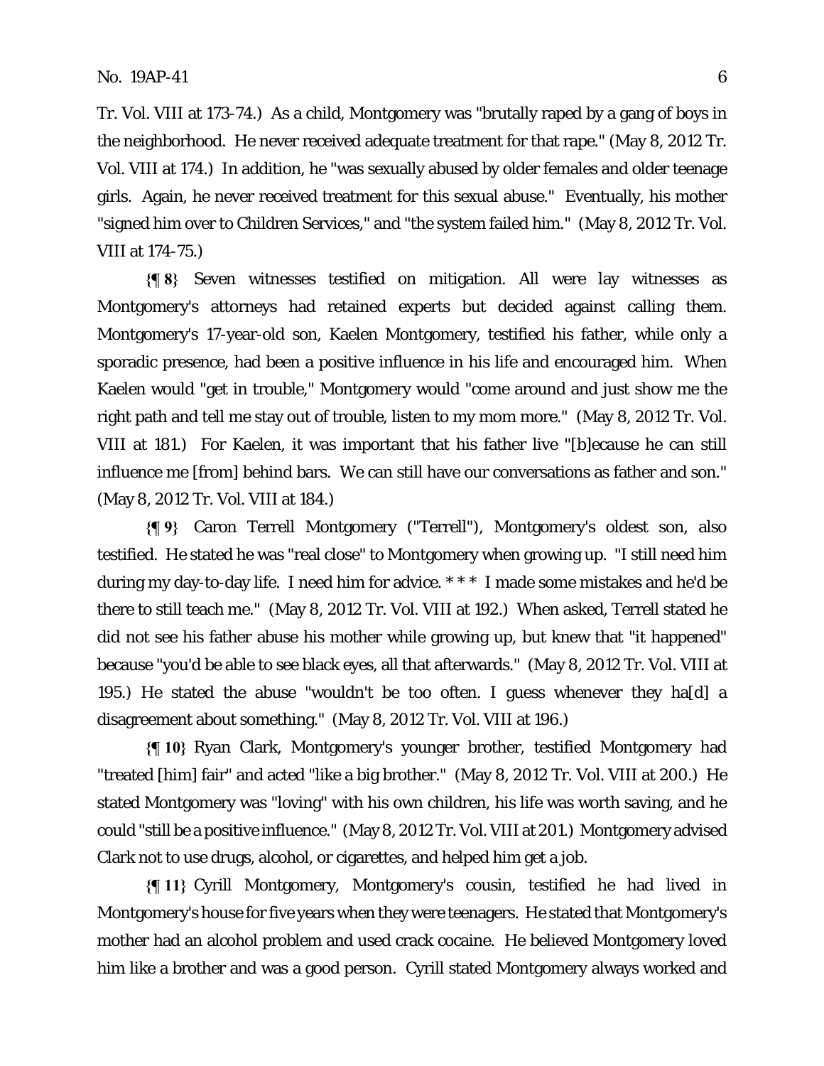Tr. Vol. VIII at 173-74.) As a child, Montgomery was "brutally raped by a gang of boys in the neighborhood. He never received adequate treatment for that rape." (May 8, 2012 Tr. Vol. VIII at 174.) In addition, he "was sexually abused by older females and older teenage girls. Again, he never received treatment for this sexual abuse." Eventually, his mother "signed him over to Children Services," and "the system failed him." (May 8, 2012 Tr. Vol. VIII at 174-75.)

**{¶ 8}** Seven witnesses testified on mitigation. All were lay witnesses as Montgomery's attorneys had retained experts but decided against calling them. Montgomery's 17-year-old son, Kaelen Montgomery, testified his father, while only a sporadic presence, had been a positive influence in his life and encouraged him. When Kaelen would "get in trouble," Montgomery would "come around and just show me the right path and tell me stay out of trouble, listen to my mom more." (May 8, 2012 Tr. Vol. VIII at 181.) For Kaelen, it was important that his father live "[b]ecause he can still influence me [from] behind bars. We can still have our conversations as father and son." (May 8, 2012 Tr. Vol. VIII at 184.)

**{¶ 9}** Caron Terrell Montgomery ("Terrell"), Montgomery's oldest son, also testified. He stated he was "real close" to Montgomery when growing up. "I still need him during my day-to-day life. I need him for advice. * * * I made some mistakes and he'd be there to still teach me." (May 8, 2012 Tr. Vol. VIII at 192.) When asked, Terrell stated he did not see his father abuse his mother while growing up, but knew that "it happened" because "you'd be able to see black eyes, all that afterwards." (May 8, 2012 Tr. Vol. VIII at 195.) He stated the abuse "wouldn't be too often. I guess whenever they ha[d] a disagreement about something." (May 8, 2012 Tr. Vol. VIII at 196.)

**{¶ 10}** Ryan Clark, Montgomery's younger brother, testified Montgomery had "treated [him] fair" and acted "like a big brother." (May 8, 2012 Tr. Vol. VIII at 200.) He stated Montgomery was "loving" with his own children, his life was worth saving, and he could "still be a positive influence." (May 8, 2012 Tr. Vol. VIII at 201.) Montgomery advised Clark not to use drugs, alcohol, or cigarettes, and helped him get a job.

**{¶ 11}** Cyrill Montgomery, Montgomery's cousin, testified he had lived in Montgomery's house for five years when they were teenagers. He stated that Montgomery's mother had an alcohol problem and used crack cocaine. He believed Montgomery loved him like a brother and was a good person. Cyrill stated Montgomery always worked and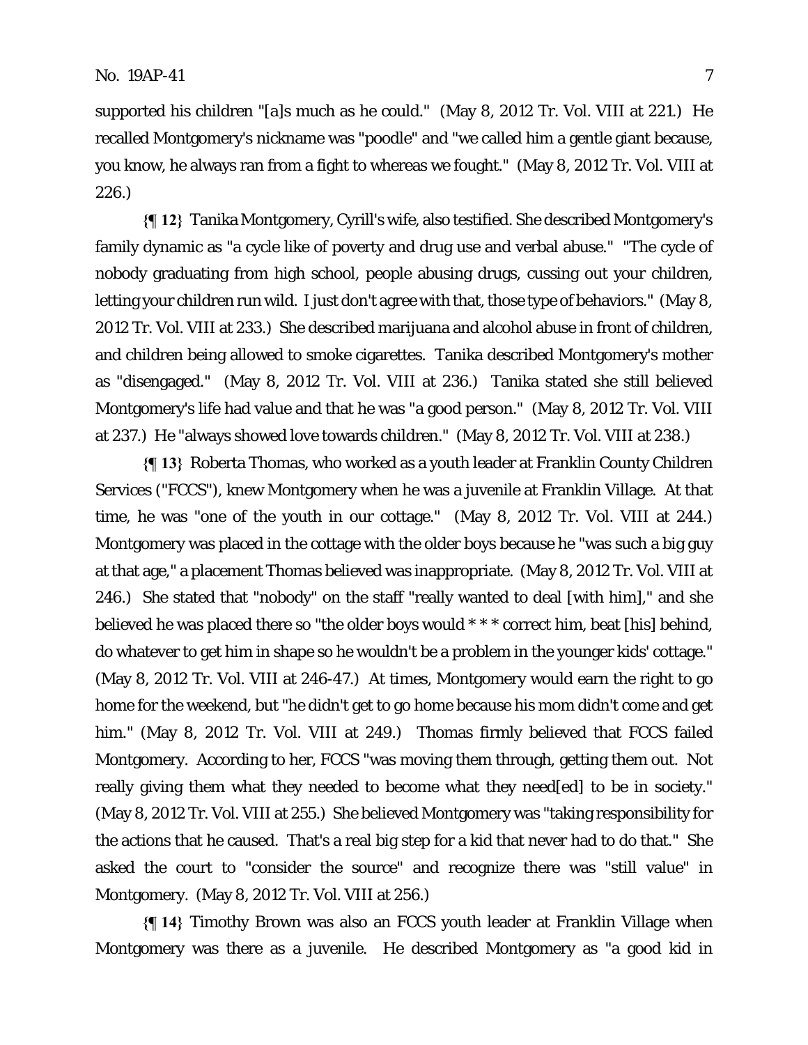supported his children "[a]s much as he could." (May 8, 2012 Tr. Vol. VIII at 221.) He recalled Montgomery's nickname was "poodle" and "we called him a gentle giant because, you know, he always ran from a fight to whereas we fought." (May 8, 2012 Tr. Vol. VIII at 226.)

**{¶ 12}** Tanika Montgomery, Cyrill's wife, also testified. She described Montgomery's family dynamic as "a cycle like of poverty and drug use and verbal abuse." "The cycle of nobody graduating from high school, people abusing drugs, cussing out your children, letting your children run wild. I just don't agree with that, those type of behaviors." (May 8, 2012 Tr. Vol. VIII at 233.) She described marijuana and alcohol abuse in front of children, and children being allowed to smoke cigarettes. Tanika described Montgomery's mother as "disengaged." (May 8, 2012 Tr. Vol. VIII at 236.) Tanika stated she still believed Montgomery's life had value and that he was "a good person." (May 8, 2012 Tr. Vol. VIII at 237.) He "always showed love towards children." (May 8, 2012 Tr. Vol. VIII at 238.)

**{¶ 13}** Roberta Thomas, who worked as a youth leader at Franklin County Children Services ("FCCS"), knew Montgomery when he was a juvenile at Franklin Village. At that time, he was "one of the youth in our cottage." (May 8, 2012 Tr. Vol. VIII at 244.) Montgomery was placed in the cottage with the older boys because he "was such a big guy at that age," a placement Thomas believed was inappropriate. (May 8, 2012 Tr. Vol. VIII at 246.) She stated that "nobody" on the staff "really wanted to deal [with him]," and she believed he was placed there so "the older boys would * * * correct him, beat [his] behind, do whatever to get him in shape so he wouldn't be a problem in the younger kids' cottage." (May 8, 2012 Tr. Vol. VIII at 246-47.) At times, Montgomery would earn the right to go home for the weekend, but "he didn't get to go home because his mom didn't come and get him." (May 8, 2012 Tr. Vol. VIII at 249.) Thomas firmly believed that FCCS failed Montgomery. According to her, FCCS "was moving them through, getting them out. Not really giving them what they needed to become what they need[ed] to be in society." (May 8, 2012 Tr. Vol. VIII at 255.) She believed Montgomery was "taking responsibility for the actions that he caused. That's a real big step for a kid that never had to do that." She asked the court to "consider the source" and recognize there was "still value" in Montgomery. (May 8, 2012 Tr. Vol. VIII at 256.)

**{¶ 14}** Timothy Brown was also an FCCS youth leader at Franklin Village when Montgomery was there as a juvenile. He described Montgomery as "a good kid in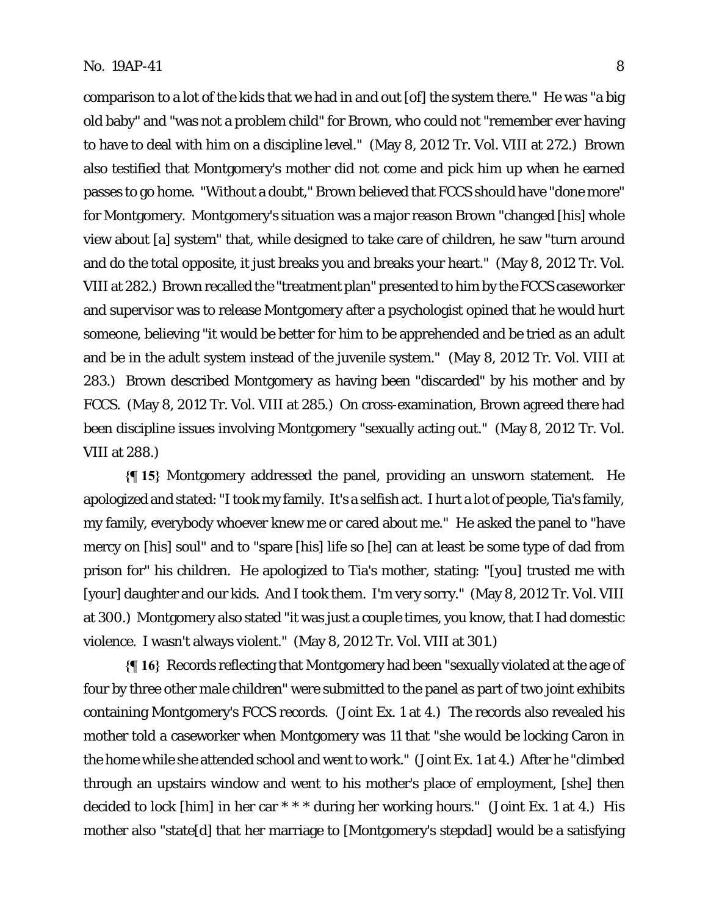comparison to a lot of the kids that we had in and out [of] the system there." He was "a big old baby" and "was not a problem child" for Brown, who could not "remember ever having to have to deal with him on a discipline level." (May 8, 2012 Tr. Vol. VIII at 272.) Brown also testified that Montgomery's mother did not come and pick him up when he earned passes to go home. "Without a doubt," Brown believed that FCCS should have "done more" for Montgomery. Montgomery's situation was a major reason Brown "changed [his] whole view about [a] system" that, while designed to take care of children, he saw "turn around and do the total opposite, it just breaks you and breaks your heart." (May 8, 2012 Tr. Vol. VIII at 282.) Brown recalled the "treatment plan" presented to him by the FCCS caseworker and supervisor was to release Montgomery after a psychologist opined that he would hurt someone, believing "it would be better for him to be apprehended and be tried as an adult and be in the adult system instead of the juvenile system." (May 8, 2012 Tr. Vol. VIII at 283.) Brown described Montgomery as having been "discarded" by his mother and by FCCS. (May 8, 2012 Tr. Vol. VIII at 285.) On cross-examination, Brown agreed there had been discipline issues involving Montgomery "sexually acting out." (May 8, 2012 Tr. Vol. VIII at 288.)

**{¶ 15}** Montgomery addressed the panel, providing an unsworn statement. He apologized and stated: "I took my family. It's a selfish act. I hurt a lot of people, Tia's family, my family, everybody whoever knew me or cared about me." He asked the panel to "have mercy on [his] soul" and to "spare [his] life so [he] can at least be some type of dad from prison for" his children. He apologized to Tia's mother, stating: "[you] trusted me with [your] daughter and our kids. And I took them. I'm very sorry." (May 8, 2012 Tr. Vol. VIII at 300.) Montgomery also stated "it was just a couple times, you know, that I had domestic violence. I wasn't always violent." (May 8, 2012 Tr. Vol. VIII at 301.)

**{¶ 16}** Records reflecting that Montgomery had been "sexually violated at the age of four by three other male children" were submitted to the panel as part of two joint exhibits containing Montgomery's FCCS records. (Joint Ex. 1 at 4.) The records also revealed his mother told a caseworker when Montgomery was 11 that "she would be locking Caron in the home while she attended school and went to work." (Joint Ex. 1 at 4.) After he "climbed through an upstairs window and went to his mother's place of employment, [she] then decided to lock [him] in her car * * * during her working hours." (Joint Ex. 1 at 4.) His mother also "state[d] that her marriage to [Montgomery's stepdad] would be a satisfying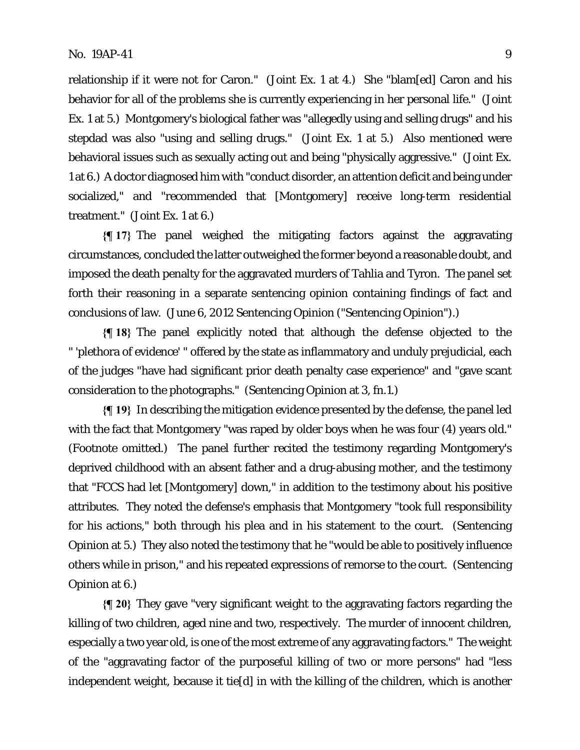relationship if it were not for Caron." (Joint Ex. 1 at 4.) She "blam[ed] Caron and his behavior for all of the problems she is currently experiencing in her personal life." (Joint Ex. 1 at 5.) Montgomery's biological father was "allegedly using and selling drugs" and his stepdad was also "using and selling drugs." (Joint Ex. 1 at 5.) Also mentioned were behavioral issues such as sexually acting out and being "physically aggressive." (Joint Ex. 1 at 6.) A doctor diagnosed him with "conduct disorder, an attention deficit and being under socialized," and "recommended that [Montgomery] receive long-term residential treatment." (Joint Ex. 1 at 6.)

**{¶ 17}** The panel weighed the mitigating factors against the aggravating circumstances, concluded the latter outweighed the former beyond a reasonable doubt, and imposed the death penalty for the aggravated murders of Tahlia and Tyron. The panel set forth their reasoning in a separate sentencing opinion containing findings of fact and conclusions of law. (June 6, 2012 Sentencing Opinion ("Sentencing Opinion").)

**{¶ 18}** The panel explicitly noted that although the defense objected to the " 'plethora of evidence' " offered by the state as inflammatory and unduly prejudicial, each of the judges "have had significant prior death penalty case experience" and "gave scant consideration to the photographs." (Sentencing Opinion at 3, fn.1.)

**{¶ 19}** In describing the mitigation evidence presented by the defense, the panel led with the fact that Montgomery "was raped by older boys when he was four (4) years old." (Footnote omitted.) The panel further recited the testimony regarding Montgomery's deprived childhood with an absent father and a drug-abusing mother, and the testimony that "FCCS had let [Montgomery] down," in addition to the testimony about his positive attributes. They noted the defense's emphasis that Montgomery "took full responsibility for his actions," both through his plea and in his statement to the court. (Sentencing Opinion at 5.) They also noted the testimony that he "would be able to positively influence others while in prison," and his repeated expressions of remorse to the court. (Sentencing Opinion at 6.)

**{¶ 20}** They gave "very significant weight to the aggravating factors regarding the killing of two children, aged nine and two, respectively. The murder of innocent children, especially a two year old, is one of the most extreme of any aggravating factors." The weight of the "aggravating factor of the purposeful killing of two or more persons" had "less independent weight, because it tie[d] in with the killing of the children, which is another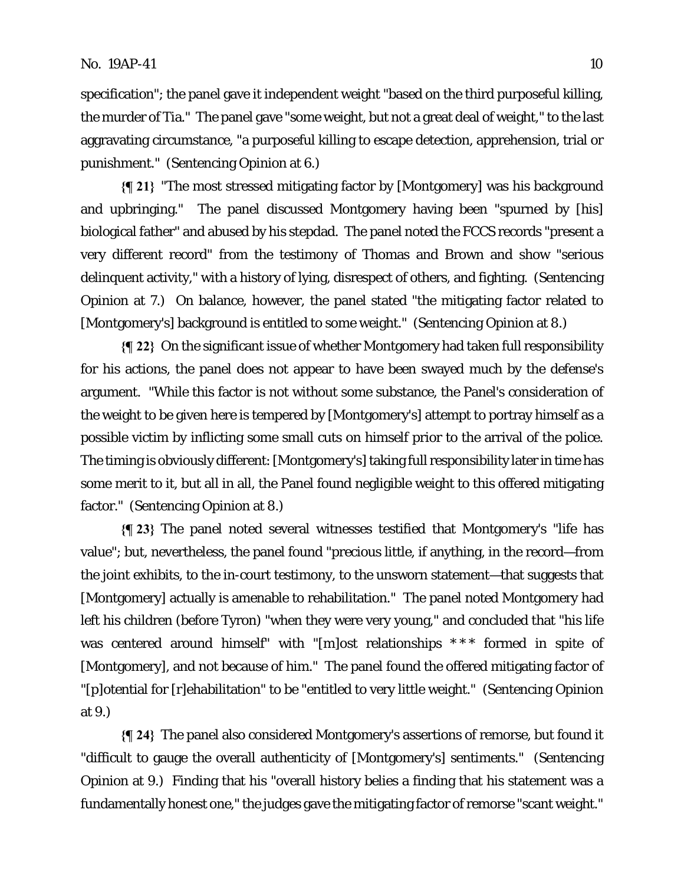specification"; the panel gave it independent weight "based on the third purposeful killing, the murder of Tia." The panel gave "some weight, but not a great deal of weight," to the last aggravating circumstance, "a purposeful killing to escape detection, apprehension, trial or punishment." (Sentencing Opinion at 6.)

**{¶ 21}** "The most stressed mitigating factor by [Montgomery] was his background and upbringing." The panel discussed Montgomery having been "spurned by [his] biological father" and abused by his stepdad. The panel noted the FCCS records "present a very different record" from the testimony of Thomas and Brown and show "serious delinquent activity," with a history of lying, disrespect of others, and fighting. (Sentencing Opinion at 7.) On balance, however, the panel stated "the mitigating factor related to [Montgomery's] background is entitled to some weight." (Sentencing Opinion at 8.)

**{¶ 22}** On the significant issue of whether Montgomery had taken full responsibility for his actions, the panel does not appear to have been swayed much by the defense's argument. "While this factor is not without some substance, the Panel's consideration of the weight to be given here is tempered by [Montgomery's] attempt to portray himself as a possible victim by inflicting some small cuts on himself prior to the arrival of the police. The timing is obviously different: [Montgomery's] taking full responsibility later in time has some merit to it, but all in all, the Panel found negligible weight to this offered mitigating factor." (Sentencing Opinion at 8.)

**{¶ 23}** The panel noted several witnesses testified that Montgomery's "life has value"; but, nevertheless, the panel found "precious little, if anything, in the record—from the joint exhibits, to the in-court testimony, to the unsworn statement—that suggests that [Montgomery] actually is amenable to rehabilitation." The panel noted Montgomery had left his children (before Tyron) "when they were very young," and concluded that "his life was centered around himself" with "[m]ost relationships \*\*\* formed in spite of [Montgomery], and not because of him." The panel found the offered mitigating factor of "[p]otential for [r]ehabilitation" to be "entitled to very little weight." (Sentencing Opinion at 9.)

**{¶ 24}** The panel also considered Montgomery's assertions of remorse, but found it "difficult to gauge the overall authenticity of [Montgomery's] sentiments." (Sentencing Opinion at 9.) Finding that his "overall history belies a finding that his statement was a fundamentally honest one," the judges gave the mitigating factor of remorse "scant weight."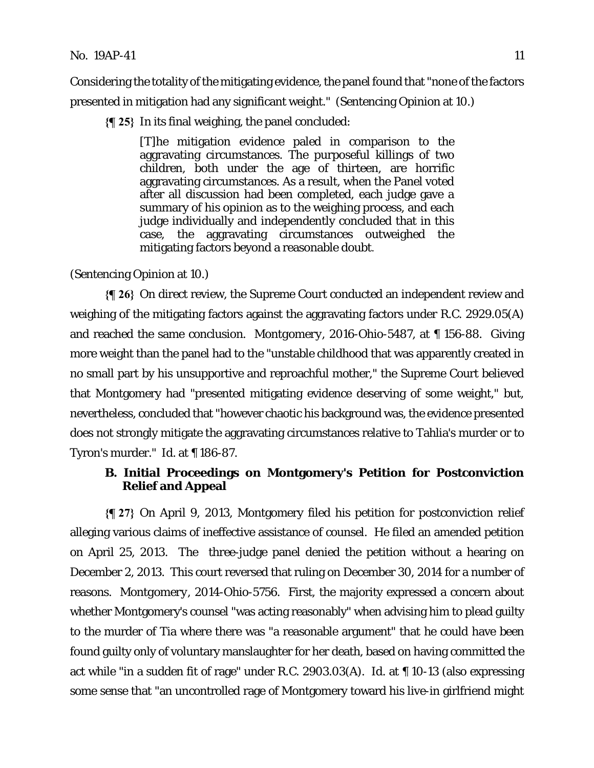Considering the totality of the mitigating evidence, the panel found that "none of the factors presented in mitigation had any significant weight." (Sentencing Opinion at 10.)

**{¶ 25}** In its final weighing, the panel concluded:

> [T]he mitigation evidence paled in comparison to the aggravating circumstances. The purposeful killings of two children, both under the age of thirteen, are horrific aggravating circumstances. As a result, when the Panel voted after all discussion had been completed, each judge gave a summary of his opinion as to the weighing process, and each judge individually and independently concluded that in this case, the aggravating circumstances outweighed the mitigating factors beyond a reasonable doubt.

(Sentencing Opinion at 10.)

**{¶ 26}** On direct review, the Supreme Court conducted an independent review and weighing of the mitigating factors against the aggravating factors under R.C. 2929.05(A) and reached the same conclusion. *Montgomery*, 2016-Ohio-5487, at ¶ 156-88. Giving more weight than the panel had to the "unstable childhood that was apparently created in no small part by his unsupportive and reproachful mother," the Supreme Court believed that Montgomery had "presented mitigating evidence deserving of some weight," but, nevertheless, concluded that "however chaotic his background was, the evidence presented does not strongly mitigate the aggravating circumstances relative to Tahlia's murder or to Tyron's murder." *Id.* at ¶ 186-87.

### B. Initial Proceedings on Montgomery's Petition for Postconviction Relief and Appeal

**{¶ 27}** On April 9, 2013, Montgomery filed his petition for postconviction relief alleging various claims of ineffective assistance of counsel. He filed an amended petition on April 25, 2013. The three-judge panel denied the petition without a hearing on December 2, 2013. This court reversed that ruling on December 30, 2014 for a number of reasons. *Montgomery*, 2014-Ohio-5756. First, the majority expressed a concern about whether Montgomery's counsel "was acting reasonably" when advising him to plead guilty to the murder of Tia where there was "a reasonable argument" that he could have been found guilty only of voluntary manslaughter for her death, based on having committed the act while "in a sudden fit of rage" under R.C. 2903.03(A). *Id.* at ¶ 10-13 (also expressing some sense that "an uncontrolled rage of Montgomery toward his live-in girlfriend might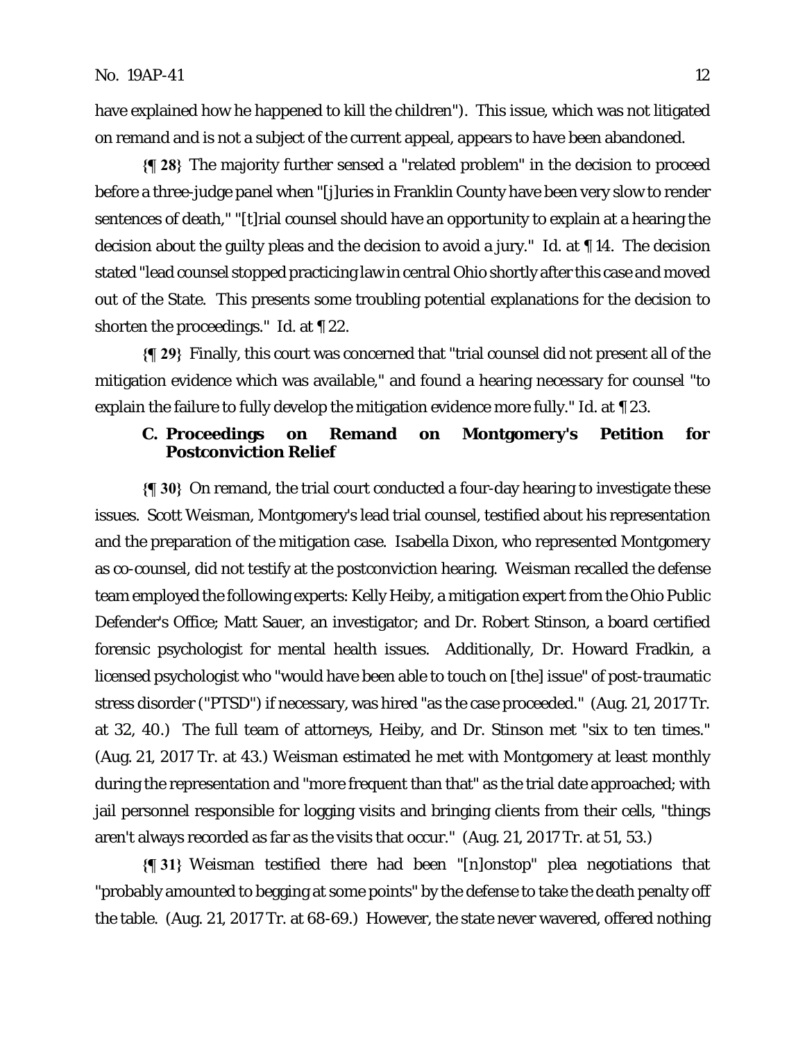have explained how he happened to kill the children"). This issue, which was not litigated on remand and is not a subject of the current appeal, appears to have been abandoned.

**{¶ 28}** The majority further sensed a "related problem" in the decision to proceed before a three-judge panel when "[j]uries in Franklin County have been very slow to render sentences of death," "[t]rial counsel should have an opportunity to explain at a hearing the decision about the guilty pleas and the decision to avoid a jury." Id. at ¶ 14. The decision stated "lead counsel stopped practicing law in central Ohio shortly after this case and moved out of the State. This presents some troubling potential explanations for the decision to shorten the proceedings." Id. at ¶ 22.

**{¶ 29}** Finally, this court was concerned that "trial counsel did not present all of the mitigation evidence which was available," and found a hearing necessary for counsel "to explain the failure to fully develop the mitigation evidence more fully." Id. at ¶ 23.

### C. Proceedings on Remand on Montgomery's Petition for Postconviction Relief

**{¶ 30}** On remand, the trial court conducted a four-day hearing to investigate these issues. Scott Weisman, Montgomery's lead trial counsel, testified about his representation and the preparation of the mitigation case. Isabella Dixon, who represented Montgomery as co-counsel, did not testify at the postconviction hearing. Weisman recalled the defense team employed the following experts: Kelly Heiby, a mitigation expert from the Ohio Public Defender's Office; Matt Sauer, an investigator; and Dr. Robert Stinson, a board certified forensic psychologist for mental health issues. Additionally, Dr. Howard Fradkin, a licensed psychologist who "would have been able to touch on [the] issue" of post-traumatic stress disorder ("PTSD") if necessary, was hired "as the case proceeded." (Aug. 21, 2017 Tr. at 32, 40.) The full team of attorneys, Heiby, and Dr. Stinson met "six to ten times." (Aug. 21, 2017 Tr. at 43.) Weisman estimated he met with Montgomery at least monthly during the representation and "more frequent than that" as the trial date approached; with jail personnel responsible for logging visits and bringing clients from their cells, "things aren't always recorded as far as the visits that occur." (Aug. 21, 2017 Tr. at 51, 53.)

**{¶ 31}** Weisman testified there had been "[n]onstop" plea negotiations that "probably amounted to begging at some points" by the defense to take the death penalty off the table. (Aug. 21, 2017 Tr. at 68-69.) However, the state never wavered, offered nothing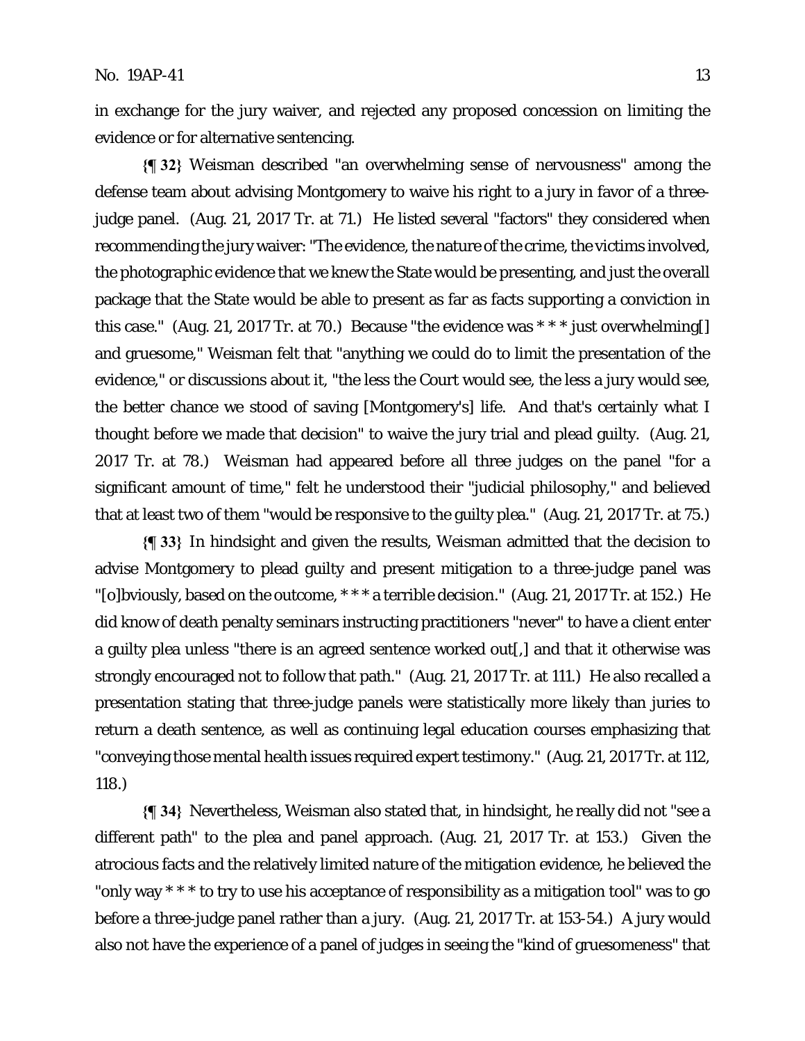in exchange for the jury waiver, and rejected any proposed concession on limiting the evidence or for alternative sentencing.

**{¶ 32}** Weisman described "an overwhelming sense of nervousness" among the defense team about advising Montgomery to waive his right to a jury in favor of a three-judge panel. (Aug. 21, 2017 Tr. at 71.) He listed several "factors" they considered when recommending the jury waiver: "The evidence, the nature of the crime, the victims involved, the photographic evidence that we knew the State would be presenting, and just the overall package that the State would be able to present as far as facts supporting a conviction in this case." (Aug. 21, 2017 Tr. at 70.) Because "the evidence was * * * just overwhelming[] and gruesome," Weisman felt that "anything we could do to limit the presentation of the evidence," or discussions about it, "the less the Court would see, the less a jury would see, the better chance we stood of saving [Montgomery's] life. And that's certainly what I thought before we made that decision" to waive the jury trial and plead guilty. (Aug. 21, 2017 Tr. at 78.) Weisman had appeared before all three judges on the panel "for a significant amount of time," felt he understood their "judicial philosophy," and believed that at least two of them "would be responsive to the guilty plea." (Aug. 21, 2017 Tr. at 75.)

**{¶ 33}** In hindsight and given the results, Weisman admitted that the decision to advise Montgomery to plead guilty and present mitigation to a three-judge panel was "[o]bviously, based on the outcome, * * * a terrible decision." (Aug. 21, 2017 Tr. at 152.) He did know of death penalty seminars instructing practitioners "never" to have a client enter a guilty plea unless "there is an agreed sentence worked out[,] and that it otherwise was strongly encouraged not to follow that path." (Aug. 21, 2017 Tr. at 111.) He also recalled a presentation stating that three-judge panels were statistically more likely than juries to return a death sentence, as well as continuing legal education courses emphasizing that "conveying those mental health issues required expert testimony." (Aug. 21, 2017 Tr. at 112, 118.)

**{¶ 34}** Nevertheless, Weisman also stated that, in hindsight, he really did not "see a different path" to the plea and panel approach. (Aug. 21, 2017 Tr. at 153.) Given the atrocious facts and the relatively limited nature of the mitigation evidence, he believed the "only way * * * to try to use his acceptance of responsibility as a mitigation tool" was to go before a three-judge panel rather than a jury. (Aug. 21, 2017 Tr. at 153-54.) A jury would also not have the experience of a panel of judges in seeing the "kind of gruesomeness" that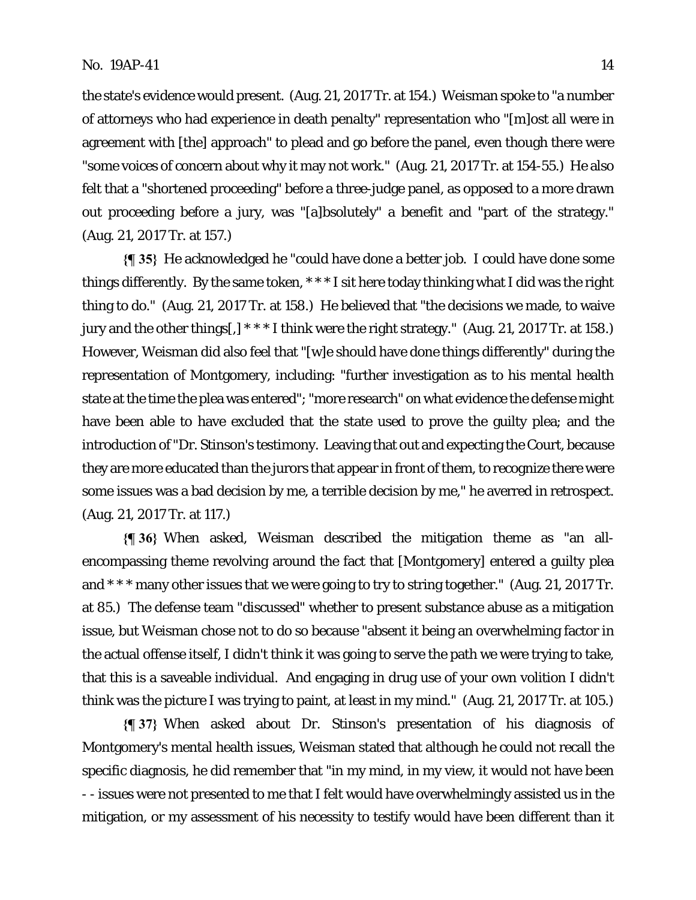the state's evidence would present. (Aug. 21, 2017 Tr. at 154.) Weisman spoke to "a number of attorneys who had experience in death penalty" representation who "[m]ost all were in agreement with [the] approach" to plead and go before the panel, even though there were "some voices of concern about why it may not work." (Aug. 21, 2017 Tr. at 154-55.) He also felt that a "shortened proceeding" before a three-judge panel, as opposed to a more drawn out proceeding before a jury, was "[a]bsolutely" a benefit and "part of the strategy." (Aug. 21, 2017 Tr. at 157.)

**{¶ 35}** He acknowledged he "could have done a better job. I could have done some things differently. By the same token, * * * I sit here today thinking what I did was the right thing to do." (Aug. 21, 2017 Tr. at 158.) He believed that "the decisions we made, to waive jury and the other things[,] * * * I think were the right strategy." (Aug. 21, 2017 Tr. at 158.) However, Weisman did also feel that "[w]e should have done things differently" during the representation of Montgomery, including: "further investigation as to his mental health state at the time the plea was entered"; "more research" on what evidence the defense might have been able to have excluded that the state used to prove the guilty plea; and the introduction of "Dr. Stinson's testimony. Leaving that out and expecting the Court, because they are more educated than the jurors that appear in front of them, to recognize there were some issues was a bad decision by me, a terrible decision by me," he averred in retrospect. (Aug. 21, 2017 Tr. at 117.)

**{¶ 36}** When asked, Weisman described the mitigation theme as "an all-encompassing theme revolving around the fact that [Montgomery] entered a guilty plea and * * * many other issues that we were going to try to string together." (Aug. 21, 2017 Tr. at 85.) The defense team "discussed" whether to present substance abuse as a mitigation issue, but Weisman chose not to do so because "absent it being an overwhelming factor in the actual offense itself, I didn't think it was going to serve the path we were trying to take, that this is a saveable individual. And engaging in drug use of your own volition I didn't think was the picture I was trying to paint, at least in my mind." (Aug. 21, 2017 Tr. at 105.)

**{¶ 37}** When asked about Dr. Stinson's presentation of his diagnosis of Montgomery's mental health issues, Weisman stated that although he could not recall the specific diagnosis, he did remember that "in my mind, in my view, it would not have been - - issues were not presented to me that I felt would have overwhelmingly assisted us in the mitigation, or my assessment of his necessity to testify would have been different than it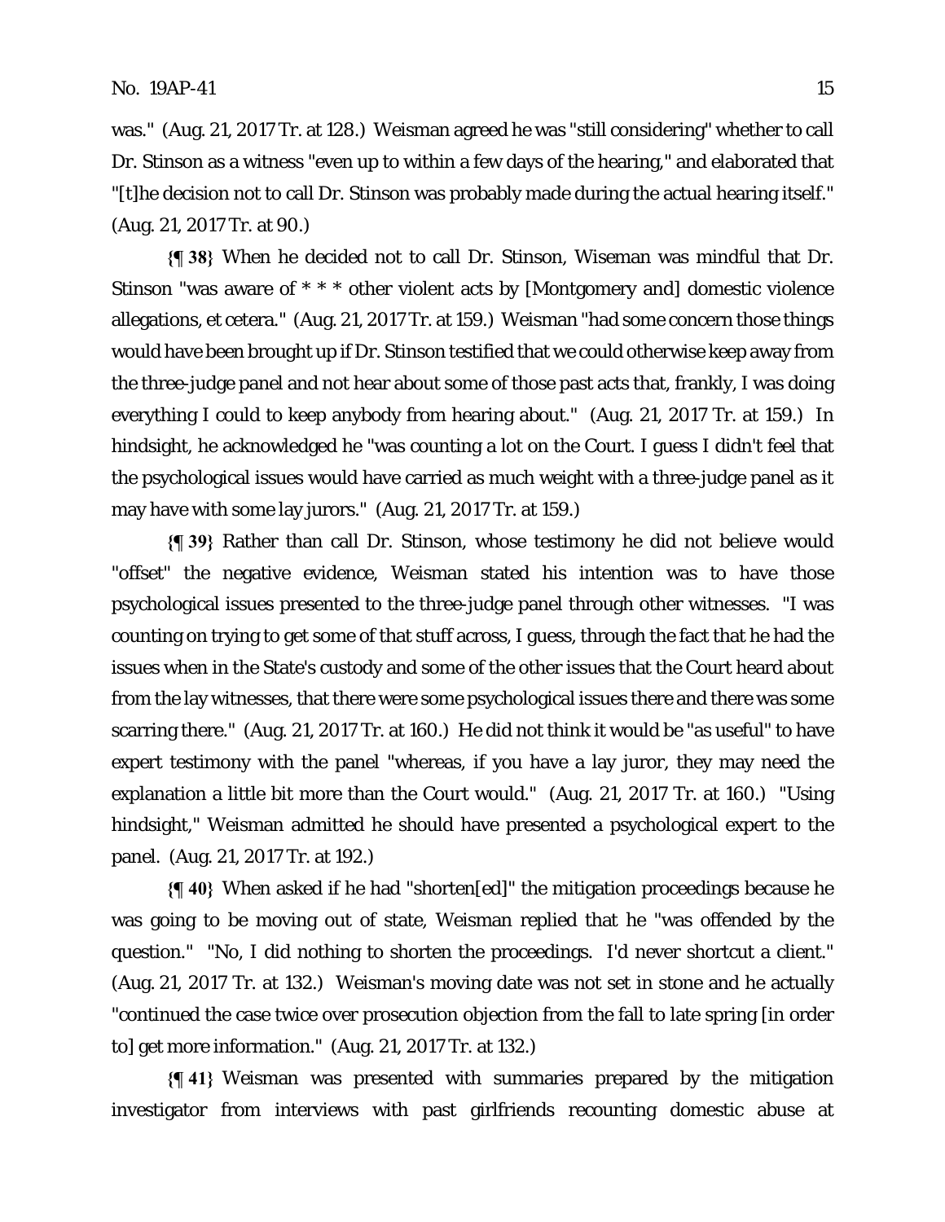was." (Aug. 21, 2017 Tr. at 128.) Weisman agreed he was "still considering" whether to call Dr. Stinson as a witness "even up to within a few days of the hearing," and elaborated that "[t]he decision not to call Dr. Stinson was probably made during the actual hearing itself." (Aug. 21, 2017 Tr. at 90.)

**{¶ 38}** When he decided not to call Dr. Stinson, Wiseman was mindful that Dr. Stinson "was aware of * * * other violent acts by [Montgomery and] domestic violence allegations, et cetera." (Aug. 21, 2017 Tr. at 159.) Weisman "had some concern those things would have been brought up if Dr. Stinson testified that we could otherwise keep away from the three-judge panel and not hear about some of those past acts that, frankly, I was doing everything I could to keep anybody from hearing about." (Aug. 21, 2017 Tr. at 159.) In hindsight, he acknowledged he "was counting a lot on the Court. I guess I didn't feel that the psychological issues would have carried as much weight with a three-judge panel as it may have with some lay jurors." (Aug. 21, 2017 Tr. at 159.)

**{¶ 39}** Rather than call Dr. Stinson, whose testimony he did not believe would "offset" the negative evidence, Weisman stated his intention was to have those psychological issues presented to the three-judge panel through other witnesses. "I was counting on trying to get some of that stuff across, I guess, through the fact that he had the issues when in the State's custody and some of the other issues that the Court heard about from the lay witnesses, that there were some psychological issues there and there was some scarring there." (Aug. 21, 2017 Tr. at 160.) He did not think it would be "as useful" to have expert testimony with the panel "whereas, if you have a lay juror, they may need the explanation a little bit more than the Court would." (Aug. 21, 2017 Tr. at 160.) "Using hindsight," Weisman admitted he should have presented a psychological expert to the panel. (Aug. 21, 2017 Tr. at 192.)

**{¶ 40}** When asked if he had "shorten[ed]" the mitigation proceedings because he was going to be moving out of state, Weisman replied that he "was offended by the question." "No, I did nothing to shorten the proceedings. I'd never shortcut a client." (Aug. 21, 2017 Tr. at 132.) Weisman's moving date was not set in stone and he actually "continued the case twice over prosecution objection from the fall to late spring [in order to] get more information." (Aug. 21, 2017 Tr. at 132.)

**{¶ 41}** Weisman was presented with summaries prepared by the mitigation investigator from interviews with past girlfriends recounting domestic abuse at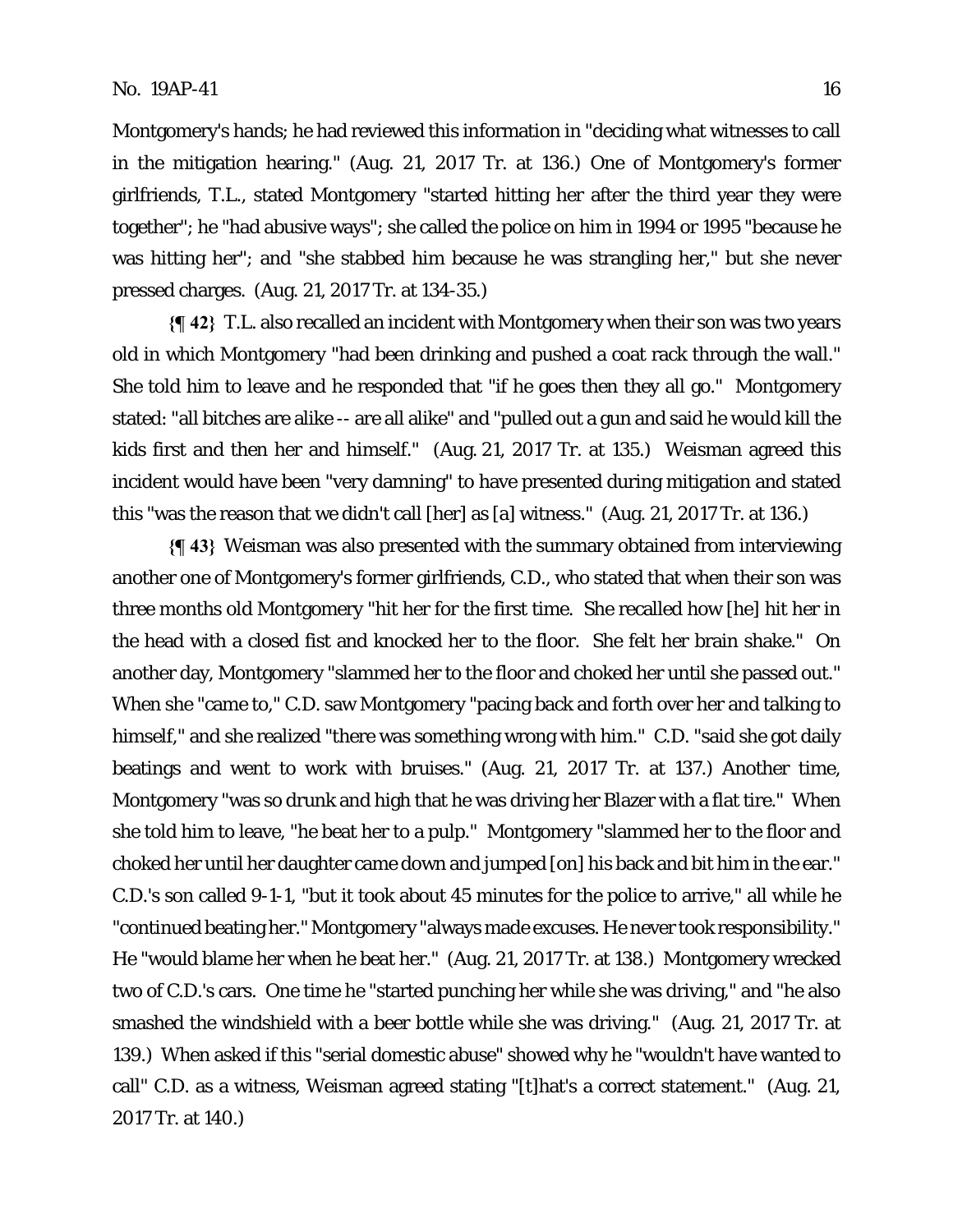Montgomery's hands; he had reviewed this information in "deciding what witnesses to call in the mitigation hearing." (Aug. 21, 2017 Tr. at 136.) One of Montgomery's former girlfriends, T.L., stated Montgomery "started hitting her after the third year they were together"; he "had abusive ways"; she called the police on him in 1994 or 1995 "because he was hitting her"; and "she stabbed him because he was strangling her," but she never pressed charges. (Aug. 21, 2017 Tr. at 134-35.)

**{¶ 42}** T.L. also recalled an incident with Montgomery when their son was two years old in which Montgomery "had been drinking and pushed a coat rack through the wall." She told him to leave and he responded that "if he goes then they all go." Montgomery stated: "all bitches are alike -- are all alike" and "pulled out a gun and said he would kill the kids first and then her and himself." (Aug. 21, 2017 Tr. at 135.) Weisman agreed this incident would have been "very damning" to have presented during mitigation and stated this "was the reason that we didn't call [her] as [a] witness." (Aug. 21, 2017 Tr. at 136.)

**{¶ 43}** Weisman was also presented with the summary obtained from interviewing another one of Montgomery's former girlfriends, C.D., who stated that when their son was three months old Montgomery "hit her for the first time. She recalled how [he] hit her in the head with a closed fist and knocked her to the floor. She felt her brain shake." On another day, Montgomery "slammed her to the floor and choked her until she passed out." When she "came to," C.D. saw Montgomery "pacing back and forth over her and talking to himself," and she realized "there was something wrong with him." C.D. "said she got daily beatings and went to work with bruises." (Aug. 21, 2017 Tr. at 137.) Another time, Montgomery "was so drunk and high that he was driving her Blazer with a flat tire." When she told him to leave, "he beat her to a pulp." Montgomery "slammed her to the floor and choked her until her daughter came down and jumped [on] his back and bit him in the ear." C.D.'s son called 9-1-1, "but it took about 45 minutes for the police to arrive," all while he "continued beating her." Montgomery "always made excuses. He never took responsibility." He "would blame her when he beat her." (Aug. 21, 2017 Tr. at 138.) Montgomery wrecked two of C.D.'s cars. One time he "started punching her while she was driving," and "he also smashed the windshield with a beer bottle while she was driving." (Aug. 21, 2017 Tr. at 139.) When asked if this "serial domestic abuse" showed why he "wouldn't have wanted to call" C.D. as a witness, Weisman agreed stating "[t]hat's a correct statement." (Aug. 21, 2017 Tr. at 140.)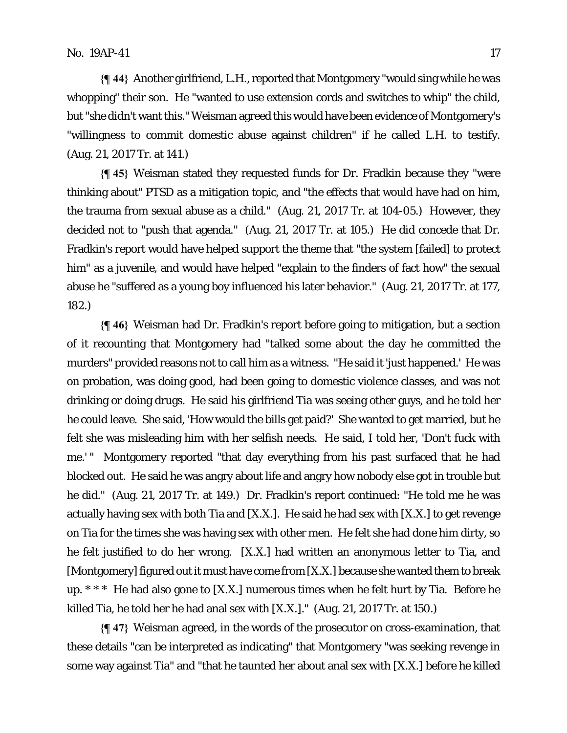**{¶ 44}** Another girlfriend, L.H., reported that Montgomery "would sing while he was whopping" their son. He "wanted to use extension cords and switches to whip" the child, but "she didn't want this." Weisman agreed this would have been evidence of Montgomery's "willingness to commit domestic abuse against children" if he called L.H. to testify. (Aug. 21, 2017 Tr. at 141.)

**{¶ 45}** Weisman stated they requested funds for Dr. Fradkin because they "were thinking about" PTSD as a mitigation topic, and "the effects that would have had on him, the trauma from sexual abuse as a child." (Aug. 21, 2017 Tr. at 104-05.) However, they decided not to "push that agenda." (Aug. 21, 2017 Tr. at 105.) He did concede that Dr. Fradkin's report would have helped support the theme that "the system [failed] to protect him" as a juvenile, and would have helped "explain to the finders of fact how" the sexual abuse he "suffered as a young boy influenced his later behavior." (Aug. 21, 2017 Tr. at 177, 182.)

**{¶ 46}** Weisman had Dr. Fradkin's report before going to mitigation, but a section of it recounting that Montgomery had "talked some about the day he committed the murders" provided reasons not to call him as a witness. "He said it 'just happened.' He was on probation, was doing good, had been going to domestic violence classes, and was not drinking or doing drugs. He said his girlfriend Tia was seeing other guys, and he told her he could leave. She said, 'How would the bills get paid?' She wanted to get married, but he felt she was misleading him with her selfish needs. He said, I told her, 'Don't fuck with me.' " Montgomery reported "that day everything from his past surfaced that he had blocked out. He said he was angry about life and angry how nobody else got in trouble but he did." (Aug. 21, 2017 Tr. at 149.) Dr. Fradkin's report continued: "He told me he was actually having sex with both Tia and [X.X.]. He said he had sex with [X.X.] to get revenge on Tia for the times she was having sex with other men. He felt she had done him dirty, so he felt justified to do her wrong. [X.X.] had written an anonymous letter to Tia, and [Montgomery] figured out it must have come from [X.X.] because she wanted them to break up. * * * He had also gone to [X.X.] numerous times when he felt hurt by Tia. Before he killed Tia, he told her he had anal sex with [X.X.]." (Aug. 21, 2017 Tr. at 150.)

**{¶ 47}** Weisman agreed, in the words of the prosecutor on cross-examination, that these details "can be interpreted as indicating" that Montgomery "was seeking revenge in some way against Tia" and "that he taunted her about anal sex with [X.X.] before he killed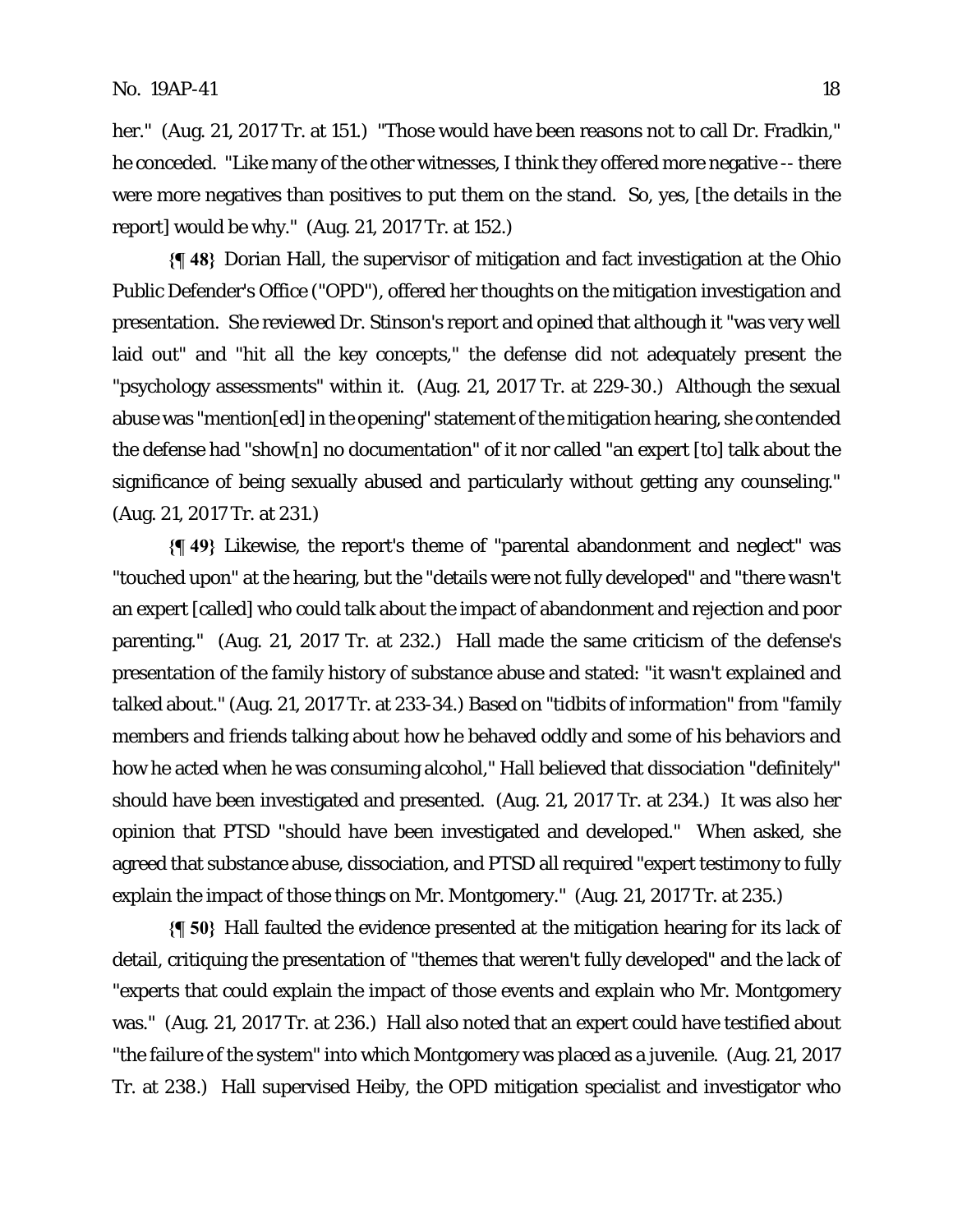her." (Aug. 21, 2017 Tr. at 151.) "Those would have been reasons not to call Dr. Fradkin," he conceded. "Like many of the other witnesses, I think they offered more negative -- there were more negatives than positives to put them on the stand. So, yes, [the details in the report] would be why." (Aug. 21, 2017 Tr. at 152.)

**{¶ 48}** Dorian Hall, the supervisor of mitigation and fact investigation at the Ohio Public Defender's Office ("OPD"), offered her thoughts on the mitigation investigation and presentation. She reviewed Dr. Stinson's report and opined that although it "was very well laid out" and "hit all the key concepts," the defense did not adequately present the "psychology assessments" within it. (Aug. 21, 2017 Tr. at 229-30.) Although the sexual abuse was "mention[ed] in the opening" statement of the mitigation hearing, she contended the defense had "show[n] no documentation" of it nor called "an expert [to] talk about the significance of being sexually abused and particularly without getting any counseling." (Aug. 21, 2017 Tr. at 231.)

**{¶ 49}** Likewise, the report's theme of "parental abandonment and neglect" was "touched upon" at the hearing, but the "details were not fully developed" and "there wasn't an expert [called] who could talk about the impact of abandonment and rejection and poor parenting." (Aug. 21, 2017 Tr. at 232.) Hall made the same criticism of the defense's presentation of the family history of substance abuse and stated: "it wasn't explained and talked about." (Aug. 21, 2017 Tr. at 233-34.) Based on "tidbits of information" from "family members and friends talking about how he behaved oddly and some of his behaviors and how he acted when he was consuming alcohol," Hall believed that dissociation "definitely" should have been investigated and presented. (Aug. 21, 2017 Tr. at 234.) It was also her opinion that PTSD "should have been investigated and developed." When asked, she agreed that substance abuse, dissociation, and PTSD all required "expert testimony to fully explain the impact of those things on Mr. Montgomery." (Aug. 21, 2017 Tr. at 235.)

**{¶ 50}** Hall faulted the evidence presented at the mitigation hearing for its lack of detail, critiquing the presentation of "themes that weren't fully developed" and the lack of "experts that could explain the impact of those events and explain who Mr. Montgomery was." (Aug. 21, 2017 Tr. at 236.) Hall also noted that an expert could have testified about "the failure of the system" into which Montgomery was placed as a juvenile. (Aug. 21, 2017 Tr. at 238.) Hall supervised Heiby, the OPD mitigation specialist and investigator who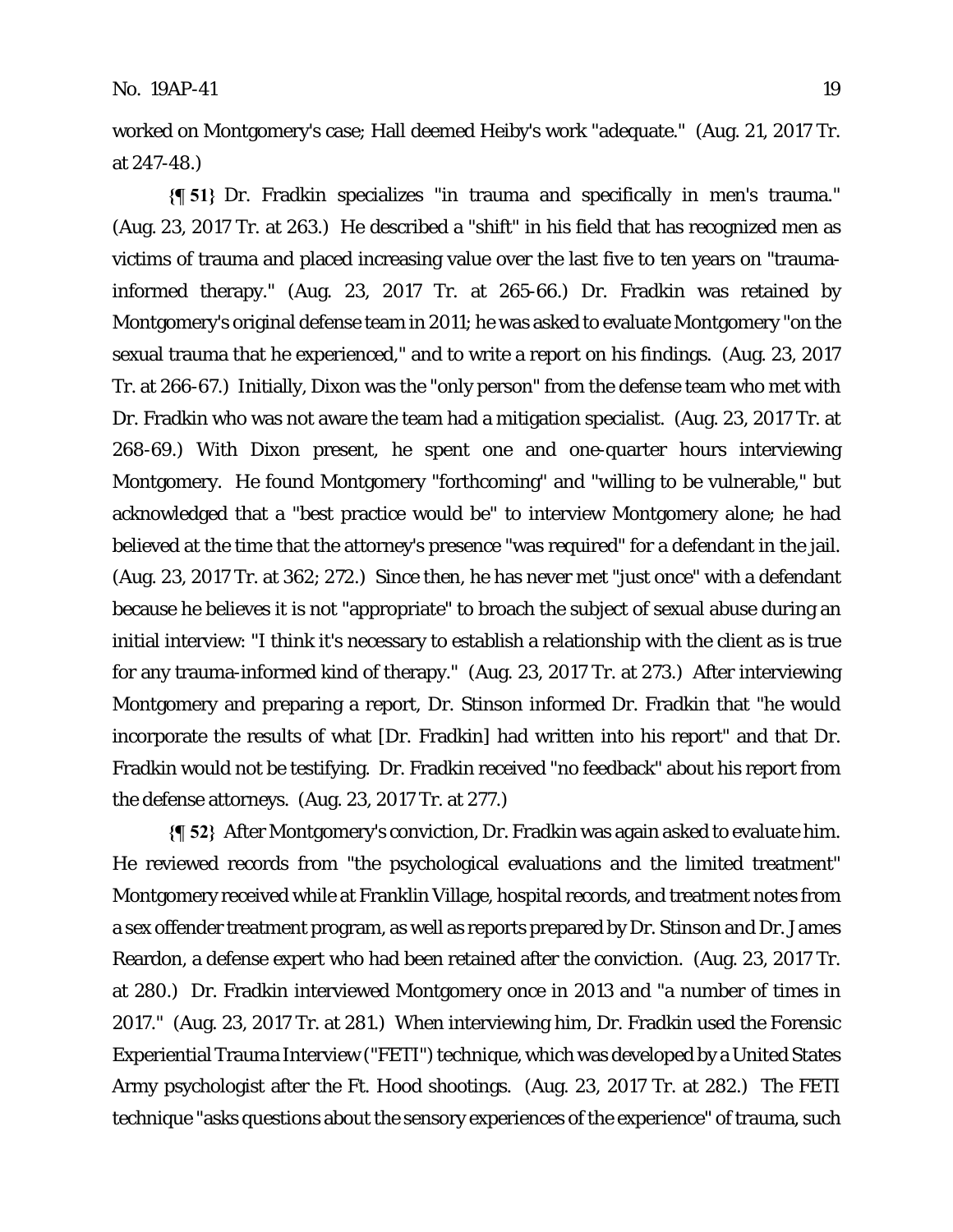worked on Montgomery's case; Hall deemed Heiby's work "adequate." (Aug. 21, 2017 Tr. at 247-48.)

**{¶ 51}** Dr. Fradkin specializes "in trauma and specifically in men's trauma." (Aug. 23, 2017 Tr. at 263.) He described a "shift" in his field that has recognized men as victims of trauma and placed increasing value over the last five to ten years on "trauma-informed therapy." (Aug. 23, 2017 Tr. at 265-66.) Dr. Fradkin was retained by Montgomery's original defense team in 2011; he was asked to evaluate Montgomery "on the sexual trauma that he experienced," and to write a report on his findings. (Aug. 23, 2017 Tr. at 266-67.) Initially, Dixon was the "only person" from the defense team who met with Dr. Fradkin who was not aware the team had a mitigation specialist. (Aug. 23, 2017 Tr. at 268-69.) With Dixon present, he spent one and one-quarter hours interviewing Montgomery. He found Montgomery "forthcoming" and "willing to be vulnerable," but acknowledged that a "best practice would be" to interview Montgomery alone; he had believed at the time that the attorney's presence "was required" for a defendant in the jail. (Aug. 23, 2017 Tr. at 362; 272.) Since then, he has never met "just once" with a defendant because he believes it is not "appropriate" to broach the subject of sexual abuse during an initial interview: "I think it's necessary to establish a relationship with the client as is true for any trauma-informed kind of therapy." (Aug. 23, 2017 Tr. at 273.) After interviewing Montgomery and preparing a report, Dr. Stinson informed Dr. Fradkin that "he would incorporate the results of what [Dr. Fradkin] had written into his report" and that Dr. Fradkin would not be testifying. Dr. Fradkin received "no feedback" about his report from the defense attorneys. (Aug. 23, 2017 Tr. at 277.)

**{¶ 52}** After Montgomery's conviction, Dr. Fradkin was again asked to evaluate him. He reviewed records from "the psychological evaluations and the limited treatment" Montgomery received while at Franklin Village, hospital records, and treatment notes from a sex offender treatment program, as well as reports prepared by Dr. Stinson and Dr. James Reardon, a defense expert who had been retained after the conviction. (Aug. 23, 2017 Tr. at 280.) Dr. Fradkin interviewed Montgomery once in 2013 and "a number of times in 2017." (Aug. 23, 2017 Tr. at 281.) When interviewing him, Dr. Fradkin used the Forensic Experiential Trauma Interview ("FETI") technique, which was developed by a United States Army psychologist after the Ft. Hood shootings. (Aug. 23, 2017 Tr. at 282.) The FETI technique "asks questions about the sensory experiences of the experience" of trauma, such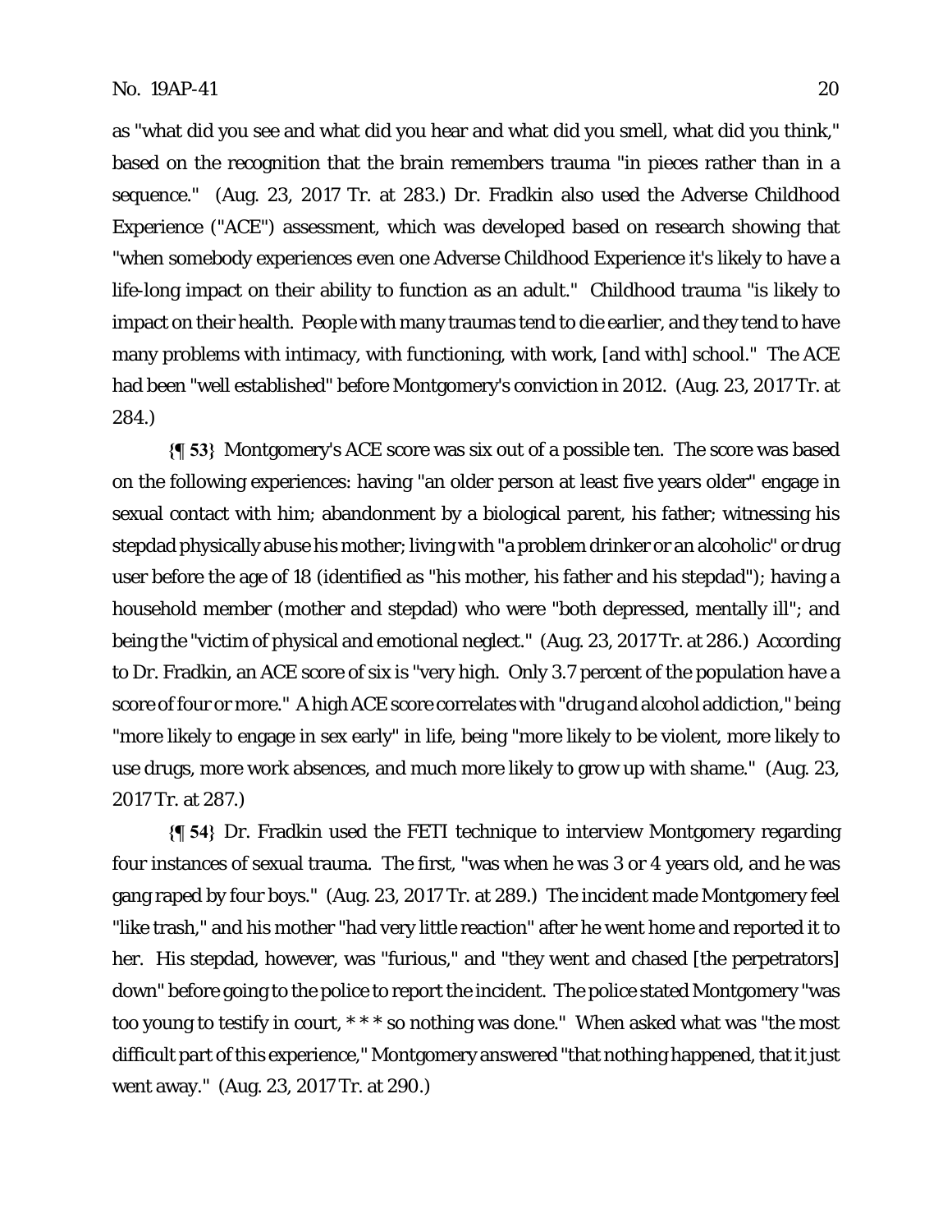as "what did you see and what did you hear and what did you smell, what did you think," based on the recognition that the brain remembers trauma "in pieces rather than in a sequence." (Aug. 23, 2017 Tr. at 283.) Dr. Fradkin also used the Adverse Childhood Experience ("ACE") assessment, which was developed based on research showing that "when somebody experiences even one Adverse Childhood Experience it's likely to have a life-long impact on their ability to function as an adult." Childhood trauma "is likely to impact on their health. People with many traumas tend to die earlier, and they tend to have many problems with intimacy, with functioning, with work, [and with] school." The ACE had been "well established" before Montgomery's conviction in 2012. (Aug. 23, 2017 Tr. at 284.)

**{¶ 53}** Montgomery's ACE score was six out of a possible ten. The score was based on the following experiences: having "an older person at least five years older" engage in sexual contact with him; abandonment by a biological parent, his father; witnessing his stepdad physically abuse his mother; living with "a problem drinker or an alcoholic" or drug user before the age of 18 (identified as "his mother, his father and his stepdad"); having a household member (mother and stepdad) who were "both depressed, mentally ill"; and being the "victim of physical and emotional neglect." (Aug. 23, 2017 Tr. at 286.) According to Dr. Fradkin, an ACE score of six is "very high. Only 3.7 percent of the population have a score of four or more." A high ACE score correlates with "drug and alcohol addiction," being "more likely to engage in sex early" in life, being "more likely to be violent, more likely to use drugs, more work absences, and much more likely to grow up with shame." (Aug. 23, 2017 Tr. at 287.)

**{¶ 54}** Dr. Fradkin used the FETI technique to interview Montgomery regarding four instances of sexual trauma. The first, "was when he was 3 or 4 years old, and he was gang raped by four boys." (Aug. 23, 2017 Tr. at 289.) The incident made Montgomery feel "like trash," and his mother "had very little reaction" after he went home and reported it to her. His stepdad, however, was "furious," and "they went and chased [the perpetrators] down" before going to the police to report the incident. The police stated Montgomery "was too young to testify in court, * * * so nothing was done." When asked what was "the most difficult part of this experience," Montgomery answered "that nothing happened, that it just went away." (Aug. 23, 2017 Tr. at 290.)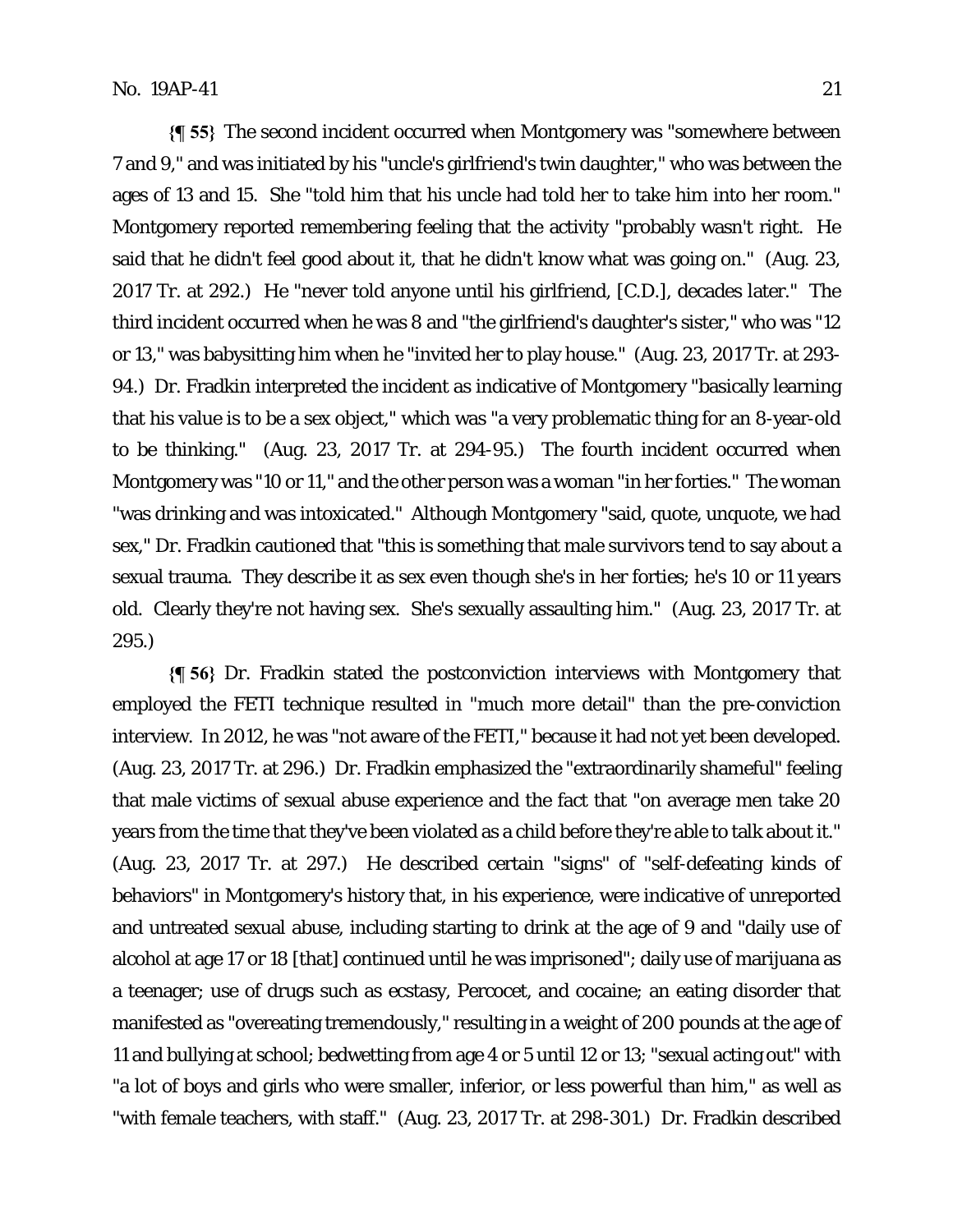**{¶ 55}** The second incident occurred when Montgomery was "somewhere between 7 and 9," and was initiated by his "uncle's girlfriend's twin daughter," who was between the ages of 13 and 15. She "told him that his uncle had told her to take him into her room." Montgomery reported remembering feeling that the activity "probably wasn't right. He said that he didn't feel good about it, that he didn't know what was going on." (Aug. 23, 2017 Tr. at 292.) He "never told anyone until his girlfriend, [C.D.], decades later." The third incident occurred when he was 8 and "the girlfriend's daughter's sister," who was "12 or 13," was babysitting him when he "invited her to play house." (Aug. 23, 2017 Tr. at 293-94.) Dr. Fradkin interpreted the incident as indicative of Montgomery "basically learning that his value is to be a sex object," which was "a very problematic thing for an 8-year-old to be thinking." (Aug. 23, 2017 Tr. at 294-95.) The fourth incident occurred when Montgomery was "10 or 11," and the other person was a woman "in her forties." The woman "was drinking and was intoxicated." Although Montgomery "said, quote, unquote, we had sex," Dr. Fradkin cautioned that "this is something that male survivors tend to say about a sexual trauma. They describe it as sex even though she's in her forties; he's 10 or 11 years old. Clearly they're not having sex. She's sexually assaulting him." (Aug. 23, 2017 Tr. at 295.)

**{¶ 56}** Dr. Fradkin stated the postconviction interviews with Montgomery that employed the FETI technique resulted in "much more detail" than the pre-conviction interview. In 2012, he was "not aware of the FETI," because it had not yet been developed. (Aug. 23, 2017 Tr. at 296.) Dr. Fradkin emphasized the "extraordinarily shameful" feeling that male victims of sexual abuse experience and the fact that "on average men take 20 years from the time that they've been violated as a child before they're able to talk about it." (Aug. 23, 2017 Tr. at 297.) He described certain "signs" of "self-defeating kinds of behaviors" in Montgomery's history that, in his experience, were indicative of unreported and untreated sexual abuse, including starting to drink at the age of 9 and "daily use of alcohol at age 17 or 18 [that] continued until he was imprisoned"; daily use of marijuana as a teenager; use of drugs such as ecstasy, Percocet, and cocaine; an eating disorder that manifested as "overeating tremendously," resulting in a weight of 200 pounds at the age of 11 and bullying at school; bedwetting from age 4 or 5 until 12 or 13; "sexual acting out" with "a lot of boys and girls who were smaller, inferior, or less powerful than him," as well as "with female teachers, with staff." (Aug. 23, 2017 Tr. at 298-301.) Dr. Fradkin described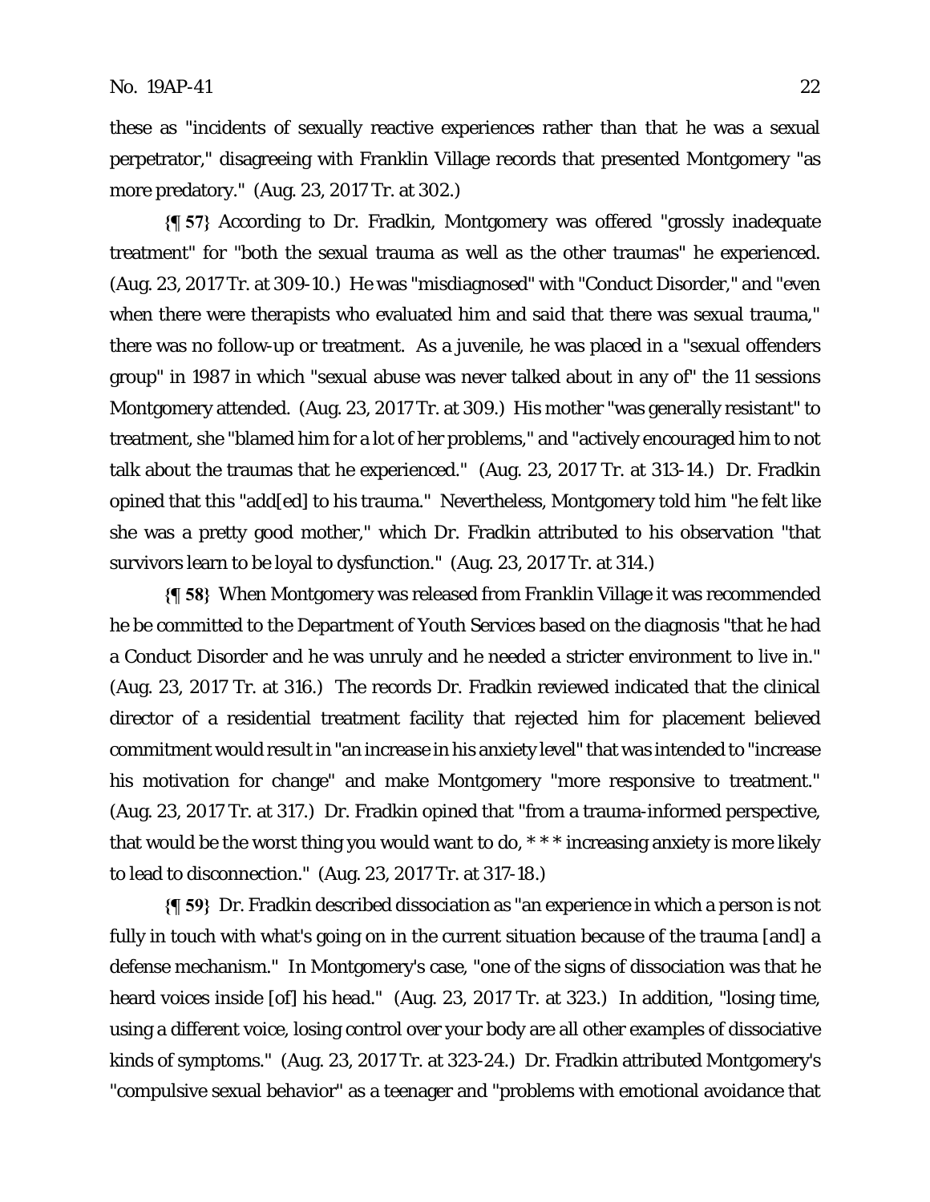these as "incidents of sexually reactive experiences rather than that he was a sexual perpetrator," disagreeing with Franklin Village records that presented Montgomery "as more predatory." (Aug. 23, 2017 Tr. at 302.)

**{¶ 57}** According to Dr. Fradkin, Montgomery was offered "grossly inadequate treatment" for "both the sexual trauma as well as the other traumas" he experienced. (Aug. 23, 2017 Tr. at 309-10.) He was "misdiagnosed" with "Conduct Disorder," and "even when there were therapists who evaluated him and said that there was sexual trauma," there was no follow-up or treatment. As a juvenile, he was placed in a "sexual offenders group" in 1987 in which "sexual abuse was never talked about in any of" the 11 sessions Montgomery attended. (Aug. 23, 2017 Tr. at 309.) His mother "was generally resistant" to treatment, she "blamed him for a lot of her problems," and "actively encouraged him to not talk about the traumas that he experienced." (Aug. 23, 2017 Tr. at 313-14.) Dr. Fradkin opined that this "add[ed] to his trauma." Nevertheless, Montgomery told him "he felt like she was a pretty good mother," which Dr. Fradkin attributed to his observation "that survivors learn to be loyal to dysfunction." (Aug. 23, 2017 Tr. at 314.)

**{¶ 58}** When Montgomery was released from Franklin Village it was recommended he be committed to the Department of Youth Services based on the diagnosis "that he had a Conduct Disorder and he was unruly and he needed a stricter environment to live in." (Aug. 23, 2017 Tr. at 316.) The records Dr. Fradkin reviewed indicated that the clinical director of a residential treatment facility that rejected him for placement believed commitment would result in "an increase in his anxiety level" that was intended to "increase his motivation for change" and make Montgomery "more responsive to treatment." (Aug. 23, 2017 Tr. at 317.) Dr. Fradkin opined that "from a trauma-informed perspective, that would be the worst thing you would want to do, * * * increasing anxiety is more likely to lead to disconnection." (Aug. 23, 2017 Tr. at 317-18.)

**{¶ 59}** Dr. Fradkin described dissociation as "an experience in which a person is not fully in touch with what's going on in the current situation because of the trauma [and] a defense mechanism." In Montgomery's case, "one of the signs of dissociation was that he heard voices inside [of] his head." (Aug. 23, 2017 Tr. at 323.) In addition, "losing time, using a different voice, losing control over your body are all other examples of dissociative kinds of symptoms." (Aug. 23, 2017 Tr. at 323-24.) Dr. Fradkin attributed Montgomery's "compulsive sexual behavior" as a teenager and "problems with emotional avoidance that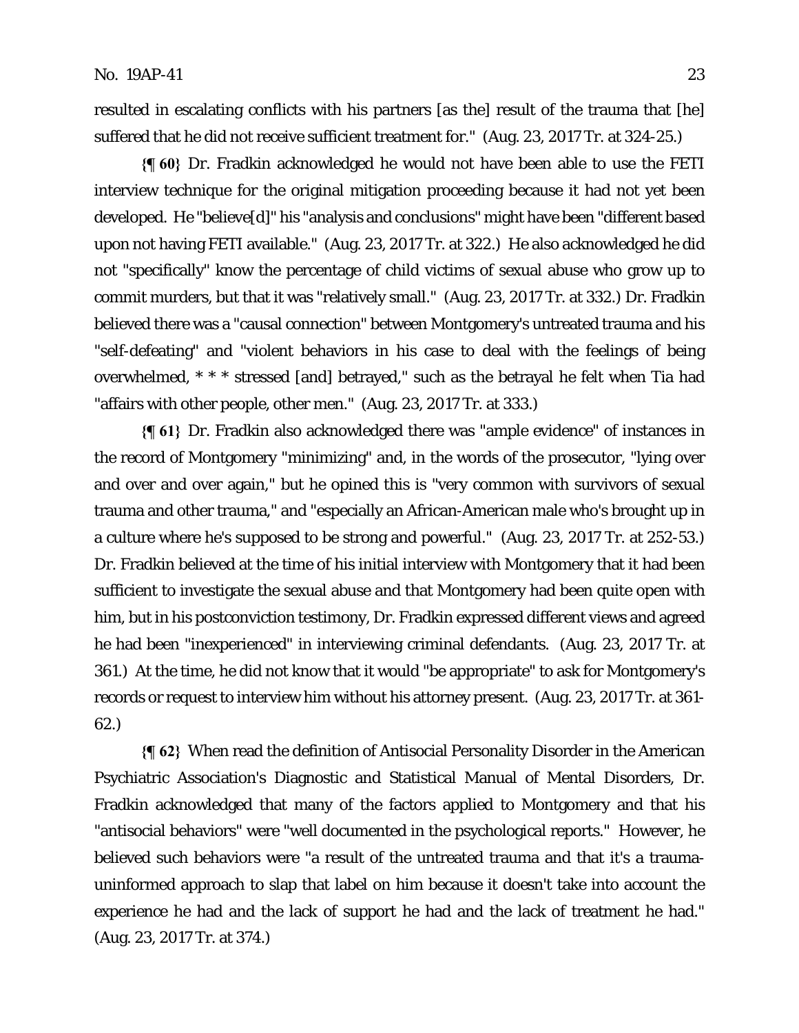resulted in escalating conflicts with his partners [as the] result of the trauma that [he] suffered that he did not receive sufficient treatment for." (Aug. 23, 2017 Tr. at 324-25.)

**{¶ 60}** Dr. Fradkin acknowledged he would not have been able to use the FETI interview technique for the original mitigation proceeding because it had not yet been developed. He "believe[d]" his "analysis and conclusions" might have been "different based upon not having FETI available." (Aug. 23, 2017 Tr. at 322.) He also acknowledged he did not "specifically" know the percentage of child victims of sexual abuse who grow up to commit murders, but that it was "relatively small." (Aug. 23, 2017 Tr. at 332.) Dr. Fradkin believed there was a "causal connection" between Montgomery's untreated trauma and his "self-defeating" and "violent behaviors in his case to deal with the feelings of being overwhelmed, * * * stressed [and] betrayed," such as the betrayal he felt when Tia had "affairs with other people, other men." (Aug. 23, 2017 Tr. at 333.)

**{¶ 61}** Dr. Fradkin also acknowledged there was "ample evidence" of instances in the record of Montgomery "minimizing" and, in the words of the prosecutor, "lying over and over and over again," but he opined this is "very common with survivors of sexual trauma and other trauma," and "especially an African-American male who's brought up in a culture where he's supposed to be strong and powerful." (Aug. 23, 2017 Tr. at 252-53.) Dr. Fradkin believed at the time of his initial interview with Montgomery that it had been sufficient to investigate the sexual abuse and that Montgomery had been quite open with him, but in his postconviction testimony, Dr. Fradkin expressed different views and agreed he had been "inexperienced" in interviewing criminal defendants. (Aug. 23, 2017 Tr. at 361.) At the time, he did not know that it would "be appropriate" to ask for Montgomery's records or request to interview him without his attorney present. (Aug. 23, 2017 Tr. at 361-62.)

**{¶ 62}** When read the definition of Antisocial Personality Disorder in the American Psychiatric Association's Diagnostic and Statistical Manual of Mental Disorders, Dr. Fradkin acknowledged that many of the factors applied to Montgomery and that his "antisocial behaviors" were "well documented in the psychological reports." However, he believed such behaviors were "a result of the untreated trauma and that it's a trauma-uninformed approach to slap that label on him because it doesn't take into account the experience he had and the lack of support he had and the lack of treatment he had." (Aug. 23, 2017 Tr. at 374.)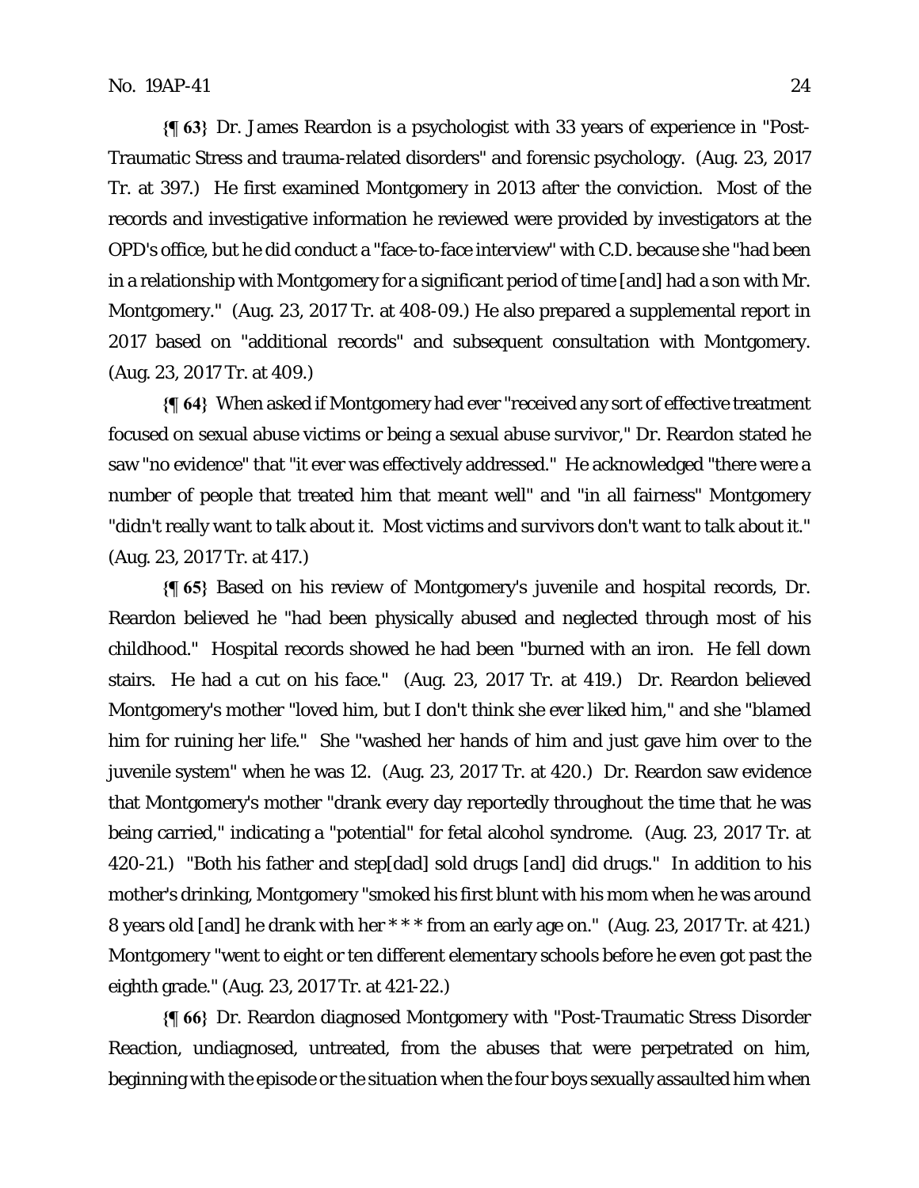**{¶ 63}** Dr. James Reardon is a psychologist with 33 years of experience in "Post-Traumatic Stress and trauma-related disorders" and forensic psychology. (Aug. 23, 2017 Tr. at 397.) He first examined Montgomery in 2013 after the conviction. Most of the records and investigative information he reviewed were provided by investigators at the OPD's office, but he did conduct a "face-to-face interview" with C.D. because she "had been in a relationship with Montgomery for a significant period of time [and] had a son with Mr. Montgomery." (Aug. 23, 2017 Tr. at 408-09.) He also prepared a supplemental report in 2017 based on "additional records" and subsequent consultation with Montgomery. (Aug. 23, 2017 Tr. at 409.)

**{¶ 64}** When asked if Montgomery had ever "received any sort of effective treatment focused on sexual abuse victims or being a sexual abuse survivor," Dr. Reardon stated he saw "no evidence" that "it ever was effectively addressed." He acknowledged "there were a number of people that treated him that meant well" and "in all fairness" Montgomery "didn't really want to talk about it. Most victims and survivors don't want to talk about it." (Aug. 23, 2017 Tr. at 417.)

**{¶ 65}** Based on his review of Montgomery's juvenile and hospital records, Dr. Reardon believed he "had been physically abused and neglected through most of his childhood." Hospital records showed he had been "burned with an iron. He fell down stairs. He had a cut on his face." (Aug. 23, 2017 Tr. at 419.) Dr. Reardon believed Montgomery's mother "loved him, but I don't think she ever liked him," and she "blamed him for ruining her life." She "washed her hands of him and just gave him over to the juvenile system" when he was 12. (Aug. 23, 2017 Tr. at 420.) Dr. Reardon saw evidence that Montgomery's mother "drank every day reportedly throughout the time that he was being carried," indicating a "potential" for fetal alcohol syndrome. (Aug. 23, 2017 Tr. at 420-21.) "Both his father and step[dad] sold drugs [and] did drugs." In addition to his mother's drinking, Montgomery "smoked his first blunt with his mom when he was around 8 years old [and] he drank with her * * * from an early age on." (Aug. 23, 2017 Tr. at 421.) Montgomery "went to eight or ten different elementary schools before he even got past the eighth grade." (Aug. 23, 2017 Tr. at 421-22.)

**{¶ 66}** Dr. Reardon diagnosed Montgomery with "Post-Traumatic Stress Disorder Reaction, undiagnosed, untreated, from the abuses that were perpetrated on him, beginning with the episode or the situation when the four boys sexually assaulted him when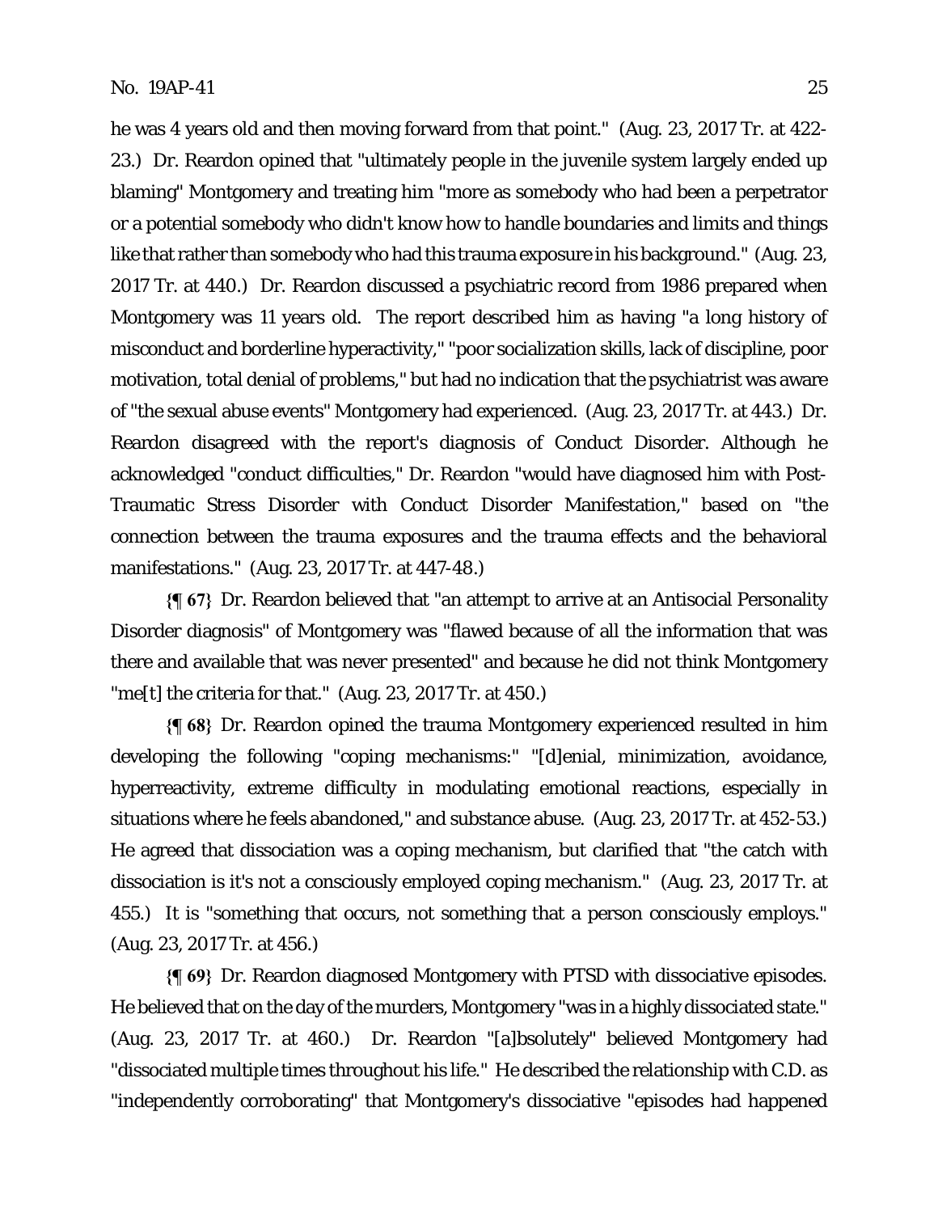he was 4 years old and then moving forward from that point." (Aug. 23, 2017 Tr. at 422-23.) Dr. Reardon opined that "ultimately people in the juvenile system largely ended up blaming" Montgomery and treating him "more as somebody who had been a perpetrator or a potential somebody who didn't know how to handle boundaries and limits and things like that rather than somebody who had this trauma exposure in his background." (Aug. 23, 2017 Tr. at 440.) Dr. Reardon discussed a psychiatric record from 1986 prepared when Montgomery was 11 years old. The report described him as having "a long history of misconduct and borderline hyperactivity," "poor socialization skills, lack of discipline, poor motivation, total denial of problems," but had no indication that the psychiatrist was aware of "the sexual abuse events" Montgomery had experienced. (Aug. 23, 2017 Tr. at 443.) Dr. Reardon disagreed with the report's diagnosis of Conduct Disorder. Although he acknowledged "conduct difficulties," Dr. Reardon "would have diagnosed him with Post-Traumatic Stress Disorder with Conduct Disorder Manifestation," based on "the connection between the trauma exposures and the trauma effects and the behavioral manifestations." (Aug. 23, 2017 Tr. at 447-48.)

**{¶ 67}** Dr. Reardon believed that "an attempt to arrive at an Antisocial Personality Disorder diagnosis" of Montgomery was "flawed because of all the information that was there and available that was never presented" and because he did not think Montgomery "me[t] the criteria for that." (Aug. 23, 2017 Tr. at 450.)

**{¶ 68}** Dr. Reardon opined the trauma Montgomery experienced resulted in him developing the following "coping mechanisms:" "[d]enial, minimization, avoidance, hyperreactivity, extreme difficulty in modulating emotional reactions, especially in situations where he feels abandoned," and substance abuse. (Aug. 23, 2017 Tr. at 452-53.) He agreed that dissociation was a coping mechanism, but clarified that "the catch with dissociation is it's not a consciously employed coping mechanism." (Aug. 23, 2017 Tr. at 455.) It is "something that occurs, not something that a person consciously employs." (Aug. 23, 2017 Tr. at 456.)

**{¶ 69}** Dr. Reardon diagnosed Montgomery with PTSD with dissociative episodes. He believed that on the day of the murders, Montgomery "was in a highly dissociated state." (Aug. 23, 2017 Tr. at 460.) Dr. Reardon "[a]bsolutely" believed Montgomery had "dissociated multiple times throughout his life." He described the relationship with C.D. as "independently corroborating" that Montgomery's dissociative "episodes had happened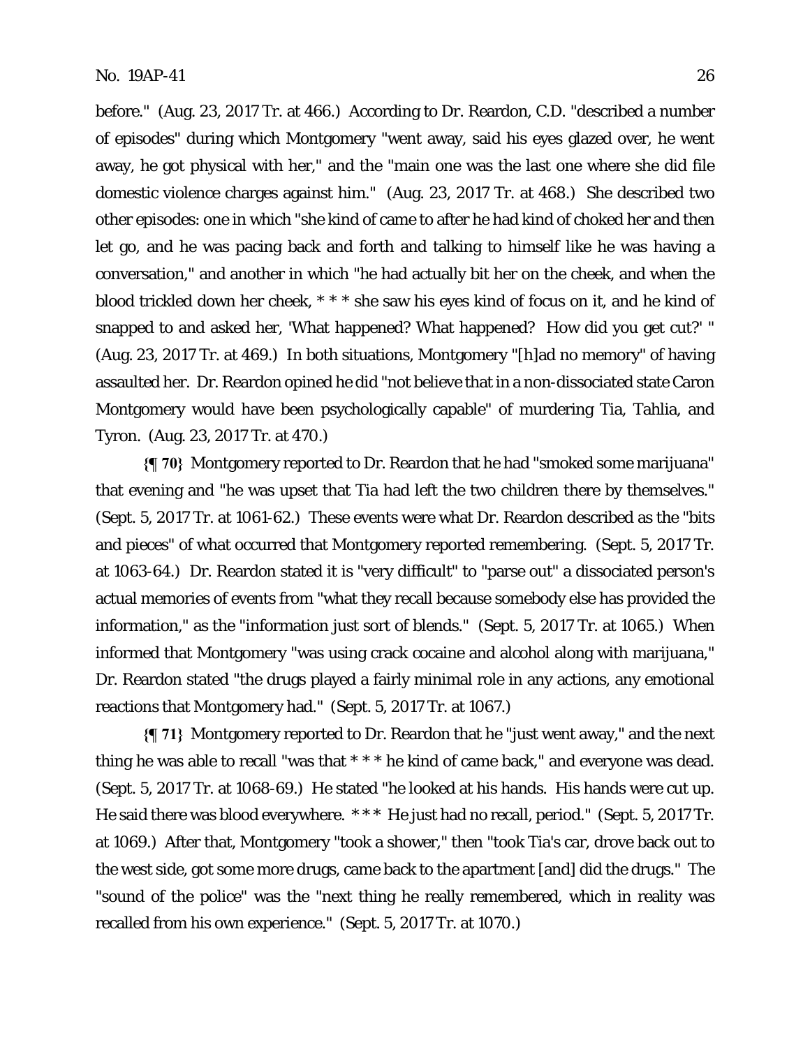before." (Aug. 23, 2017 Tr. at 466.) According to Dr. Reardon, C.D. "described a number of episodes" during which Montgomery "went away, said his eyes glazed over, he went away, he got physical with her," and the "main one was the last one where she did file domestic violence charges against him." (Aug. 23, 2017 Tr. at 468.) She described two other episodes: one in which "she kind of came to after he had kind of choked her and then let go, and he was pacing back and forth and talking to himself like he was having a conversation," and another in which "he had actually bit her on the cheek, and when the blood trickled down her cheek, * * * she saw his eyes kind of focus on it, and he kind of snapped to and asked her, 'What happened? What happened? How did you get cut?' " (Aug. 23, 2017 Tr. at 469.) In both situations, Montgomery "[h]ad no memory" of having assaulted her. Dr. Reardon opined he did "not believe that in a non-dissociated state Caron Montgomery would have been psychologically capable" of murdering Tia, Tahlia, and Tyron. (Aug. 23, 2017 Tr. at 470.)

**{¶ 70}** Montgomery reported to Dr. Reardon that he had "smoked some marijuana" that evening and "he was upset that Tia had left the two children there by themselves." (Sept. 5, 2017 Tr. at 1061-62.) These events were what Dr. Reardon described as the "bits and pieces" of what occurred that Montgomery reported remembering. (Sept. 5, 2017 Tr. at 1063-64.) Dr. Reardon stated it is "very difficult" to "parse out" a dissociated person's actual memories of events from "what they recall because somebody else has provided the information," as the "information just sort of blends." (Sept. 5, 2017 Tr. at 1065.) When informed that Montgomery "was using crack cocaine and alcohol along with marijuana," Dr. Reardon stated "the drugs played a fairly minimal role in any actions, any emotional reactions that Montgomery had." (Sept. 5, 2017 Tr. at 1067.)

**{¶ 71}** Montgomery reported to Dr. Reardon that he "just went away," and the next thing he was able to recall "was that * * * he kind of came back," and everyone was dead. (Sept. 5, 2017 Tr. at 1068-69.) He stated "he looked at his hands. His hands were cut up. He said there was blood everywhere. * * * He just had no recall, period." (Sept. 5, 2017 Tr. at 1069.) After that, Montgomery "took a shower," then "took Tia's car, drove back out to the west side, got some more drugs, came back to the apartment [and] did the drugs." The "sound of the police" was the "next thing he really remembered, which in reality was recalled from his own experience." (Sept. 5, 2017 Tr. at 1070.)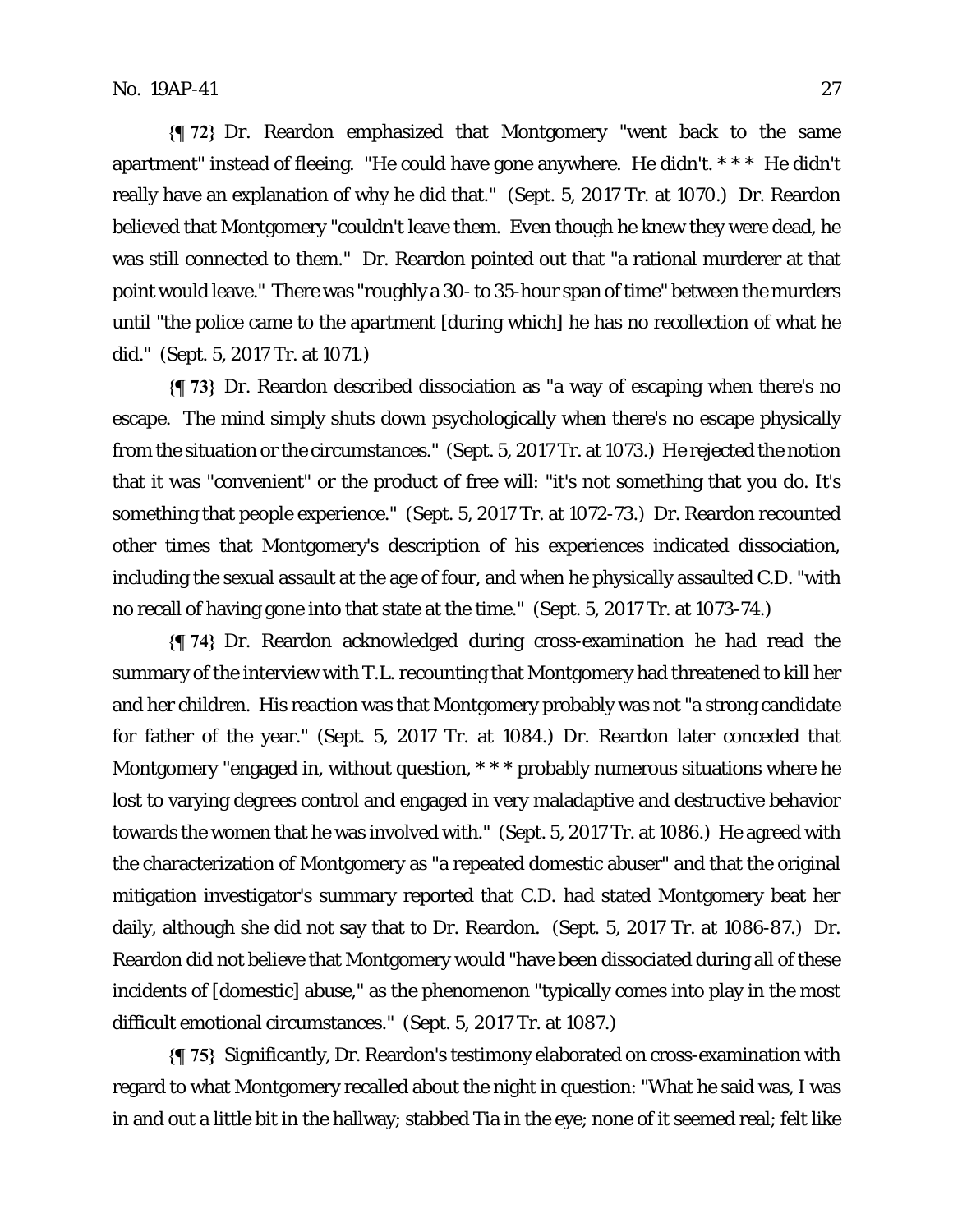**{¶ 72}** Dr. Reardon emphasized that Montgomery "went back to the same apartment" instead of fleeing. "He could have gone anywhere. He didn't. * * * He didn't really have an explanation of why he did that." (Sept. 5, 2017 Tr. at 1070.) Dr. Reardon believed that Montgomery "couldn't leave them. Even though he knew they were dead, he was still connected to them." Dr. Reardon pointed out that "a rational murderer at that point would leave." There was "roughly a 30- to 35-hour span of time" between the murders until "the police came to the apartment [during which] he has no recollection of what he did." (Sept. 5, 2017 Tr. at 1071.)

**{¶ 73}** Dr. Reardon described dissociation as "a way of escaping when there's no escape. The mind simply shuts down psychologically when there's no escape physically from the situation or the circumstances." (Sept. 5, 2017 Tr. at 1073.) He rejected the notion that it was "convenient" or the product of free will: "it's not something that you do. It's something that people experience." (Sept. 5, 2017 Tr. at 1072-73.) Dr. Reardon recounted other times that Montgomery's description of his experiences indicated dissociation, including the sexual assault at the age of four, and when he physically assaulted C.D. "with no recall of having gone into that state at the time." (Sept. 5, 2017 Tr. at 1073-74.)

**{¶ 74}** Dr. Reardon acknowledged during cross-examination he had read the summary of the interview with T.L. recounting that Montgomery had threatened to kill her and her children. His reaction was that Montgomery probably was not "a strong candidate for father of the year." (Sept. 5, 2017 Tr. at 1084.) Dr. Reardon later conceded that Montgomery "engaged in, without question, * * * probably numerous situations where he lost to varying degrees control and engaged in very maladaptive and destructive behavior towards the women that he was involved with." (Sept. 5, 2017 Tr. at 1086.) He agreed with the characterization of Montgomery as "a repeated domestic abuser" and that the original mitigation investigator's summary reported that C.D. had stated Montgomery beat her daily, although she did not say that to Dr. Reardon. (Sept. 5, 2017 Tr. at 1086-87.) Dr. Reardon did not believe that Montgomery would "have been dissociated during all of these incidents of [domestic] abuse," as the phenomenon "typically comes into play in the most difficult emotional circumstances." (Sept. 5, 2017 Tr. at 1087.)

**{¶ 75}** Significantly, Dr. Reardon's testimony elaborated on cross-examination with regard to what Montgomery recalled about the night in question: "What he said was, I was in and out a little bit in the hallway; stabbed Tia in the eye; none of it seemed real; felt like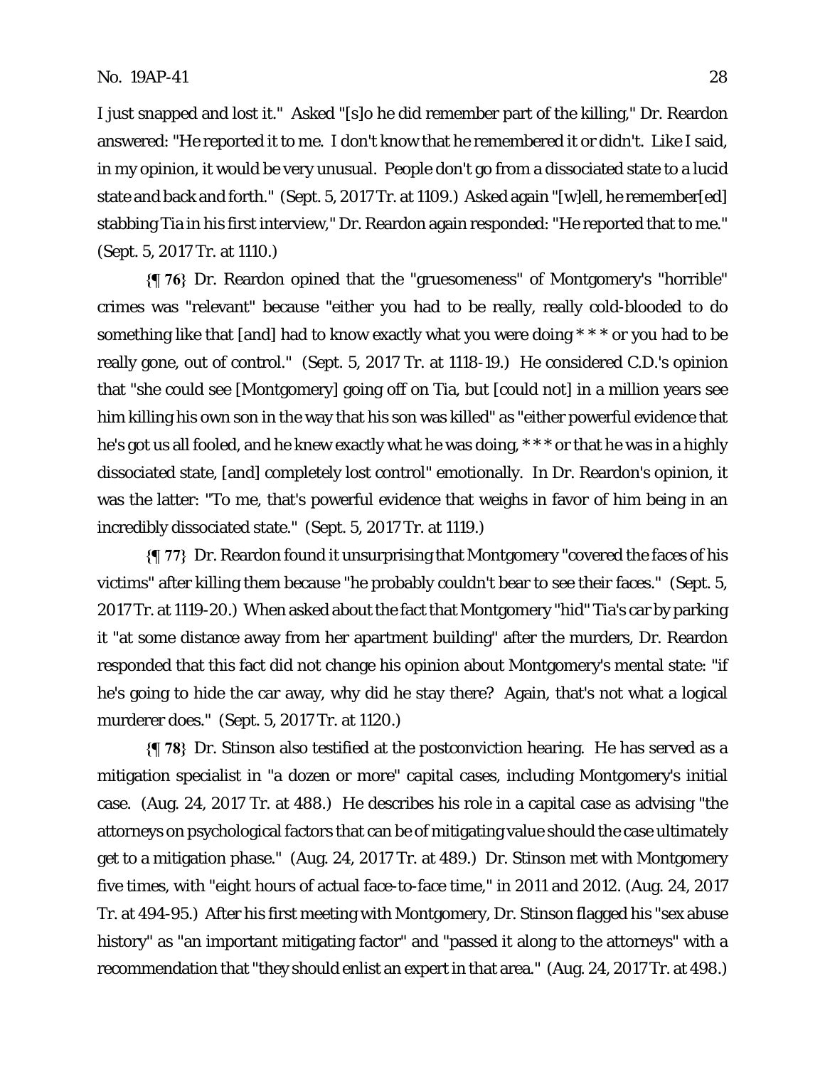I just snapped and lost it." Asked "[s]o he did remember part of the killing," Dr. Reardon answered: "He reported it to me. I don't know that he remembered it or didn't. Like I said, in my opinion, it would be very unusual. People don't go from a dissociated state to a lucid state and back and forth." (Sept. 5, 2017 Tr. at 1109.) Asked again "[w]ell, he remember[ed] stabbing Tia in his first interview," Dr. Reardon again responded: "He reported that to me." (Sept. 5, 2017 Tr. at 1110.)

**{¶ 76}** Dr. Reardon opined that the "gruesomeness" of Montgomery's "horrible" crimes was "relevant" because "either you had to be really, really cold-blooded to do something like that [and] had to know exactly what you were doing * * * or you had to be really gone, out of control." (Sept. 5, 2017 Tr. at 1118-19.) He considered C.D.'s opinion that "she could see [Montgomery] going off on Tia, but [could not] in a million years see him killing his own son in the way that his son was killed" as "either powerful evidence that he's got us all fooled, and he knew exactly what he was doing, * * * or that he was in a highly dissociated state, [and] completely lost control" emotionally. In Dr. Reardon's opinion, it was the latter: "To me, that's powerful evidence that weighs in favor of him being in an incredibly dissociated state." (Sept. 5, 2017 Tr. at 1119.)

**{¶ 77}** Dr. Reardon found it unsurprising that Montgomery "covered the faces of his victims" after killing them because "he probably couldn't bear to see their faces." (Sept. 5, 2017 Tr. at 1119-20.) When asked about the fact that Montgomery "hid" Tia's car by parking it "at some distance away from her apartment building" after the murders, Dr. Reardon responded that this fact did not change his opinion about Montgomery's mental state: "if he's going to hide the car away, why did he stay there? Again, that's not what a logical murderer does." (Sept. 5, 2017 Tr. at 1120.)

**{¶ 78}** Dr. Stinson also testified at the postconviction hearing. He has served as a mitigation specialist in "a dozen or more" capital cases, including Montgomery's initial case. (Aug. 24, 2017 Tr. at 488.) He describes his role in a capital case as advising "the attorneys on psychological factors that can be of mitigating value should the case ultimately get to a mitigation phase." (Aug. 24, 2017 Tr. at 489.) Dr. Stinson met with Montgomery five times, with "eight hours of actual face-to-face time," in 2011 and 2012. (Aug. 24, 2017 Tr. at 494-95.) After his first meeting with Montgomery, Dr. Stinson flagged his "sex abuse history" as "an important mitigating factor" and "passed it along to the attorneys" with a recommendation that "they should enlist an expert in that area." (Aug. 24, 2017 Tr. at 498.)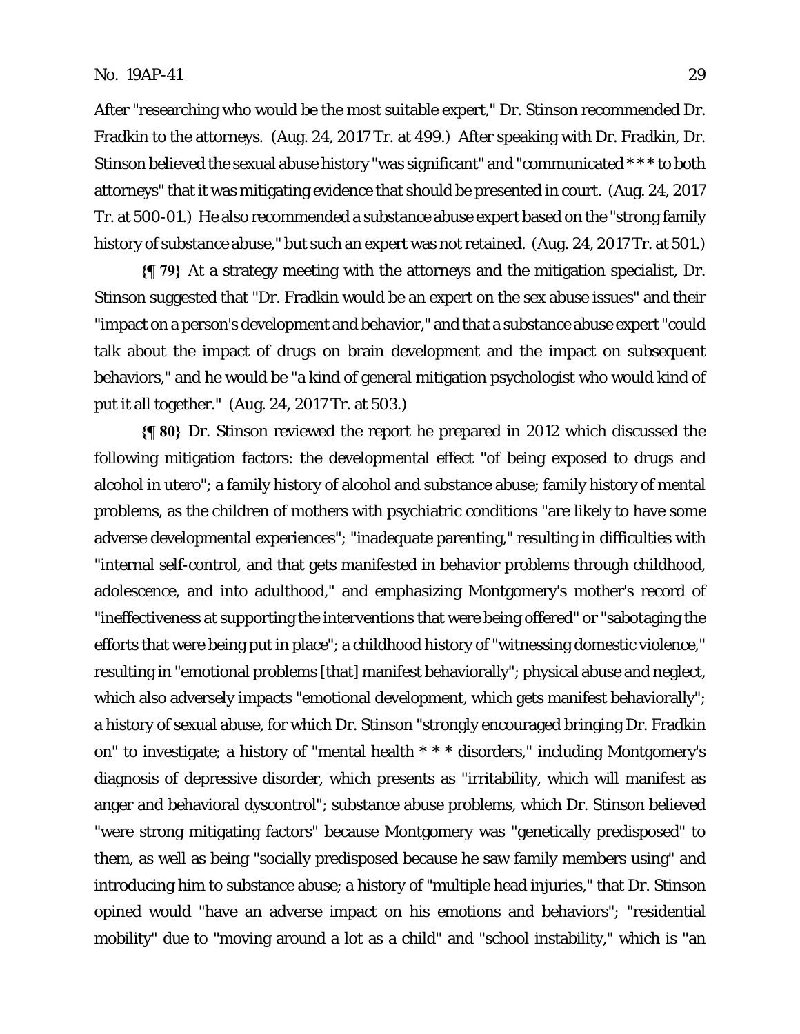After "researching who would be the most suitable expert," Dr. Stinson recommended Dr. Fradkin to the attorneys. (Aug. 24, 2017 Tr. at 499.) After speaking with Dr. Fradkin, Dr. Stinson believed the sexual abuse history "was significant" and "communicated * * * to both attorneys" that it was mitigating evidence that should be presented in court. (Aug. 24, 2017 Tr. at 500-01.) He also recommended a substance abuse expert based on the "strong family history of substance abuse," but such an expert was not retained. (Aug. 24, 2017 Tr. at 501.)

**{¶ 79}** At a strategy meeting with the attorneys and the mitigation specialist, Dr. Stinson suggested that "Dr. Fradkin would be an expert on the sex abuse issues" and their "impact on a person's development and behavior," and that a substance abuse expert "could talk about the impact of drugs on brain development and the impact on subsequent behaviors," and he would be "a kind of general mitigation psychologist who would kind of put it all together." (Aug. 24, 2017 Tr. at 503.)

**{¶ 80}** Dr. Stinson reviewed the report he prepared in 2012 which discussed the following mitigation factors: the developmental effect "of being exposed to drugs and alcohol in utero"; a family history of alcohol and substance abuse; family history of mental problems, as the children of mothers with psychiatric conditions "are likely to have some adverse developmental experiences"; "inadequate parenting," resulting in difficulties with "internal self-control, and that gets manifested in behavior problems through childhood, adolescence, and into adulthood," and emphasizing Montgomery's mother's record of "ineffectiveness at supporting the interventions that were being offered" or "sabotaging the efforts that were being put in place"; a childhood history of "witnessing domestic violence," resulting in "emotional problems [that] manifest behaviorally"; physical abuse and neglect, which also adversely impacts "emotional development, which gets manifest behaviorally"; a history of sexual abuse, for which Dr. Stinson "strongly encouraged bringing Dr. Fradkin on" to investigate; a history of "mental health * * * disorders," including Montgomery's diagnosis of depressive disorder, which presents as "irritability, which will manifest as anger and behavioral dyscontrol"; substance abuse problems, which Dr. Stinson believed "were strong mitigating factors" because Montgomery was "genetically predisposed" to them, as well as being "socially predisposed because he saw family members using" and introducing him to substance abuse; a history of "multiple head injuries," that Dr. Stinson opined would "have an adverse impact on his emotions and behaviors"; "residential mobility" due to "moving around a lot as a child" and "school instability," which is "an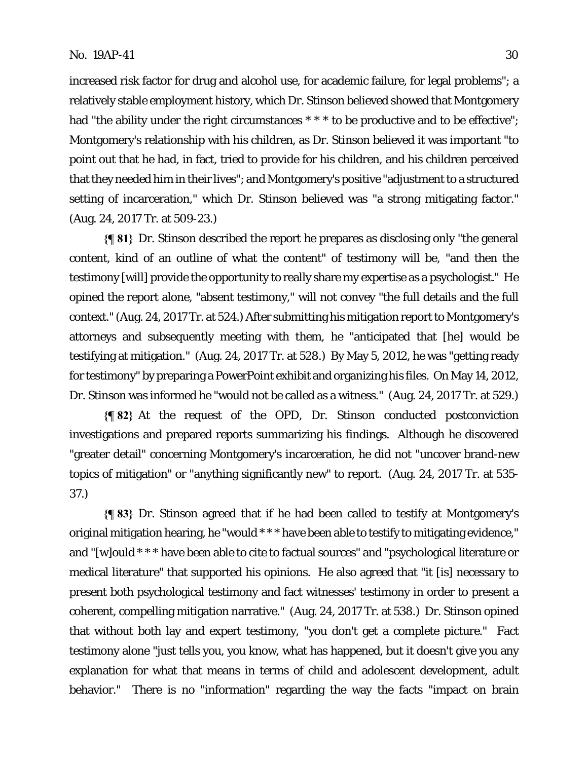increased risk factor for drug and alcohol use, for academic failure, for legal problems"; a relatively stable employment history, which Dr. Stinson believed showed that Montgomery had "the ability under the right circumstances * * * to be productive and to be effective"; Montgomery's relationship with his children, as Dr. Stinson believed it was important "to point out that he had, in fact, tried to provide for his children, and his children perceived that they needed him in their lives"; and Montgomery's positive "adjustment to a structured setting of incarceration," which Dr. Stinson believed was "a strong mitigating factor." (Aug. 24, 2017 Tr. at 509-23.)

**{¶ 81}** Dr. Stinson described the report he prepares as disclosing only "the general content, kind of an outline of what the content" of testimony will be, "and then the testimony [will] provide the opportunity to really share my expertise as a psychologist." He opined the report alone, "absent testimony," will not convey "the full details and the full context." (Aug. 24, 2017 Tr. at 524.) After submitting his mitigation report to Montgomery's attorneys and subsequently meeting with them, he "anticipated that [he] would be testifying at mitigation." (Aug. 24, 2017 Tr. at 528.) By May 5, 2012, he was "getting ready for testimony" by preparing a PowerPoint exhibit and organizing his files. On May 14, 2012, Dr. Stinson was informed he "would not be called as a witness." (Aug. 24, 2017 Tr. at 529.)

**{¶ 82}** At the request of the OPD, Dr. Stinson conducted postconviction investigations and prepared reports summarizing his findings. Although he discovered "greater detail" concerning Montgomery's incarceration, he did not "uncover brand-new topics of mitigation" or "anything significantly new" to report. (Aug. 24, 2017 Tr. at 535-37.)

**{¶ 83}** Dr. Stinson agreed that if he had been called to testify at Montgomery's original mitigation hearing, he "would * * * have been able to testify to mitigating evidence," and "[w]ould * * * have been able to cite to factual sources" and "psychological literature or medical literature" that supported his opinions. He also agreed that "it [is] necessary to present both psychological testimony and fact witnesses' testimony in order to present a coherent, compelling mitigation narrative." (Aug. 24, 2017 Tr. at 538.) Dr. Stinson opined that without both lay and expert testimony, "you don't get a complete picture." Fact testimony alone "just tells you, you know, what has happened, but it doesn't give you any explanation for what that means in terms of child and adolescent development, adult behavior." There is no "information" regarding the way the facts "impact on brain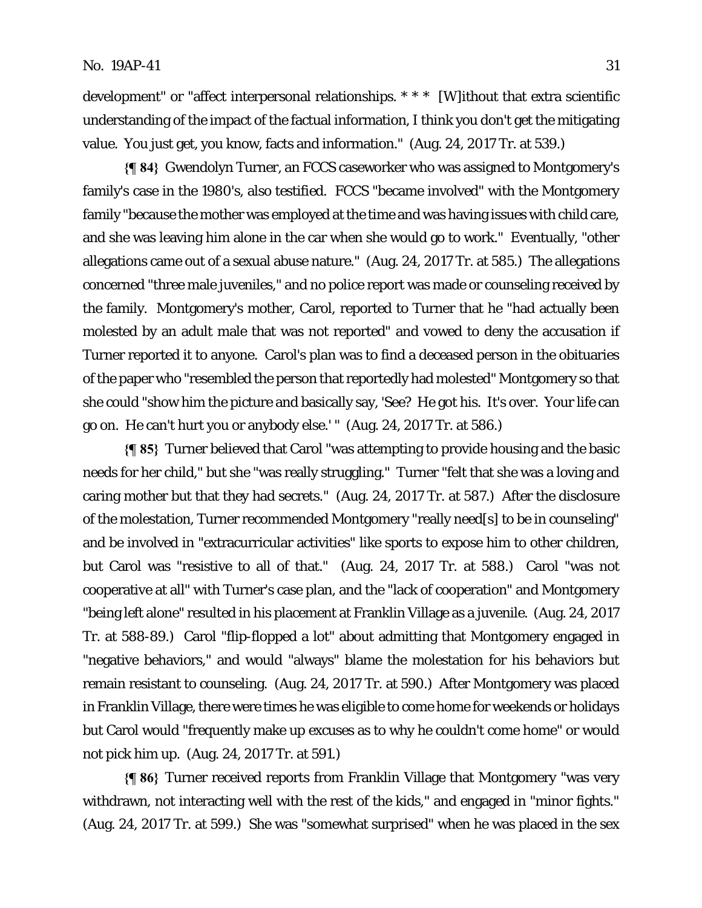development" or "affect interpersonal relationships. * * * [W]ithout that extra scientific understanding of the impact of the factual information, I think you don't get the mitigating value. You just get, you know, facts and information." (Aug. 24, 2017 Tr. at 539.)

**{¶ 84}** Gwendolyn Turner, an FCCS caseworker who was assigned to Montgomery's family's case in the 1980's, also testified. FCCS "became involved" with the Montgomery family "because the mother was employed at the time and was having issues with child care, and she was leaving him alone in the car when she would go to work." Eventually, "other allegations came out of a sexual abuse nature." (Aug. 24, 2017 Tr. at 585.) The allegations concerned "three male juveniles," and no police report was made or counseling received by the family. Montgomery's mother, Carol, reported to Turner that he "had actually been molested by an adult male that was not reported" and vowed to deny the accusation if Turner reported it to anyone. Carol's plan was to find a deceased person in the obituaries of the paper who "resembled the person that reportedly had molested" Montgomery so that she could "show him the picture and basically say, 'See? He got his. It's over. Your life can go on. He can't hurt you or anybody else.' " (Aug. 24, 2017 Tr. at 586.)

**{¶ 85}** Turner believed that Carol "was attempting to provide housing and the basic needs for her child," but she "was really struggling." Turner "felt that she was a loving and caring mother but that they had secrets." (Aug. 24, 2017 Tr. at 587.) After the disclosure of the molestation, Turner recommended Montgomery "really need[s] to be in counseling" and be involved in "extracurricular activities" like sports to expose him to other children, but Carol was "resistive to all of that." (Aug. 24, 2017 Tr. at 588.) Carol "was not cooperative at all" with Turner's case plan, and the "lack of cooperation" and Montgomery "being left alone" resulted in his placement at Franklin Village as a juvenile. (Aug. 24, 2017 Tr. at 588-89.) Carol "flip-flopped a lot" about admitting that Montgomery engaged in "negative behaviors," and would "always" blame the molestation for his behaviors but remain resistant to counseling. (Aug. 24, 2017 Tr. at 590.) After Montgomery was placed in Franklin Village, there were times he was eligible to come home for weekends or holidays but Carol would "frequently make up excuses as to why he couldn't come home" or would not pick him up. (Aug. 24, 2017 Tr. at 591.)

**{¶ 86}** Turner received reports from Franklin Village that Montgomery "was very withdrawn, not interacting well with the rest of the kids," and engaged in "minor fights." (Aug. 24, 2017 Tr. at 599.) She was "somewhat surprised" when he was placed in the sex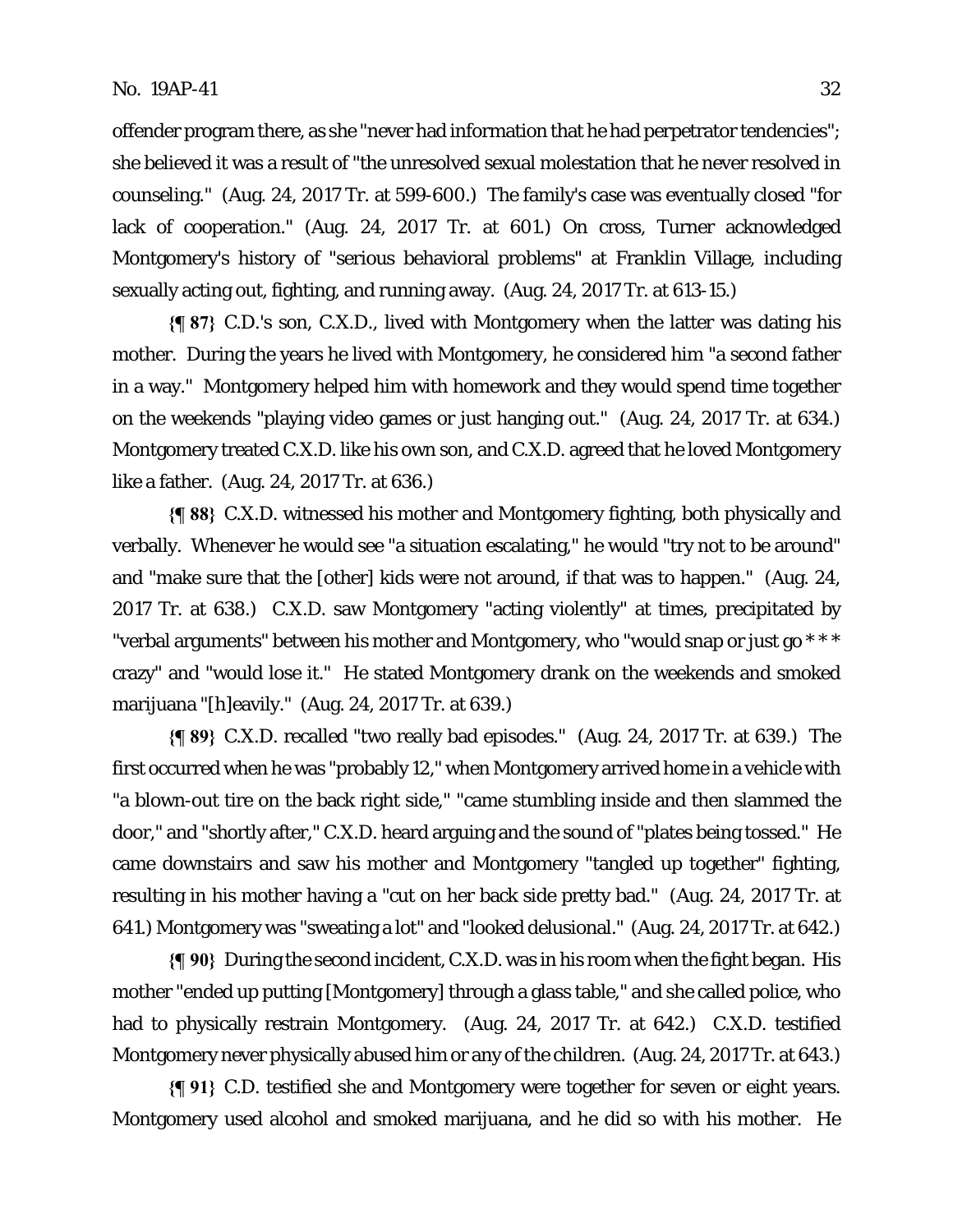offender program there, as she "never had information that he had perpetrator tendencies"; she believed it was a result of "the unresolved sexual molestation that he never resolved in counseling." (Aug. 24, 2017 Tr. at 599-600.) The family's case was eventually closed "for lack of cooperation." (Aug. 24, 2017 Tr. at 601.) On cross, Turner acknowledged Montgomery's history of "serious behavioral problems" at Franklin Village, including sexually acting out, fighting, and running away. (Aug. 24, 2017 Tr. at 613-15.)

**{¶ 87}** C.D.'s son, C.X.D., lived with Montgomery when the latter was dating his mother. During the years he lived with Montgomery, he considered him "a second father in a way." Montgomery helped him with homework and they would spend time together on the weekends "playing video games or just hanging out." (Aug. 24, 2017 Tr. at 634.) Montgomery treated C.X.D. like his own son, and C.X.D. agreed that he loved Montgomery like a father. (Aug. 24, 2017 Tr. at 636.)

**{¶ 88}** C.X.D. witnessed his mother and Montgomery fighting, both physically and verbally. Whenever he would see "a situation escalating," he would "try not to be around" and "make sure that the [other] kids were not around, if that was to happen." (Aug. 24, 2017 Tr. at 638.) C.X.D. saw Montgomery "acting violently" at times, precipitated by "verbal arguments" between his mother and Montgomery, who "would snap or just go * * * crazy" and "would lose it." He stated Montgomery drank on the weekends and smoked marijuana "[h]eavily." (Aug. 24, 2017 Tr. at 639.)

**{¶ 89}** C.X.D. recalled "two really bad episodes." (Aug. 24, 2017 Tr. at 639.) The first occurred when he was "probably 12," when Montgomery arrived home in a vehicle with "a blown-out tire on the back right side," "came stumbling inside and then slammed the door," and "shortly after," C.X.D. heard arguing and the sound of "plates being tossed." He came downstairs and saw his mother and Montgomery "tangled up together" fighting, resulting in his mother having a "cut on her back side pretty bad." (Aug. 24, 2017 Tr. at 641.) Montgomery was "sweating a lot" and "looked delusional." (Aug. 24, 2017 Tr. at 642.)

**{¶ 90}** During the second incident, C.X.D. was in his room when the fight began. His mother "ended up putting [Montgomery] through a glass table," and she called police, who had to physically restrain Montgomery. (Aug. 24, 2017 Tr. at 642.) C.X.D. testified Montgomery never physically abused him or any of the children. (Aug. 24, 2017 Tr. at 643.)

**{¶ 91}** C.D. testified she and Montgomery were together for seven or eight years. Montgomery used alcohol and smoked marijuana, and he did so with his mother. He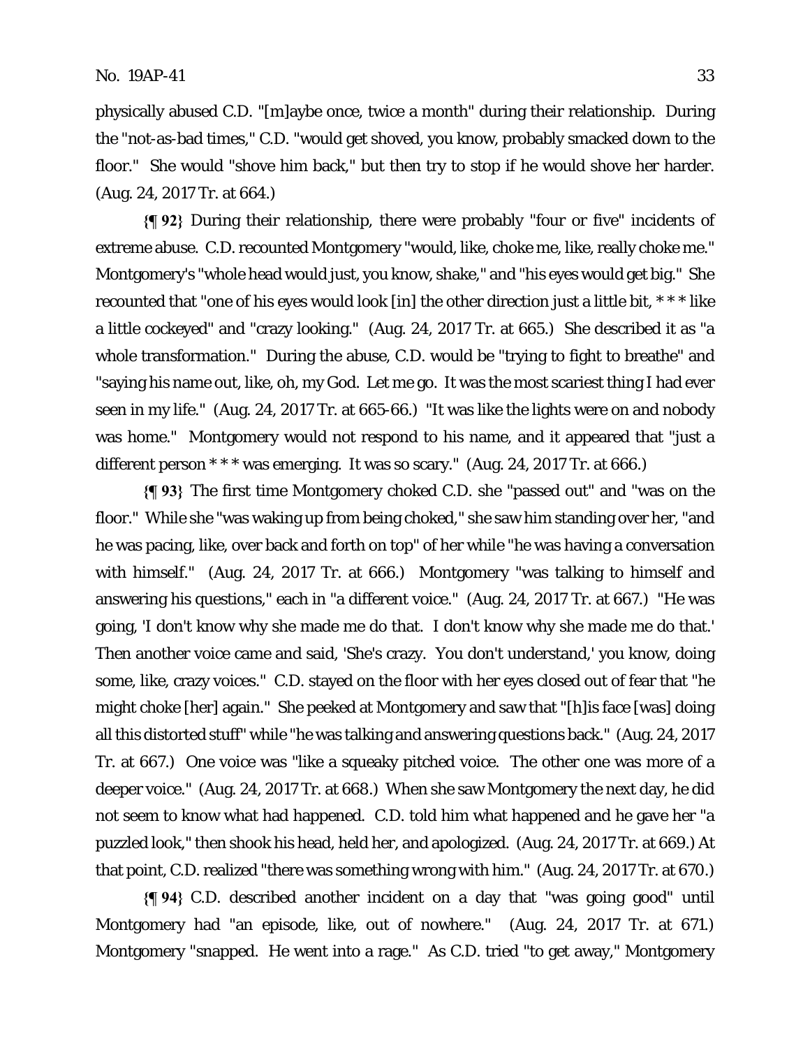physically abused C.D. "[m]aybe once, twice a month" during their relationship. During the "not-as-bad times," C.D. "would get shoved, you know, probably smacked down to the floor." She would "shove him back," but then try to stop if he would shove her harder. (Aug. 24, 2017 Tr. at 664.)

**{¶ 92}** During their relationship, there were probably "four or five" incidents of extreme abuse. C.D. recounted Montgomery "would, like, choke me, like, really choke me." Montgomery's "whole head would just, you know, shake," and "his eyes would get big." She recounted that "one of his eyes would look [in] the other direction just a little bit, * * * like a little cockeyed" and "crazy looking." (Aug. 24, 2017 Tr. at 665.) She described it as "a whole transformation." During the abuse, C.D. would be "trying to fight to breathe" and "saying his name out, like, oh, my God. Let me go. It was the most scariest thing I had ever seen in my life." (Aug. 24, 2017 Tr. at 665-66.) "It was like the lights were on and nobody was home." Montgomery would not respond to his name, and it appeared that "just a different person * * * was emerging. It was so scary." (Aug. 24, 2017 Tr. at 666.)

**{¶ 93}** The first time Montgomery choked C.D. she "passed out" and "was on the floor." While she "was waking up from being choked," she saw him standing over her, "and he was pacing, like, over back and forth on top" of her while "he was having a conversation with himself." (Aug. 24, 2017 Tr. at 666.) Montgomery "was talking to himself and answering his questions," each in "a different voice." (Aug. 24, 2017 Tr. at 667.) "He was going, 'I don't know why she made me do that. I don't know why she made me do that.' Then another voice came and said, 'She's crazy. You don't understand,' you know, doing some, like, crazy voices." C.D. stayed on the floor with her eyes closed out of fear that "he might choke [her] again." She peeked at Montgomery and saw that "[h]is face [was] doing all this distorted stuff" while "he was talking and answering questions back." (Aug. 24, 2017 Tr. at 667.) One voice was "like a squeaky pitched voice. The other one was more of a deeper voice." (Aug. 24, 2017 Tr. at 668.) When she saw Montgomery the next day, he did not seem to know what had happened. C.D. told him what happened and he gave her "a puzzled look," then shook his head, held her, and apologized. (Aug. 24, 2017 Tr. at 669.) At that point, C.D. realized "there was something wrong with him." (Aug. 24, 2017 Tr. at 670.)

**{¶ 94}** C.D. described another incident on a day that "was going good" until Montgomery had "an episode, like, out of nowhere." (Aug. 24, 2017 Tr. at 671.) Montgomery "snapped. He went into a rage." As C.D. tried "to get away," Montgomery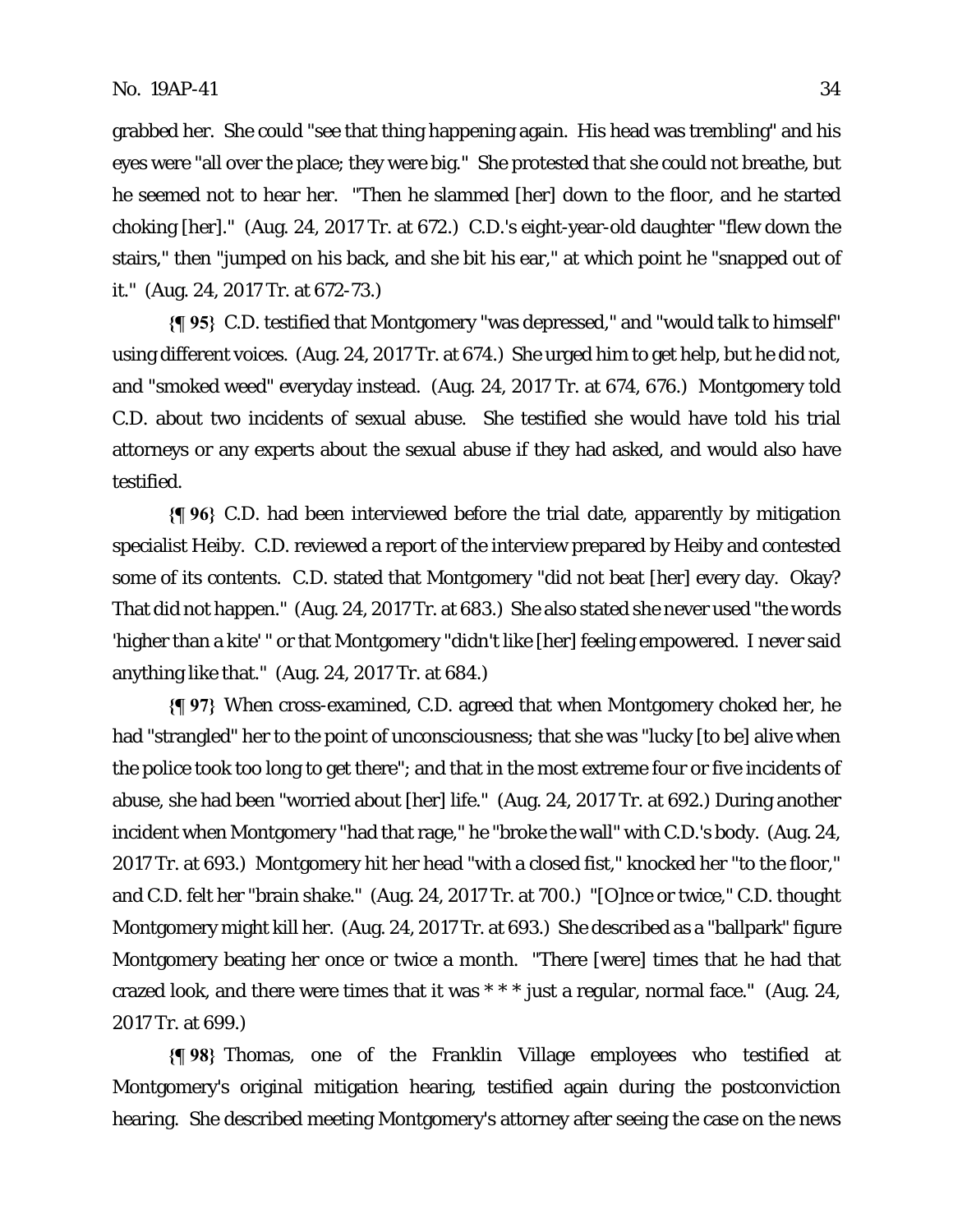grabbed her. She could "see that thing happening again. His head was trembling" and his eyes were "all over the place; they were big." She protested that she could not breathe, but he seemed not to hear her. "Then he slammed [her] down to the floor, and he started choking [her]." (Aug. 24, 2017 Tr. at 672.) C.D.'s eight-year-old daughter "flew down the stairs," then "jumped on his back, and she bit his ear," at which point he "snapped out of it." (Aug. 24, 2017 Tr. at 672-73.)

**{¶ 95}** C.D. testified that Montgomery "was depressed," and "would talk to himself" using different voices. (Aug. 24, 2017 Tr. at 674.) She urged him to get help, but he did not, and "smoked weed" everyday instead. (Aug. 24, 2017 Tr. at 674, 676.) Montgomery told C.D. about two incidents of sexual abuse. She testified she would have told his trial attorneys or any experts about the sexual abuse if they had asked, and would also have testified.

**{¶ 96}** C.D. had been interviewed before the trial date, apparently by mitigation specialist Heiby. C.D. reviewed a report of the interview prepared by Heiby and contested some of its contents. C.D. stated that Montgomery "did not beat [her] every day. Okay? That did not happen." (Aug. 24, 2017 Tr. at 683.) She also stated she never used "the words 'higher than a kite' " or that Montgomery "didn't like [her] feeling empowered. I never said anything like that." (Aug. 24, 2017 Tr. at 684.)

**{¶ 97}** When cross-examined, C.D. agreed that when Montgomery choked her, he had "strangled" her to the point of unconsciousness; that she was "lucky [to be] alive when the police took too long to get there"; and that in the most extreme four or five incidents of abuse, she had been "worried about [her] life." (Aug. 24, 2017 Tr. at 692.) During another incident when Montgomery "had that rage," he "broke the wall" with C.D.'s body. (Aug. 24, 2017 Tr. at 693.) Montgomery hit her head "with a closed fist," knocked her "to the floor," and C.D. felt her "brain shake." (Aug. 24, 2017 Tr. at 700.) "[O]nce or twice," C.D. thought Montgomery might kill her. (Aug. 24, 2017 Tr. at 693.) She described as a "ballpark" figure Montgomery beating her once or twice a month. "There [were] times that he had that crazed look, and there were times that it was * * * just a regular, normal face." (Aug. 24, 2017 Tr. at 699.)

**{¶ 98}** Thomas, one of the Franklin Village employees who testified at Montgomery's original mitigation hearing, testified again during the postconviction hearing. She described meeting Montgomery's attorney after seeing the case on the news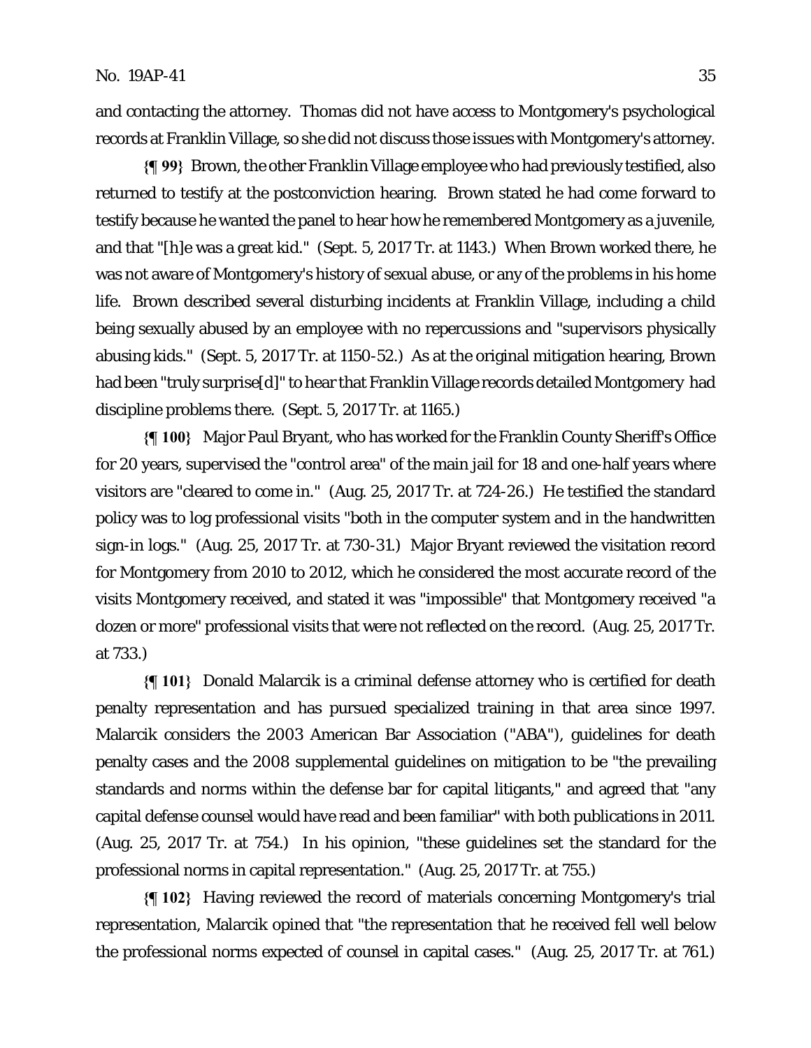and contacting the attorney. Thomas did not have access to Montgomery's psychological records at Franklin Village, so she did not discuss those issues with Montgomery's attorney.

**{¶ 99}** Brown, the other Franklin Village employee who had previously testified, also returned to testify at the postconviction hearing. Brown stated he had come forward to testify because he wanted the panel to hear how he remembered Montgomery as a juvenile, and that "[h]e was a great kid." (Sept. 5, 2017 Tr. at 1143.) When Brown worked there, he was not aware of Montgomery's history of sexual abuse, or any of the problems in his home life. Brown described several disturbing incidents at Franklin Village, including a child being sexually abused by an employee with no repercussions and "supervisors physically abusing kids." (Sept. 5, 2017 Tr. at 1150-52.) As at the original mitigation hearing, Brown had been "truly surprise[d]" to hear that Franklin Village records detailed Montgomery had discipline problems there. (Sept. 5, 2017 Tr. at 1165.)

**{¶ 100}** Major Paul Bryant, who has worked for the Franklin County Sheriff's Office for 20 years, supervised the "control area" of the main jail for 18 and one-half years where visitors are "cleared to come in." (Aug. 25, 2017 Tr. at 724-26.) He testified the standard policy was to log professional visits "both in the computer system and in the handwritten sign-in logs." (Aug. 25, 2017 Tr. at 730-31.) Major Bryant reviewed the visitation record for Montgomery from 2010 to 2012, which he considered the most accurate record of the visits Montgomery received, and stated it was "impossible" that Montgomery received "a dozen or more" professional visits that were not reflected on the record. (Aug. 25, 2017 Tr. at 733.)

**{¶ 101}** Donald Malarcik is a criminal defense attorney who is certified for death penalty representation and has pursued specialized training in that area since 1997. Malarcik considers the 2003 American Bar Association ("ABA"), guidelines for death penalty cases and the 2008 supplemental guidelines on mitigation to be "the prevailing standards and norms within the defense bar for capital litigants," and agreed that "any capital defense counsel would have read and been familiar" with both publications in 2011. (Aug. 25, 2017 Tr. at 754.) In his opinion, "these guidelines set the standard for the professional norms in capital representation." (Aug. 25, 2017 Tr. at 755.)

**{¶ 102}** Having reviewed the record of materials concerning Montgomery's trial representation, Malarcik opined that "the representation that he received fell well below the professional norms expected of counsel in capital cases." (Aug. 25, 2017 Tr. at 761.)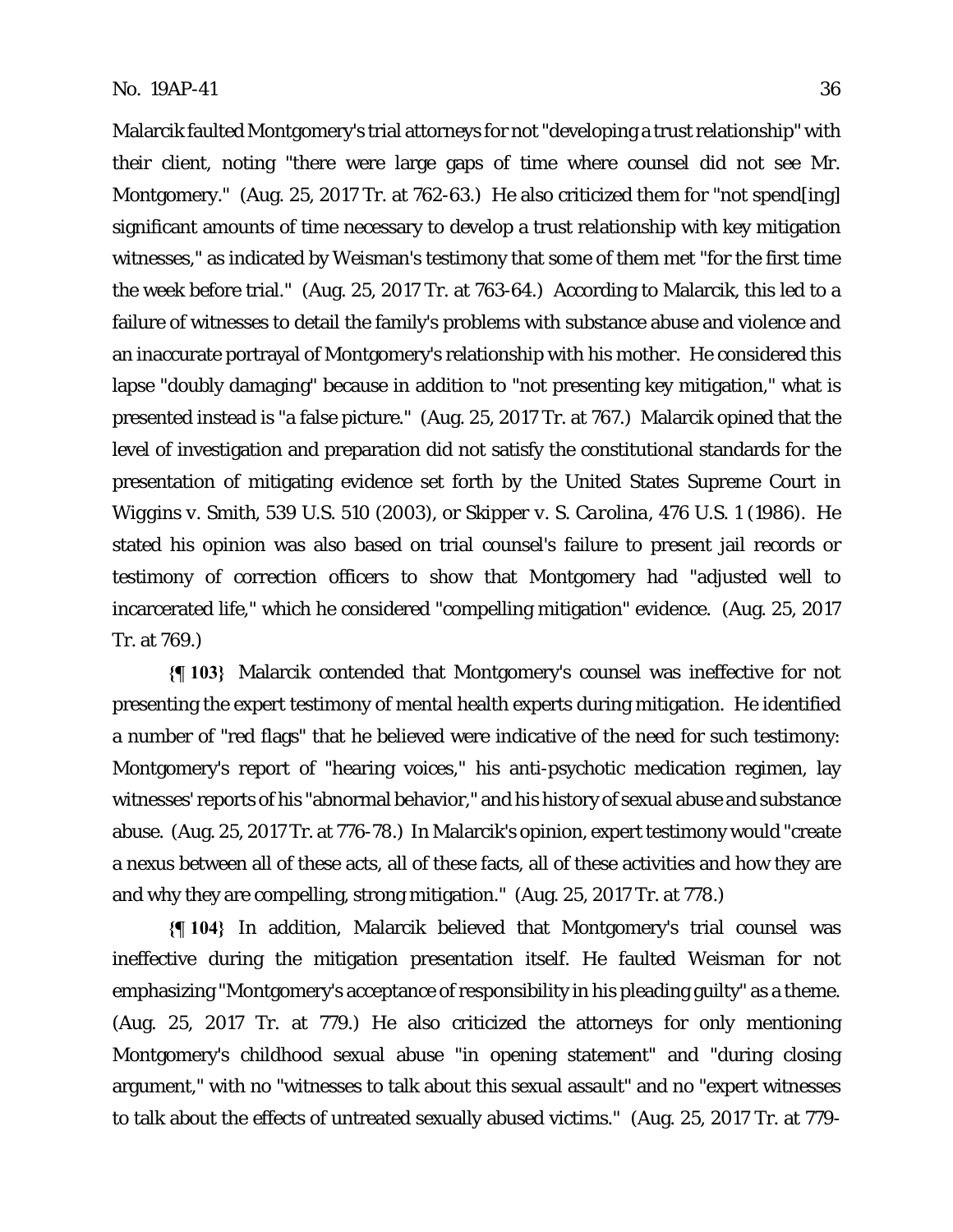Malarcik faulted Montgomery's trial attorneys for not "developing a trust relationship" with their client, noting "there were large gaps of time where counsel did not see Mr. Montgomery." (Aug. 25, 2017 Tr. at 762-63.) He also criticized them for "not spend[ing] significant amounts of time necessary to develop a trust relationship with key mitigation witnesses," as indicated by Weisman's testimony that some of them met "for the first time the week before trial." (Aug. 25, 2017 Tr. at 763-64.) According to Malarcik, this led to a failure of witnesses to detail the family's problems with substance abuse and violence and an inaccurate portrayal of Montgomery's relationship with his mother. He considered this lapse "doubly damaging" because in addition to "not presenting key mitigation," what is presented instead is "a false picture." (Aug. 25, 2017 Tr. at 767.) Malarcik opined that the level of investigation and preparation did not satisfy the constitutional standards for the presentation of mitigating evidence set forth by the United States Supreme Court in *Wiggins v. Smith*, 539 U.S. 510 (2003), or *Skipper v. S. Carolina*, 476 U.S. 1 (1986). He stated his opinion was also based on trial counsel's failure to present jail records or testimony of correction officers to show that Montgomery had "adjusted well to incarcerated life," which he considered "compelling mitigation" evidence. (Aug. 25, 2017 Tr. at 769.)

**{¶ 103}** Malarcik contended that Montgomery's counsel was ineffective for not presenting the expert testimony of mental health experts during mitigation. He identified a number of "red flags" that he believed were indicative of the need for such testimony: Montgomery's report of "hearing voices," his anti-psychotic medication regimen, lay witnesses' reports of his "abnormal behavior," and his history of sexual abuse and substance abuse. (Aug. 25, 2017 Tr. at 776-78.) In Malarcik's opinion, expert testimony would "create a nexus between all of these acts, all of these facts, all of these activities and how they are and why they are compelling, strong mitigation." (Aug. 25, 2017 Tr. at 778.)

**{¶ 104}** In addition, Malarcik believed that Montgomery's trial counsel was ineffective during the mitigation presentation itself. He faulted Weisman for not emphasizing "Montgomery's acceptance of responsibility in his pleading guilty" as a theme. (Aug. 25, 2017 Tr. at 779.) He also criticized the attorneys for only mentioning Montgomery's childhood sexual abuse "in opening statement" and "during closing argument," with no "witnesses to talk about this sexual assault" and no "expert witnesses to talk about the effects of untreated sexually abused victims." (Aug. 25, 2017 Tr. at 779-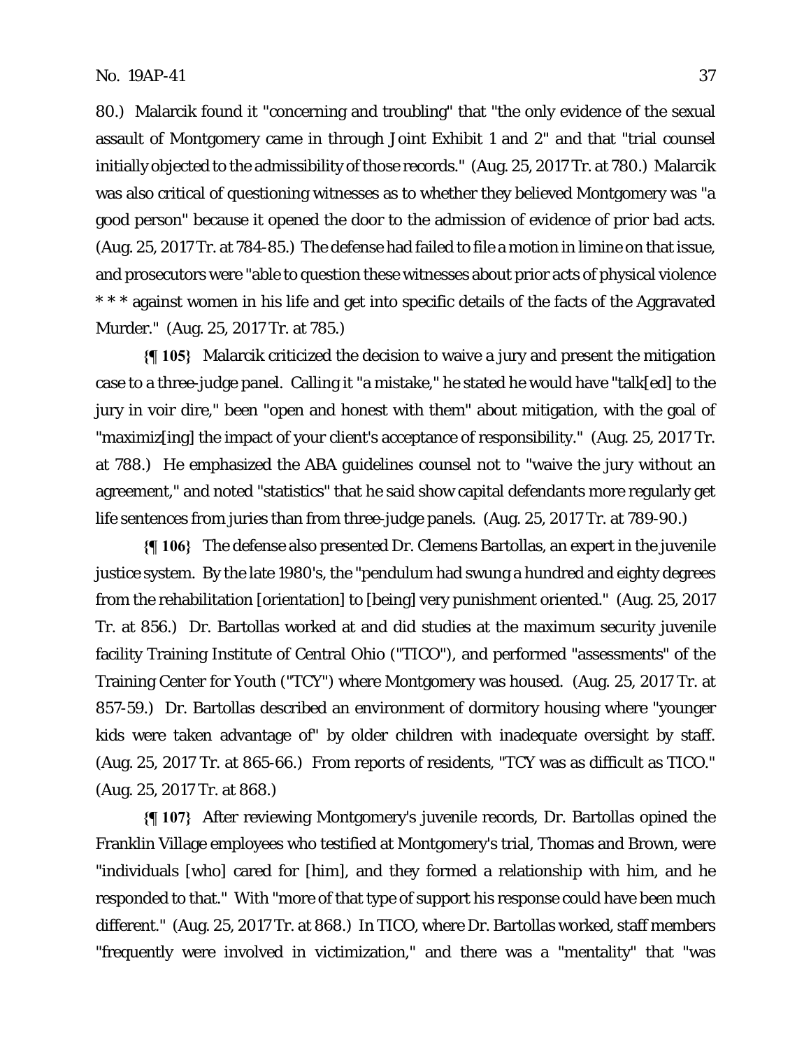80.) Malarcik found it "concerning and troubling" that "the only evidence of the sexual assault of Montgomery came in through Joint Exhibit 1 and 2" and that "trial counsel initially objected to the admissibility of those records." (Aug. 25, 2017 Tr. at 780.) Malarcik was also critical of questioning witnesses as to whether they believed Montgomery was "a good person" because it opened the door to the admission of evidence of prior bad acts. (Aug. 25, 2017 Tr. at 784-85.) The defense had failed to file a motion in limine on that issue, and prosecutors were "able to question these witnesses about prior acts of physical violence * * * against women in his life and get into specific details of the facts of the Aggravated Murder." (Aug. 25, 2017 Tr. at 785.)

**{¶ 105}** Malarcik criticized the decision to waive a jury and present the mitigation case to a three-judge panel. Calling it "a mistake," he stated he would have "talk[ed] to the jury in voir dire," been "open and honest with them" about mitigation, with the goal of "maximiz[ing] the impact of your client's acceptance of responsibility." (Aug. 25, 2017 Tr. at 788.) He emphasized the ABA guidelines counsel not to "waive the jury without an agreement," and noted "statistics" that he said show capital defendants more regularly get life sentences from juries than from three-judge panels. (Aug. 25, 2017 Tr. at 789-90.)

**{¶ 106}** The defense also presented Dr. Clemens Bartollas, an expert in the juvenile justice system. By the late 1980's, the "pendulum had swung a hundred and eighty degrees from the rehabilitation [orientation] to [being] very punishment oriented." (Aug. 25, 2017 Tr. at 856.) Dr. Bartollas worked at and did studies at the maximum security juvenile facility Training Institute of Central Ohio ("TICO"), and performed "assessments" of the Training Center for Youth ("TCY") where Montgomery was housed. (Aug. 25, 2017 Tr. at 857-59.) Dr. Bartollas described an environment of dormitory housing where "younger kids were taken advantage of" by older children with inadequate oversight by staff. (Aug. 25, 2017 Tr. at 865-66.) From reports of residents, "TCY was as difficult as TICO." (Aug. 25, 2017 Tr. at 868.)

**{¶ 107}** After reviewing Montgomery's juvenile records, Dr. Bartollas opined the Franklin Village employees who testified at Montgomery's trial, Thomas and Brown, were "individuals [who] cared for [him], and they formed a relationship with him, and he responded to that." With "more of that type of support his response could have been much different." (Aug. 25, 2017 Tr. at 868.) In TICO, where Dr. Bartollas worked, staff members "frequently were involved in victimization," and there was a "mentality" that "was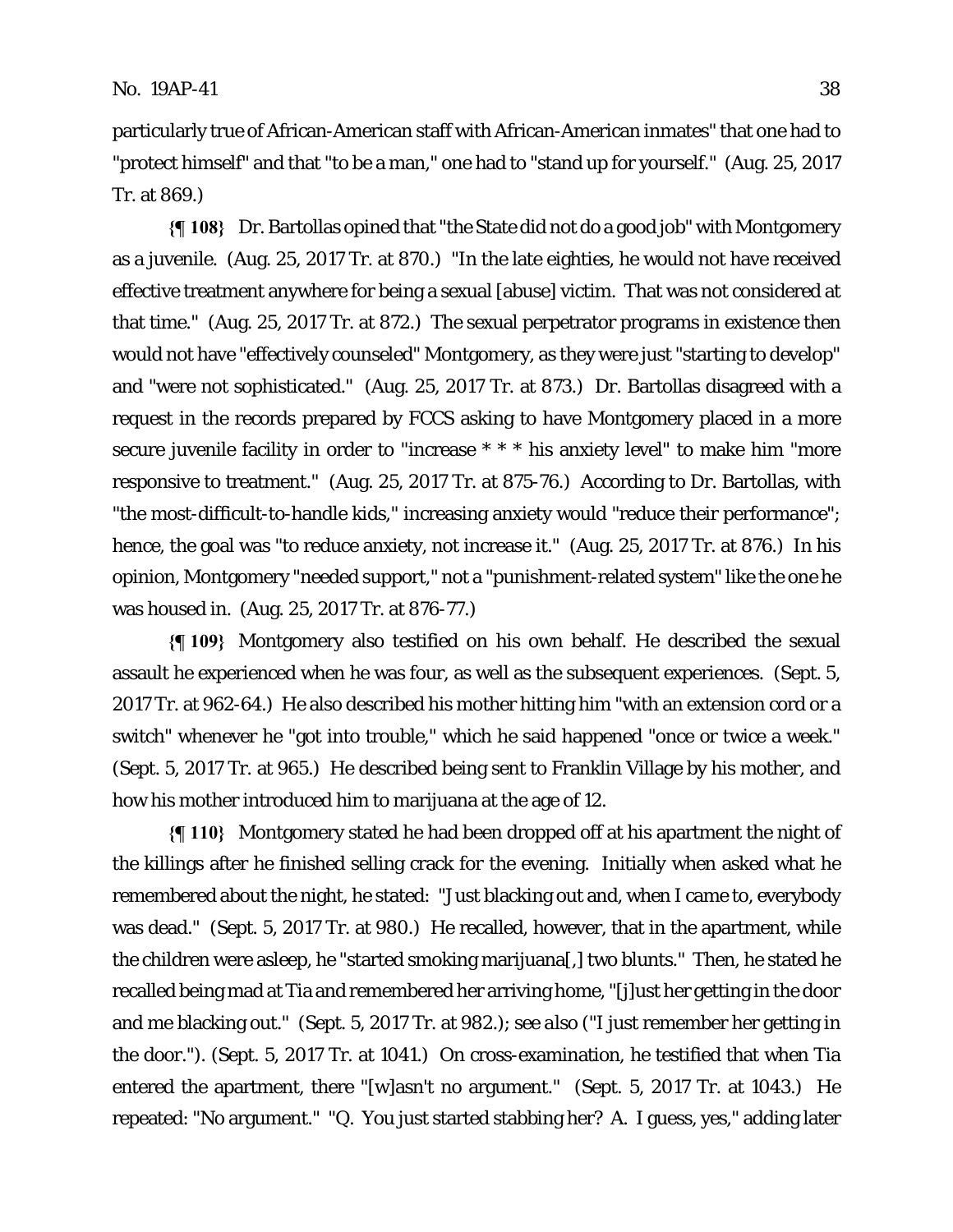particularly true of African-American staff with African-American inmates" that one had to "protect himself" and that "to be a man," one had to "stand up for yourself." (Aug. 25, 2017 Tr. at 869.)

**{¶ 108}** Dr. Bartollas opined that "the State did not do a good job" with Montgomery as a juvenile. (Aug. 25, 2017 Tr. at 870.) "In the late eighties, he would not have received effective treatment anywhere for being a sexual [abuse] victim. That was not considered at that time." (Aug. 25, 2017 Tr. at 872.) The sexual perpetrator programs in existence then would not have "effectively counseled" Montgomery, as they were just "starting to develop" and "were not sophisticated." (Aug. 25, 2017 Tr. at 873.) Dr. Bartollas disagreed with a request in the records prepared by FCCS asking to have Montgomery placed in a more secure juvenile facility in order to "increase * * * his anxiety level" to make him "more responsive to treatment." (Aug. 25, 2017 Tr. at 875-76.) According to Dr. Bartollas, with "the most-difficult-to-handle kids," increasing anxiety would "reduce their performance"; hence, the goal was "to reduce anxiety, not increase it." (Aug. 25, 2017 Tr. at 876.) In his opinion, Montgomery "needed support," not a "punishment-related system" like the one he was housed in. (Aug. 25, 2017 Tr. at 876-77.)

**{¶ 109}** Montgomery also testified on his own behalf. He described the sexual assault he experienced when he was four, as well as the subsequent experiences. (Sept. 5, 2017 Tr. at 962-64.) He also described his mother hitting him "with an extension cord or a switch" whenever he "got into trouble," which he said happened "once or twice a week." (Sept. 5, 2017 Tr. at 965.) He described being sent to Franklin Village by his mother, and how his mother introduced him to marijuana at the age of 12.

**{¶ 110}** Montgomery stated he had been dropped off at his apartment the night of the killings after he finished selling crack for the evening. Initially when asked what he remembered about the night, he stated: "Just blacking out and, when I came to, everybody was dead." (Sept. 5, 2017 Tr. at 980.) He recalled, however, that in the apartment, while the children were asleep, he "started smoking marijuana[,] two blunts." Then, he stated he recalled being mad at Tia and remembered her arriving home, "[j]ust her getting in the door and me blacking out." (Sept. 5, 2017 Tr. at 982.); see also ("I just remember her getting in the door."). (Sept. 5, 2017 Tr. at 1041.) On cross-examination, he testified that when Tia entered the apartment, there "[w]asn't no argument." (Sept. 5, 2017 Tr. at 1043.) He repeated: "No argument." "Q. You just started stabbing her? A. I guess, yes," adding later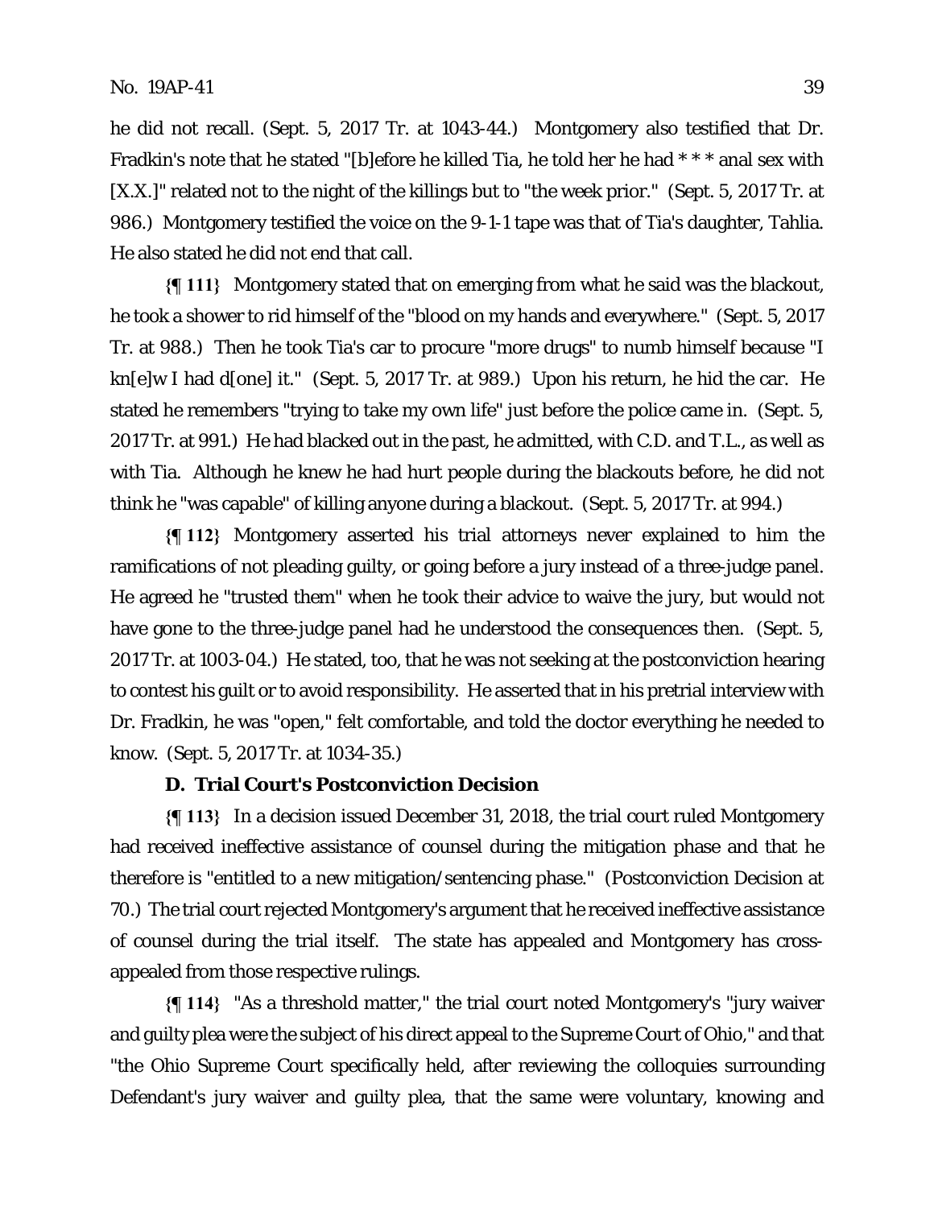he did not recall. (Sept. 5, 2017 Tr. at 1043-44.) Montgomery also testified that Dr. Fradkin's note that he stated "[b]efore he killed Tia, he told her he had * * * anal sex with [X.X.]" related not to the night of the killings but to "the week prior." (Sept. 5, 2017 Tr. at 986.) Montgomery testified the voice on the 9-1-1 tape was that of Tia's daughter, Tahlia. He also stated he did not end that call.

**{¶ 111}** Montgomery stated that on emerging from what he said was the blackout, he took a shower to rid himself of the "blood on my hands and everywhere." (Sept. 5, 2017 Tr. at 988.) Then he took Tia's car to procure "more drugs" to numb himself because "I kn[e]w I had d[one] it." (Sept. 5, 2017 Tr. at 989.) Upon his return, he hid the car. He stated he remembers "trying to take my own life" just before the police came in. (Sept. 5, 2017 Tr. at 991.) He had blacked out in the past, he admitted, with C.D. and T.L., as well as with Tia. Although he knew he had hurt people during the blackouts before, he did not think he "was capable" of killing anyone during a blackout. (Sept. 5, 2017 Tr. at 994.)

**{¶ 112}** Montgomery asserted his trial attorneys never explained to him the ramifications of not pleading guilty, or going before a jury instead of a three-judge panel. He agreed he "trusted them" when he took their advice to waive the jury, but would not have gone to the three-judge panel had he understood the consequences then. (Sept. 5, 2017 Tr. at 1003-04.) He stated, too, that he was not seeking at the postconviction hearing to contest his guilt or to avoid responsibility. He asserted that in his pretrial interview with Dr. Fradkin, he was "open," felt comfortable, and told the doctor everything he needed to know. (Sept. 5, 2017 Tr. at 1034-35.)

### D. Trial Court's Postconviction Decision

**{¶ 113}** In a decision issued December 31, 2018, the trial court ruled Montgomery had received ineffective assistance of counsel during the mitigation phase and that he therefore is "entitled to a new mitigation/sentencing phase." (Postconviction Decision at 70.) The trial court rejected Montgomery's argument that he received ineffective assistance of counsel during the trial itself. The state has appealed and Montgomery has cross-appealed from those respective rulings.

**{¶ 114}** "As a threshold matter," the trial court noted Montgomery's "jury waiver and guilty plea were the subject of his direct appeal to the Supreme Court of Ohio," and that "the Ohio Supreme Court specifically held, after reviewing the colloquies surrounding Defendant's jury waiver and guilty plea, that the same were voluntary, knowing and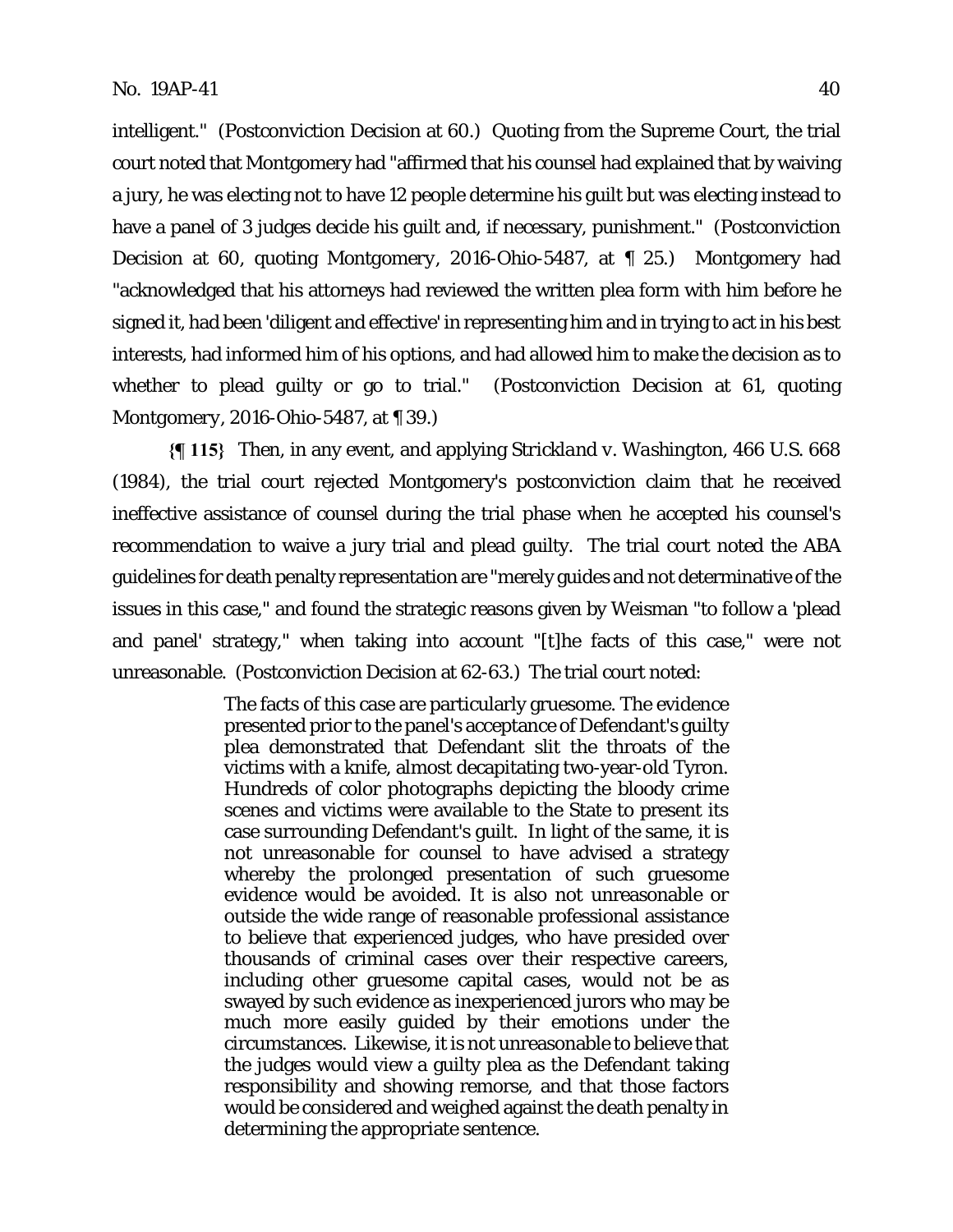intelligent." (Postconviction Decision at 60.) Quoting from the Supreme Court, the trial court noted that Montgomery had "affirmed that his counsel had explained that by waiving a jury, he was electing not to have 12 people determine his guilt but was electing instead to have a panel of 3 judges decide his guilt and, if necessary, punishment." (Postconviction Decision at 60, quoting *Montgomery*, 2016-Ohio-5487, at ¶ 25.) Montgomery had "acknowledged that his attorneys had reviewed the written plea form with him before he signed it, had been 'diligent and effective' in representing him and in trying to act in his best interests, had informed him of his options, and had allowed him to make the decision as to whether to plead guilty or go to trial." (Postconviction Decision at 61, quoting *Montgomery*, 2016-Ohio-5487, at ¶ 39.)

**{¶ 115}** Then, in any event, and applying *Strickland v. Washington*, 466 U.S. 668 (1984), the trial court rejected Montgomery's postconviction claim that he received ineffective assistance of counsel during the trial phase when he accepted his counsel's recommendation to waive a jury trial and plead guilty. The trial court noted the ABA guidelines for death penalty representation are "merely guides and not determinative of the issues in this case," and found the strategic reasons given by Weisman "to follow a 'plead and panel' strategy," when taking into account "[t]he facts of this case," were not unreasonable. (Postconviction Decision at 62-63.) The trial court noted:

> The facts of this case are particularly gruesome. The evidence presented prior to the panel's acceptance of Defendant's guilty plea demonstrated that Defendant slit the throats of the victims with a knife, almost decapitating two-year-old Tyron. Hundreds of color photographs depicting the bloody crime scenes and victims were available to the State to present its case surrounding Defendant's guilt. In light of the same, it is not unreasonable for counsel to have advised a strategy whereby the prolonged presentation of such gruesome evidence would be avoided. It is also not unreasonable or outside the wide range of reasonable professional assistance to believe that experienced judges, who have presided over thousands of criminal cases over their respective careers, including other gruesome capital cases, would not be as swayed by such evidence as inexperienced jurors who may be much more easily guided by their emotions under the circumstances. Likewise, it is not unreasonable to believe that the judges would view a guilty plea as the Defendant taking responsibility and showing remorse, and that those factors would be considered and weighed against the death penalty in determining the appropriate sentence.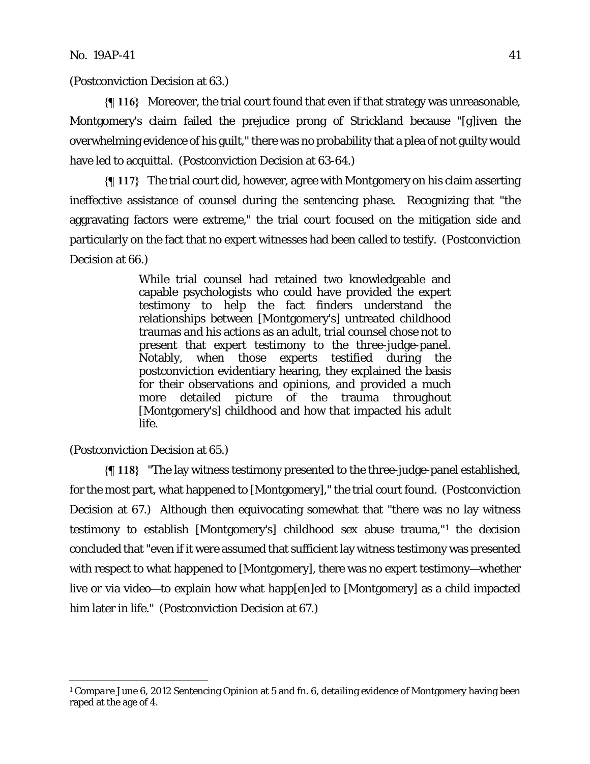(Postconviction Decision at 63.)

**{¶ 116}** Moreover, the trial court found that even if that strategy was unreasonable, Montgomery's claim failed the prejudice prong of *Strickland* because "[g]iven the overwhelming evidence of his guilt," there was no probability that a plea of not guilty would have led to acquittal. (Postconviction Decision at 63-64.)

**{¶ 117}** The trial court did, however, agree with Montgomery on his claim asserting ineffective assistance of counsel during the sentencing phase. Recognizing that "the aggravating factors were extreme," the trial court focused on the mitigation side and particularly on the fact that no expert witnesses had been called to testify. (Postconviction Decision at 66.)

> While trial counsel had retained two knowledgeable and capable psychologists who could have provided the expert testimony to help the fact finders understand the relationships between [Montgomery's] untreated childhood traumas and his actions as an adult, trial counsel chose not to present that expert testimony to the three-judge-panel. Notably, when those experts testified during the postconviction evidentiary hearing, they explained the basis for their observations and opinions, and provided a much more detailed picture of the trauma throughout [Montgomery's] childhood and how that impacted his adult life.

(Postconviction Decision at 65.)

**{¶ 118}** "The lay witness testimony presented to the three-judge-panel established, for the most part, what happened to [Montgomery]," the trial court found. (Postconviction Decision at 67.) Although then equivocating somewhat that "there was no lay witness testimony to establish [Montgomery's] childhood sex abuse trauma,"[1] the decision concluded that "even if it were assumed that sufficient lay witness testimony was presented with respect to what happened to [Montgomery], there was no expert testimony—whether live or via video—to explain how what happ[en]ed to [Montgomery] as a child impacted him later in life." (Postconviction Decision at 67.)

---

[1] *Compare* June 6, 2012 Sentencing Opinion at 5 and fn. 6, detailing evidence of Montgomery having been raped at the age of 4.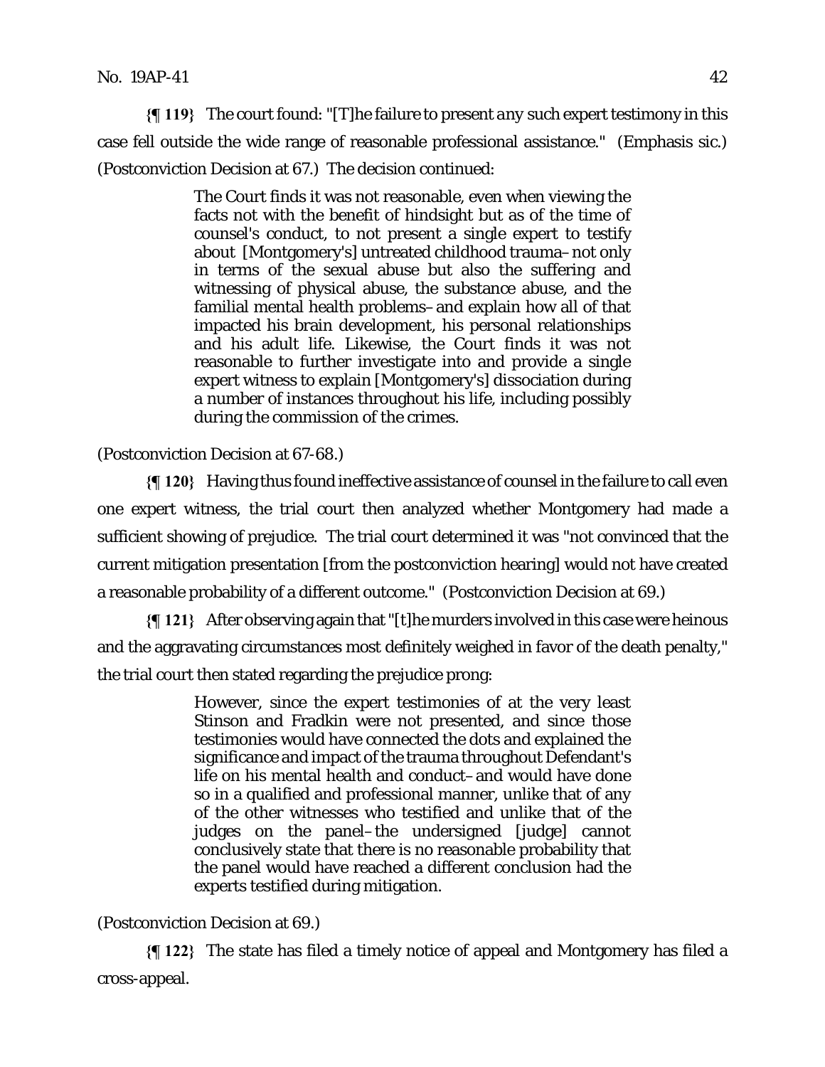**{¶ 119}** The court found: "[T]he failure to present *any* such expert testimony in this case fell outside the wide range of reasonable professional assistance." (Emphasis sic.) (Postconviction Decision at 67.) The decision continued:

> The Court finds it was not reasonable, even when viewing the facts not with the benefit of hindsight but as of the time of counsel's conduct, to not present a single expert to testify about [Montgomery's] untreated childhood trauma–not only in terms of the sexual abuse but also the suffering and witnessing of physical abuse, the substance abuse, and the familial mental health problems–and explain how all of that impacted his brain development, his personal relationships and his adult life. Likewise, the Court finds it was not reasonable to further investigate into and provide a single expert witness to explain [Montgomery's] dissociation during a number of instances throughout his life, including possibly during the commission of the crimes.

(Postconviction Decision at 67-68.)

**{¶ 120}** Having thus found ineffective assistance of counsel in the failure to call even one expert witness, the trial court then analyzed whether Montgomery had made a sufficient showing of prejudice. The trial court determined it was "not convinced that the current mitigation presentation [from the postconviction hearing] would not have created a reasonable probability of a different outcome." (Postconviction Decision at 69.)

**{¶ 121}** After observing again that "[t]he murders involved in this case were heinous and the aggravating circumstances most definitely weighed in favor of the death penalty," the trial court then stated regarding the prejudice prong:

> However, since the expert testimonies of at the very least Stinson and Fradkin were not presented, and since those testimonies would have connected the dots and explained the significance and impact of the trauma throughout Defendant's life on his mental health and conduct–and would have done so in a qualified and professional manner, unlike that of any of the other witnesses who testified and unlike that of the judges on the panel–the undersigned [judge] cannot conclusively state that there is no reasonable probability that the panel would have reached a different conclusion had the experts testified during mitigation.

(Postconviction Decision at 69.)

**{¶ 122}** The state has filed a timely notice of appeal and Montgomery has filed a cross-appeal.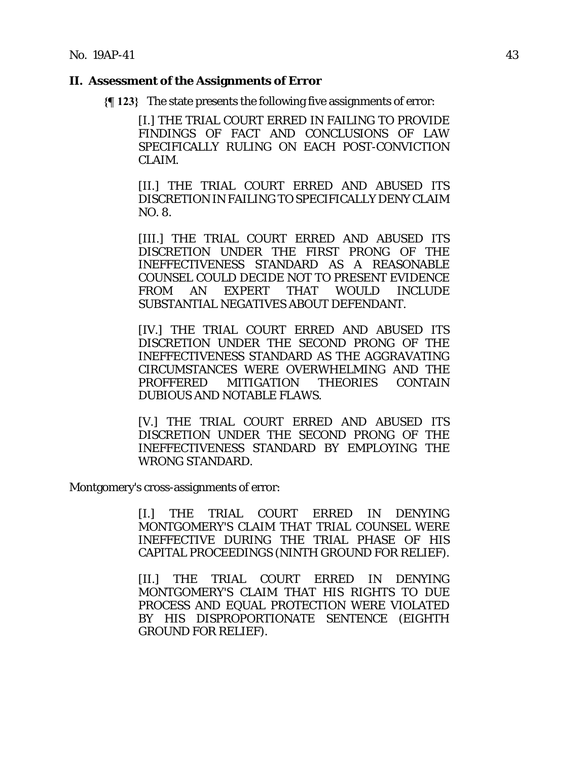## II. Assessment of the Assignments of Error

**{¶ 123}** The state presents the following five assignments of error:

> [I.] THE TRIAL COURT ERRED IN FAILING TO PROVIDE FINDINGS OF FACT AND CONCLUSIONS OF LAW SPECIFICALLY RULING ON EACH POST-CONVICTION CLAIM.
>
> [II.] THE TRIAL COURT ERRED AND ABUSED ITS DISCRETION IN FAILING TO SPECIFICALLY DENY CLAIM NO. 8.
>
> [III.] THE TRIAL COURT ERRED AND ABUSED ITS DISCRETION UNDER THE FIRST PRONG OF THE INEFFECTIVENESS STANDARD AS A REASONABLE COUNSEL COULD DECIDE NOT TO PRESENT EVIDENCE FROM AN EXPERT THAT WOULD INCLUDE SUBSTANTIAL NEGATIVES ABOUT DEFENDANT.
>
> [IV.] THE TRIAL COURT ERRED AND ABUSED ITS DISCRETION UNDER THE SECOND PRONG OF THE INEFFECTIVENESS STANDARD AS THE AGGRAVATING CIRCUMSTANCES WERE OVERWHELMING AND THE PROFFERED MITIGATION THEORIES CONTAIN DUBIOUS AND NOTABLE FLAWS.
>
> [V.] THE TRIAL COURT ERRED AND ABUSED ITS DISCRETION UNDER THE SECOND PRONG OF THE INEFFECTIVENESS STANDARD BY EMPLOYING THE WRONG STANDARD.

Montgomery's cross-assignments of error:

> [I.] THE TRIAL COURT ERRED IN DENYING MONTGOMERY'S CLAIM THAT TRIAL COUNSEL WERE INEFFECTIVE DURING THE TRIAL PHASE OF HIS CAPITAL PROCEEDINGS (NINTH GROUND FOR RELIEF).
>
> [II.] THE TRIAL COURT ERRED IN DENYING MONTGOMERY'S CLAIM THAT HIS RIGHTS TO DUE PROCESS AND EQUAL PROTECTION WERE VIOLATED BY HIS DISPROPORTIONATE SENTENCE (EIGHTH GROUND FOR RELIEF).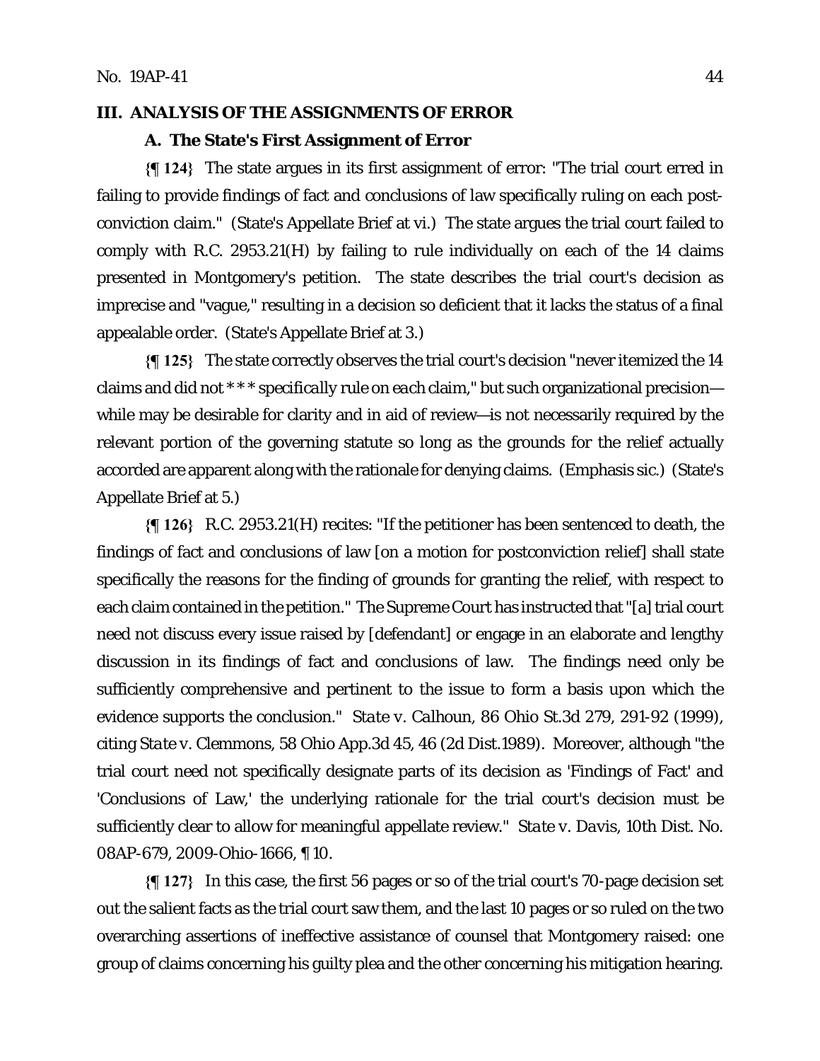## III. ANALYSIS OF THE ASSIGNMENTS OF ERROR

### A. The State's First Assignment of Error

**{¶ 124}** The state argues in its first assignment of error: "The trial court erred in failing to provide findings of fact and conclusions of law specifically ruling on each post-conviction claim." (State's Appellate Brief at vi.) The state argues the trial court failed to comply with R.C. 2953.21(H) by failing to rule individually on each of the 14 claims presented in Montgomery's petition. The state describes the trial court's decision as imprecise and "vague," resulting in a decision so deficient that it lacks the status of a final appealable order. (State's Appellate Brief at 3.)

**{¶ 125}** The state correctly observes the trial court's decision "never itemized the 14 claims and did not \*\*\* specifically rule on *each* claim," but such organizational precision—while may be desirable for clarity and in aid of review—is not necessarily required by the relevant portion of the governing statute so long as the grounds for the relief actually accorded are apparent along with the rationale for denying claims. (Emphasis sic.) (State's Appellate Brief at 5.)

**{¶ 126}** R.C. 2953.21(H) recites: "If the petitioner has been sentenced to death, the findings of fact and conclusions of law [on a motion for postconviction relief] shall state specifically the reasons for the finding of grounds for granting the relief, with respect to each claim contained in the petition." The Supreme Court has instructed that "[a] trial court need not discuss every issue raised by [defendant] or engage in an elaborate and lengthy discussion in its findings of fact and conclusions of law. The findings need only be sufficiently comprehensive and pertinent to the issue to form a basis upon which the evidence supports the conclusion." *State v. Calhoun*, 86 Ohio St.3d 279, 291-92 (1999), citing *State v. Clemmons*, 58 Ohio App.3d 45, 46 (2d Dist.1989). Moreover, although "the trial court need not specifically designate parts of its decision as 'Findings of Fact' and 'Conclusions of Law,' the underlying rationale for the trial court's decision must be sufficiently clear to allow for meaningful appellate review." *State v. Davis*, 10th Dist. No. 08AP-679, 2009-Ohio-1666, ¶ 10.

**{¶ 127}** In this case, the first 56 pages or so of the trial court's 70-page decision set out the salient facts as the trial court saw them, and the last 10 pages or so ruled on the two overarching assertions of ineffective assistance of counsel that Montgomery raised: one group of claims concerning his guilty plea and the other concerning his mitigation hearing.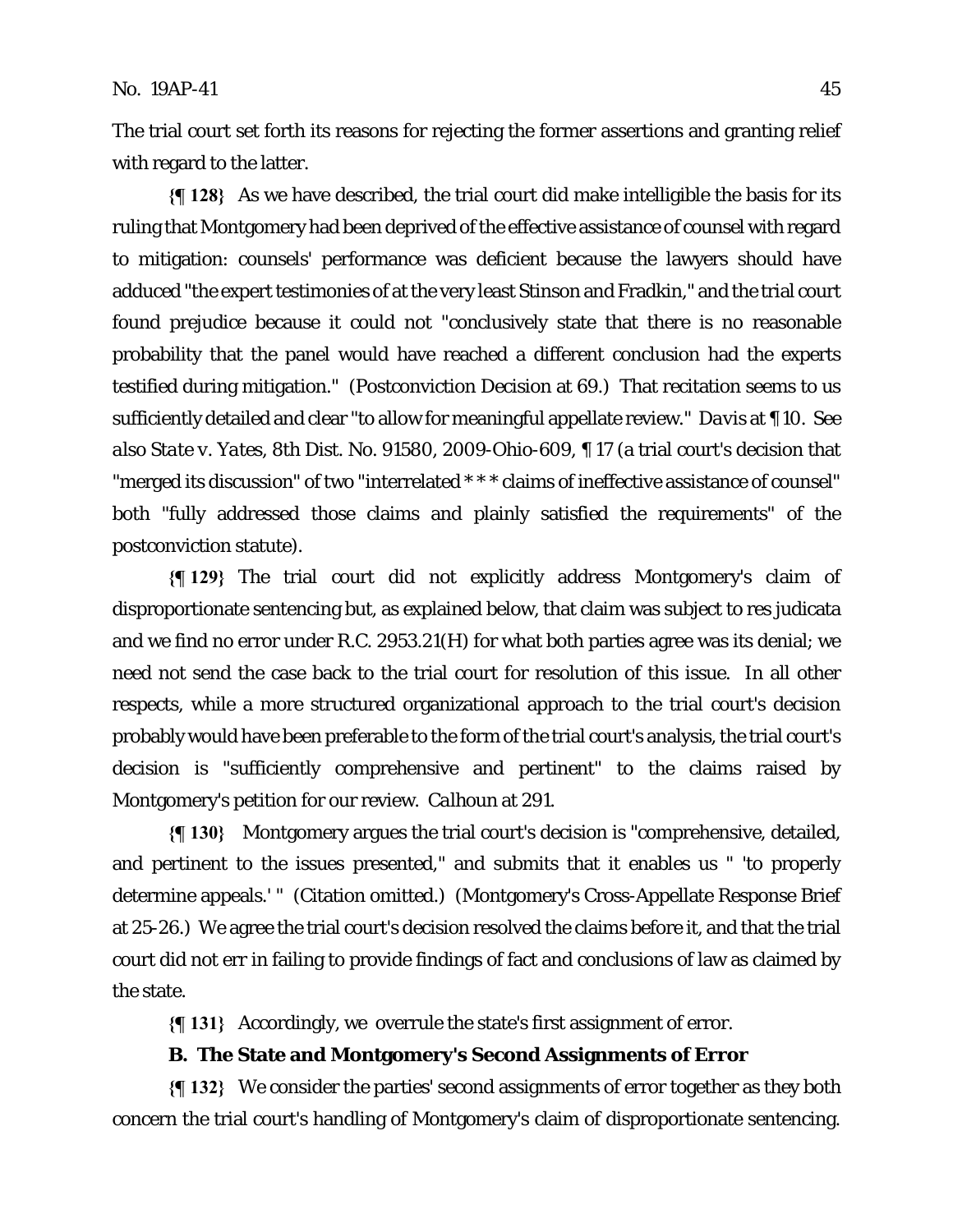The trial court set forth its reasons for rejecting the former assertions and granting relief with regard to the latter.

**{¶ 128}** As we have described, the trial court did make intelligible the basis for its ruling that Montgomery had been deprived of the effective assistance of counsel with regard to mitigation: counsels' performance was deficient because the lawyers should have adduced "the expert testimonies of at the very least Stinson and Fradkin," and the trial court found prejudice because it could not "conclusively state that there is no reasonable probability that the panel would have reached a different conclusion had the experts testified during mitigation." (Postconviction Decision at 69.) That recitation seems to us sufficiently detailed and clear "to allow for meaningful appellate review." *Davis* at ¶ 10. *See also State v. Yates*, 8th Dist. No. 91580, 2009-Ohio-609, ¶ 17 (a trial court's decision that "merged its discussion" of two "interrelated * * * claims of ineffective assistance of counsel" both "fully addressed those claims and plainly satisfied the requirements" of the postconviction statute).

**{¶ 129}** The trial court did not explicitly address Montgomery's claim of disproportionate sentencing but, as explained below, that claim was subject to res judicata and we find no error under R.C. 2953.21(H) for what both parties agree was its denial; we need not send the case back to the trial court for resolution of this issue. In all other respects, while a more structured organizational approach to the trial court's decision probably would have been preferable to the form of the trial court's analysis, the trial court's decision is "sufficiently comprehensive and pertinent" to the claims raised by Montgomery's petition for our review. *Calhoun* at 291.

**{¶ 130}** Montgomery argues the trial court's decision is "comprehensive, detailed, and pertinent to the issues presented," and submits that it enables us " 'to properly determine appeals.' " (Citation omitted.) (Montgomery's Cross-Appellate Response Brief at 25-26.) We agree the trial court's decision resolved the claims before it, and that the trial court did not err in failing to provide findings of fact and conclusions of law as claimed by the state.

**{¶ 131}** Accordingly, we overrule the state's first assignment of error.

### B. The State and Montgomery's Second Assignments of Error

**{¶ 132}** We consider the parties' second assignments of error together as they both concern the trial court's handling of Montgomery's claim of disproportionate sentencing.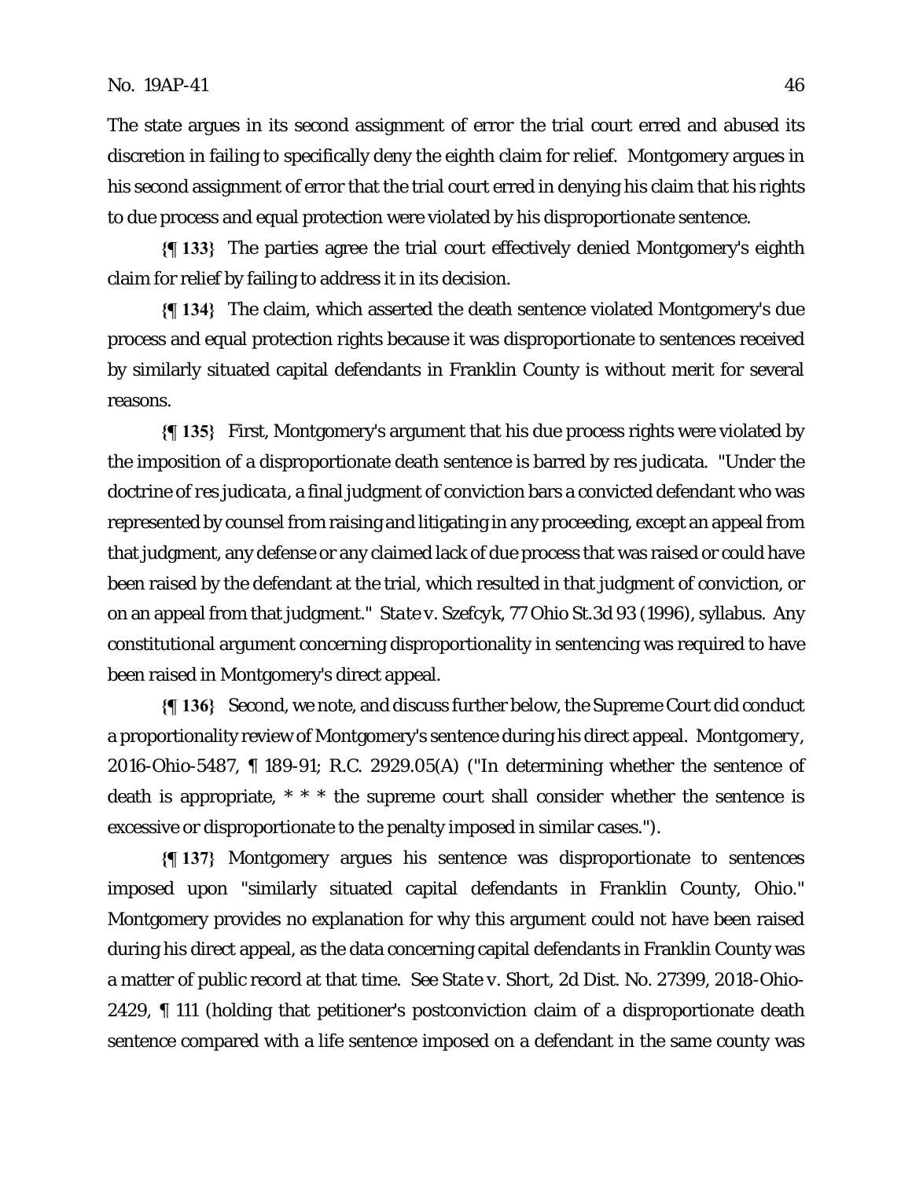The state argues in its second assignment of error the trial court erred and abused its discretion in failing to specifically deny the eighth claim for relief. Montgomery argues in his second assignment of error that the trial court erred in denying his claim that his rights to due process and equal protection were violated by his disproportionate sentence.

**{¶ 133}** The parties agree the trial court effectively denied Montgomery's eighth claim for relief by failing to address it in its decision.

**{¶ 134}** The claim, which asserted the death sentence violated Montgomery's due process and equal protection rights because it was disproportionate to sentences received by similarly situated capital defendants in Franklin County is without merit for several reasons.

**{¶ 135}** First, Montgomery's argument that his due process rights were violated by the imposition of a disproportionate death sentence is barred by res judicata. "Under the doctrine of *res judicata*, a final judgment of conviction bars a convicted defendant who was represented by counsel from raising and litigating in any proceeding, except an appeal from that judgment, any defense or any claimed lack of due process that was raised or could have been raised by the defendant at the trial, which resulted in that judgment of conviction, or on an appeal from that judgment." *State v. Szefcyk*, 77 Ohio St.3d 93 (1996), syllabus. Any constitutional argument concerning disproportionality in sentencing was required to have been raised in Montgomery's direct appeal.

**{¶ 136}** Second, we note, and discuss further below, the Supreme Court did conduct a proportionality review of Montgomery's sentence during his direct appeal. *Montgomery*, 2016-Ohio-5487, ¶ 189-91; R.C. 2929.05(A) ("In determining whether the sentence of death is appropriate, * * * the supreme court shall consider whether the sentence is excessive or disproportionate to the penalty imposed in similar cases.").

**{¶ 137}** Montgomery argues his sentence was disproportionate to sentences imposed upon "similarly situated capital defendants in Franklin County, Ohio." Montgomery provides no explanation for why this argument could not have been raised during his direct appeal, as the data concerning capital defendants in Franklin County was a matter of public record at that time. See *State v. Short*, 2d Dist. No. 27399, 2018-Ohio-2429, ¶ 111 (holding that petitioner's postconviction claim of a disproportionate death sentence compared with a life sentence imposed on a defendant in the same county was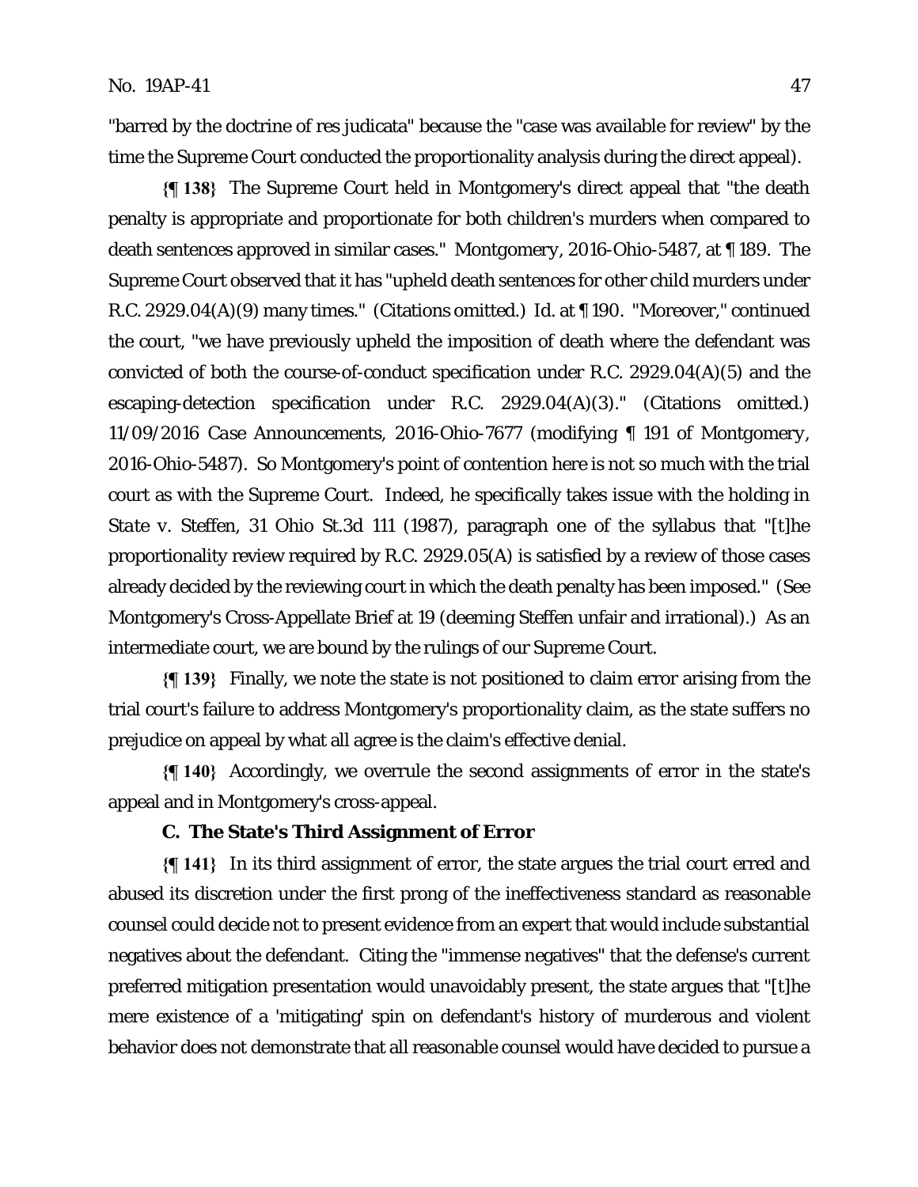"barred by the doctrine of res judicata" because the "case was available for review" by the time the Supreme Court conducted the proportionality analysis during the direct appeal).

**{¶ 138}** The Supreme Court held in Montgomery's direct appeal that "the death penalty is appropriate and proportionate for both children's murders when compared to death sentences approved in similar cases." *Montgomery*, 2016-Ohio-5487, at ¶ 189. The Supreme Court observed that it has "upheld death sentences for other child murders under R.C. 2929.04(A)(9) many times." (Citations omitted.) *Id.* at ¶ 190. "Moreover," continued the court, "we have previously upheld the imposition of death where the defendant was convicted of both the course-of-conduct specification under R.C. 2929.04(A)(5) and the escaping-detection specification under R.C. 2929.04(A)(3)." (Citations omitted.) *11/09/2016 Case Announcements*, 2016-Ohio-7677 (modifying ¶ 191 of *Montgomery*, 2016-Ohio-5487). So Montgomery's point of contention here is not so much with the trial court as with the Supreme Court. Indeed, he specifically takes issue with the holding in *State v. Steffen*, 31 Ohio St.3d 111 (1987), paragraph one of the syllabus that "[t]he proportionality review required by R.C. 2929.05(A) is satisfied by a review of those cases already decided by the reviewing court in which the death penalty has been imposed." (See Montgomery's Cross-Appellate Brief at 19 (deeming *Steffen* unfair and irrational).) As an intermediate court, we are bound by the rulings of our Supreme Court.

**{¶ 139}** Finally, we note the state is not positioned to claim error arising from the trial court's failure to address Montgomery's proportionality claim, as the state suffers no prejudice on appeal by what all agree is the claim's effective denial.

**{¶ 140}** Accordingly, we overrule the second assignments of error in the state's appeal and in Montgomery's cross-appeal.

### C. The State's Third Assignment of Error

**{¶ 141}** In its third assignment of error, the state argues the trial court erred and abused its discretion under the first prong of the ineffectiveness standard as reasonable counsel could decide not to present evidence from an expert that would include substantial negatives about the defendant. Citing the "immense negatives" that the defense's current preferred mitigation presentation would unavoidably present, the state argues that "[t]he mere existence of a 'mitigating' spin on defendant's history of murderous and violent behavior does not demonstrate that all reasonable counsel would have decided to pursue a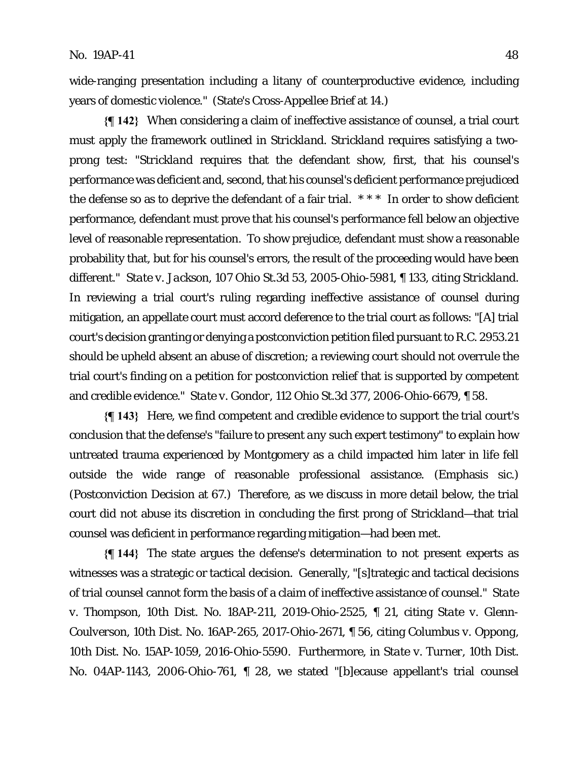wide-ranging presentation including a litany of counterproductive evidence, including years of domestic violence." (State's Cross-Appellee Brief at 14.)

**{¶ 142}** When considering a claim of ineffective assistance of counsel, a trial court must apply the framework outlined in *Strickland*. *Strickland* requires satisfying a two-prong test: "*Strickland* requires that the defendant show, first, that his counsel's performance was deficient and, second, that his counsel's deficient performance prejudiced the defense so as to deprive the defendant of a fair trial. * * * In order to show deficient performance, defendant must prove that his counsel's performance fell below an objective level of reasonable representation. To show prejudice, defendant must show a reasonable probability that, but for his counsel's errors, the result of the proceeding would have been different." *State v. Jackson*, 107 Ohio St.3d 53, 2005-Ohio-5981, ¶ 133, citing *Strickland*. In reviewing a trial court's ruling regarding ineffective assistance of counsel during mitigation, an appellate court must accord deference to the trial court as follows: "[A] trial court's decision granting or denying a postconviction petition filed pursuant to R.C. 2953.21 should be upheld absent an abuse of discretion; a reviewing court should not overrule the trial court's finding on a petition for postconviction relief that is supported by competent and credible evidence." *State v. Gondor*, 112 Ohio St.3d 377, 2006-Ohio-6679, ¶ 58.

**{¶ 143}** Here, we find competent and credible evidence to support the trial court's conclusion that the defense's "failure to present *any* such expert testimony" to explain how untreated trauma experienced by Montgomery as a child impacted him later in life fell outside the wide range of reasonable professional assistance. (Emphasis sic.) (Postconviction Decision at 67.) Therefore, as we discuss in more detail below, the trial court did not abuse its discretion in concluding the first prong of *Strickland*—that trial counsel was deficient in performance regarding mitigation—had been met.

**{¶ 144}** The state argues the defense's determination to not present experts as witnesses was a strategic or tactical decision. Generally, "[s]trategic and tactical decisions of trial counsel cannot form the basis of a claim of ineffective assistance of counsel." *State v. Thompson*, 10th Dist. No. 18AP-211, 2019-Ohio-2525, ¶ 21, citing *State v. Glenn-Coulverson*, 10th Dist. No. 16AP-265, 2017-Ohio-2671, ¶ 56, citing *Columbus v. Oppong*, 10th Dist. No. 15AP-1059, 2016-Ohio-5590. Furthermore, in *State v. Turner*, 10th Dist. No. 04AP-1143, 2006-Ohio-761, ¶ 28, we stated "[b]ecause appellant's trial counsel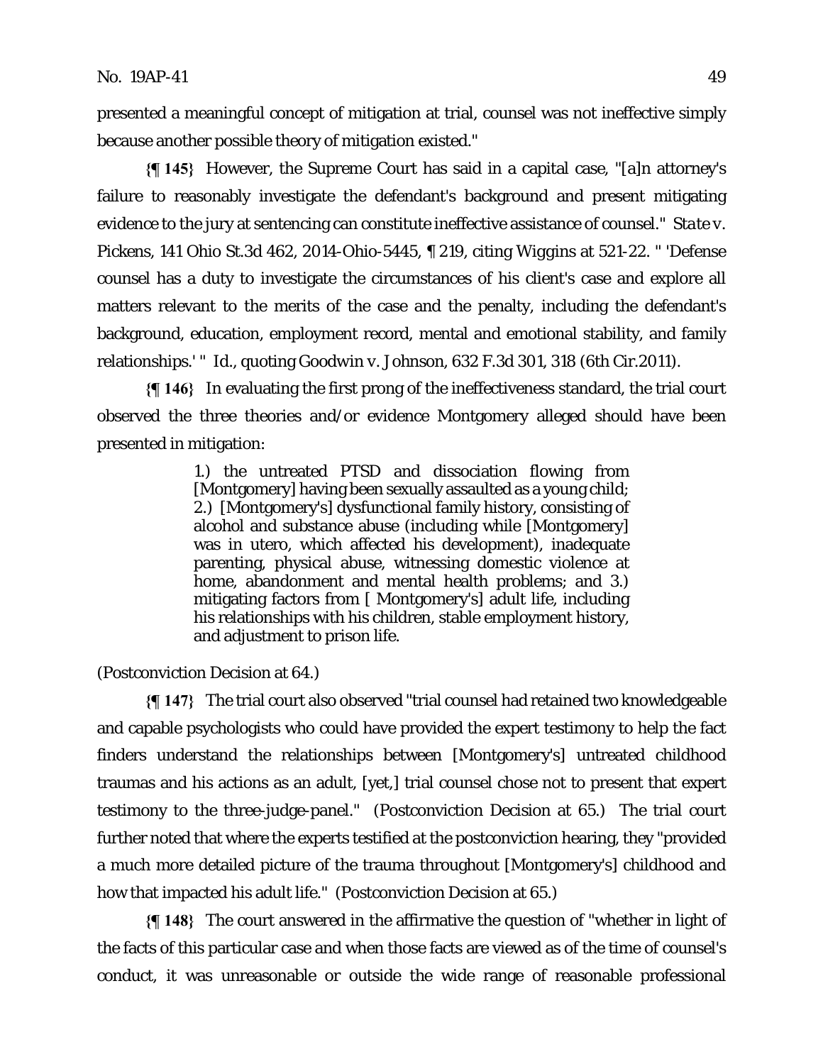presented a meaningful concept of mitigation at trial, counsel was not ineffective simply because another possible theory of mitigation existed."

**{¶ 145}** However, the Supreme Court has said in a capital case, "[a]n attorney's failure to reasonably investigate the defendant's background and present mitigating evidence to the jury at sentencing can constitute ineffective assistance of counsel." *State v. Pickens*, 141 Ohio St.3d 462, 2014-Ohio-5445, ¶ 219, citing *Wiggins* at 521-22. " 'Defense counsel has a duty to investigate the circumstances of his client's case and explore all matters relevant to the merits of the case and the penalty, including the defendant's background, education, employment record, mental and emotional stability, and family relationships.' " *Id.*, quoting *Goodwin v. Johnson*, 632 F.3d 301, 318 (6th Cir.2011).

**{¶ 146}** In evaluating the first prong of the ineffectiveness standard, the trial court observed the three theories and/or evidence Montgomery alleged should have been presented in mitigation:

> 1.) the untreated PTSD and dissociation flowing from [Montgomery] having been sexually assaulted as a young child; 2.) [Montgomery's] dysfunctional family history, consisting of alcohol and substance abuse (including while [Montgomery] was in utero, which affected his development), inadequate parenting, physical abuse, witnessing domestic violence at home, abandonment and mental health problems; and 3.) mitigating factors from [ Montgomery's] adult life, including his relationships with his children, stable employment history, and adjustment to prison life.

(Postconviction Decision at 64.)

**{¶ 147}** The trial court also observed "trial counsel had retained two knowledgeable and capable psychologists who could have provided the expert testimony to help the fact finders understand the relationships between [Montgomery's] untreated childhood traumas and his actions as an adult, [yet,] trial counsel chose not to present that expert testimony to the three-judge-panel." (Postconviction Decision at 65.) The trial court further noted that where the experts testified at the postconviction hearing, they "provided a much more detailed picture of the trauma throughout [Montgomery's] childhood and how that impacted his adult life." (Postconviction Decision at 65.)

**{¶ 148}** The court answered in the affirmative the question of "whether in light of the facts of this particular case and when those facts are viewed as of the time of counsel's conduct, it was unreasonable or outside the wide range of reasonable professional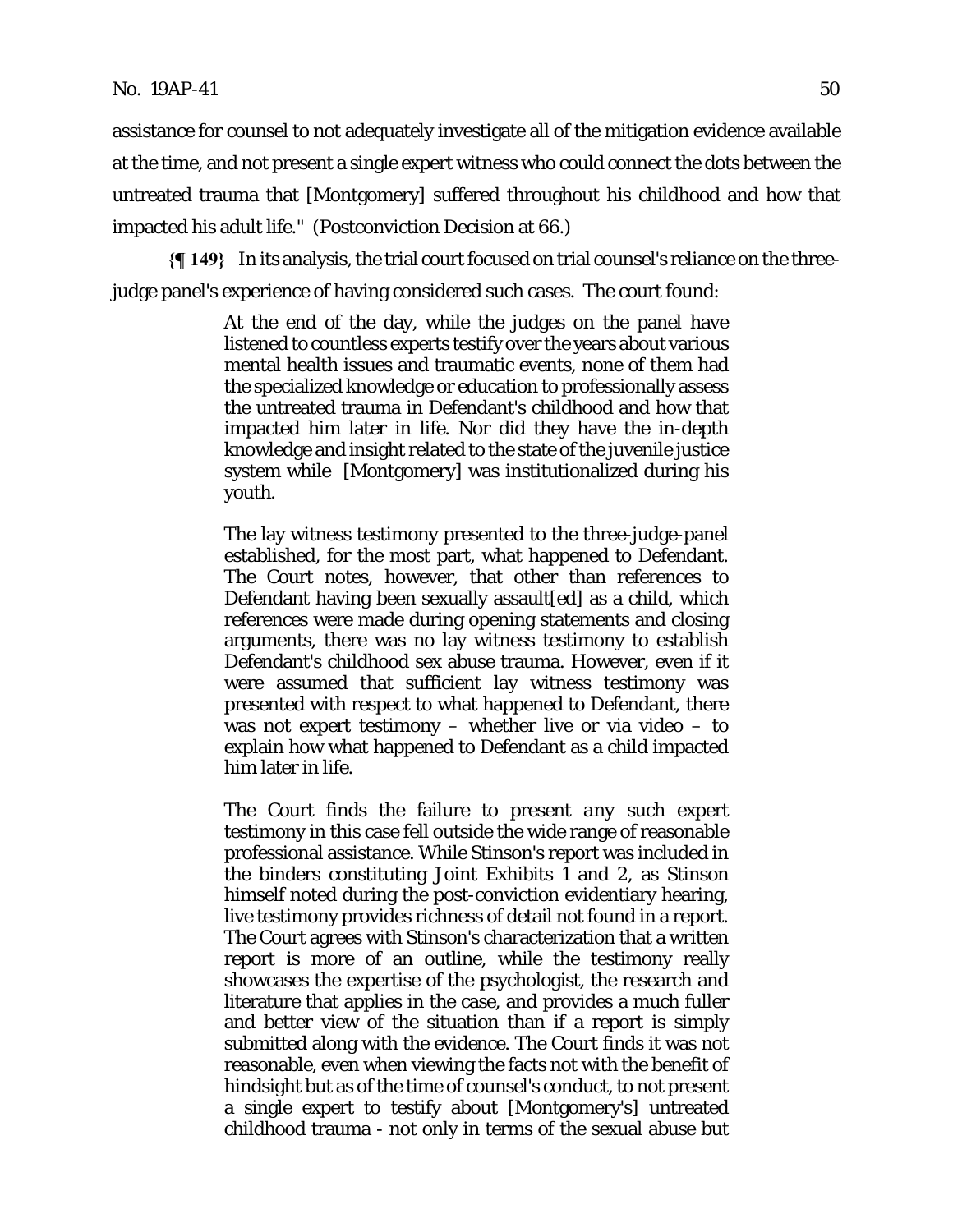assistance for counsel to not adequately investigate all of the mitigation evidence available at the time, and not present a single expert witness who could connect the dots between the untreated trauma that [Montgomery] suffered throughout his childhood and how that impacted his adult life." (Postconviction Decision at 66.)

**{¶ 149}** In its analysis, the trial court focused on trial counsel's reliance on the three-judge panel's experience of having considered such cases. The court found:

> At the end of the day, while the judges on the panel have listened to countless experts testify over the years about various mental health issues and traumatic events, none of them had the specialized knowledge or education to professionally assess the untreated trauma in Defendant's childhood and how that impacted him later in life. Nor did they have the in-depth knowledge and insight related to the state of the juvenile justice system while [Montgomery] was institutionalized during his youth.
>
> The lay witness testimony presented to the three-judge-panel established, for the most part, what happened to Defendant. The Court notes, however, that other than references to Defendant having been sexually assault[ed] as a child, which references were made during opening statements and closing arguments, there was no lay witness testimony to establish Defendant's childhood sex abuse trauma. However, even if it were assumed that sufficient lay witness testimony was presented with respect to what happened to Defendant, there was not expert testimony – whether live or via video – to explain how what happened to Defendant as a child impacted him later in life.
>
> The Court finds the failure to present *any* such expert testimony in this case fell outside the wide range of reasonable professional assistance. While Stinson's report was included in the binders constituting Joint Exhibits 1 and 2, as Stinson himself noted during the post-conviction evidentiary hearing, live testimony provides richness of detail not found in a report. The Court agrees with Stinson's characterization that a written report is more of an outline, while the testimony really showcases the expertise of the psychologist, the research and literature that applies in the case, and provides a much fuller and better view of the situation than if a report is simply submitted along with the evidence. The Court finds it was not reasonable, even when viewing the facts not with the benefit of hindsight but as of the time of counsel's conduct, to not present a single expert to testify about [Montgomery's] untreated childhood trauma - not only in terms of the sexual abuse but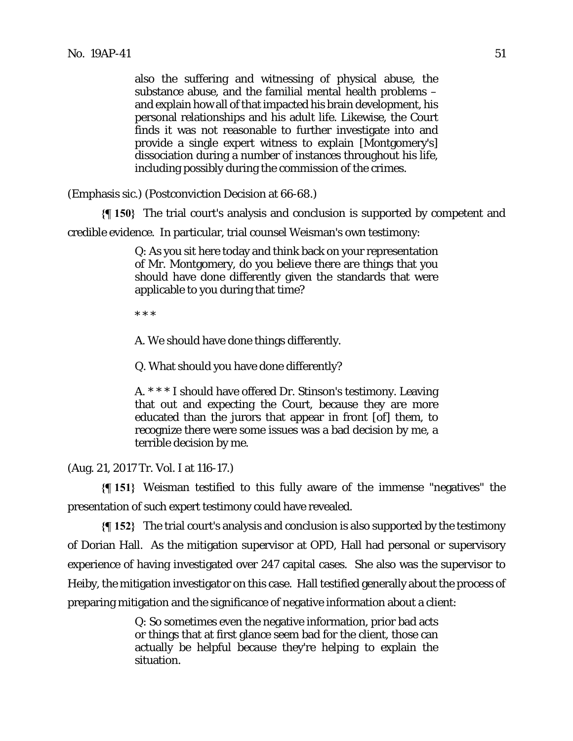> also the suffering and witnessing of physical abuse, the substance abuse, and the familial mental health problems – and explain how all of that impacted his brain development, his personal relationships and his adult life. Likewise, the Court finds it was not reasonable to further investigate into and provide a single expert witness to explain [Montgomery's] dissociation during a number of instances throughout his life, including possibly during the commission of the crimes.

(Emphasis sic.) (Postconviction Decision at 66-68.)

**{¶ 150}** The trial court's analysis and conclusion is supported by competent and credible evidence. In particular, trial counsel Weisman's own testimony:

> Q: As you sit here today and think back on your representation of Mr. Montgomery, do you believe there are things that you should have done differently given the standards that were applicable to you during that time?
>
> * * *
>
> A. We should have done things differently.
>
> Q. What should you have done differently?
>
> A. * * * I should have offered Dr. Stinson's testimony. Leaving that out and expecting the Court, because they are more educated than the jurors that appear in front [of] them, to recognize there were some issues was a bad decision by me, a terrible decision by me.

(Aug. 21, 2017 Tr. Vol. I at 116-17.)

**{¶ 151}** Weisman testified to this fully aware of the immense "negatives" the presentation of such expert testimony could have revealed.

**{¶ 152}** The trial court's analysis and conclusion is also supported by the testimony of Dorian Hall. As the mitigation supervisor at OPD, Hall had personal or supervisory experience of having investigated over 247 capital cases. She also was the supervisor to Heiby, the mitigation investigator on this case. Hall testified generally about the process of preparing mitigation and the significance of negative information about a client:

> Q: So sometimes even the negative information, prior bad acts or things that at first glance seem bad for the client, those can actually be helpful because they're helping to explain the situation.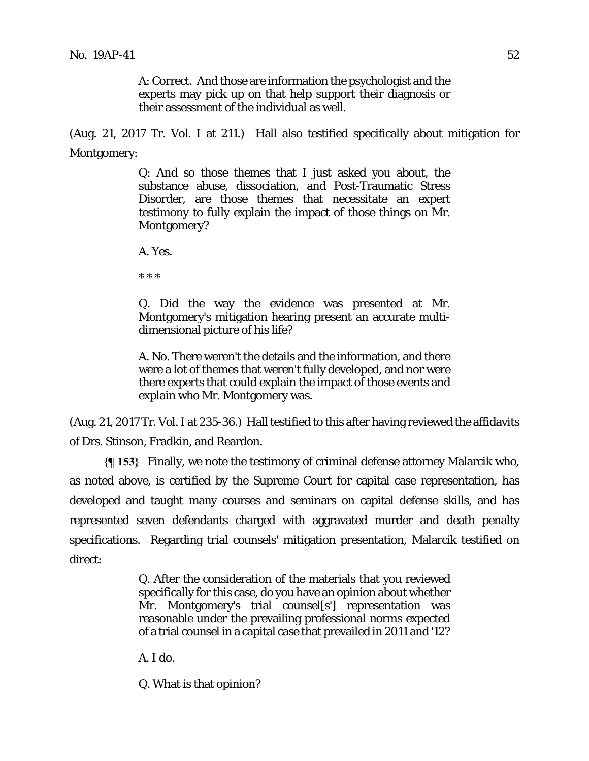> A: Correct. And those are information the psychologist and the experts may pick up on that help support their diagnosis or their assessment of the individual as well.

(Aug. 21, 2017 Tr. Vol. I at 211.) Hall also testified specifically about mitigation for Montgomery:

> Q: And so those themes that I just asked you about, the substance abuse, dissociation, and Post-Traumatic Stress Disorder, are those themes that necessitate an expert testimony to fully explain the impact of those things on Mr. Montgomery?
>
> A. Yes.
>
> \* \* \*
>
> Q. Did the way the evidence was presented at Mr. Montgomery's mitigation hearing present an accurate multi-dimensional picture of his life?
>
> A. No. There weren't the details and the information, and there were a lot of themes that weren't fully developed, and nor were there experts that could explain the impact of those events and explain who Mr. Montgomery was.

(Aug. 21, 2017 Tr. Vol. I at 235-36.) Hall testified to this after having reviewed the affidavits of Drs. Stinson, Fradkin, and Reardon.

**{¶ 153}** Finally, we note the testimony of criminal defense attorney Malarcik who, as noted above, is certified by the Supreme Court for capital case representation, has developed and taught many courses and seminars on capital defense skills, and has represented seven defendants charged with aggravated murder and death penalty specifications. Regarding trial counsels' mitigation presentation, Malarcik testified on direct:

> Q. After the consideration of the materials that you reviewed specifically for this case, do you have an opinion about whether Mr. Montgomery's trial counsel[s'] representation was reasonable under the prevailing professional norms expected of a trial counsel in a capital case that prevailed in 2011 and '12?
>
> A. I do.
>
> Q. What is that opinion?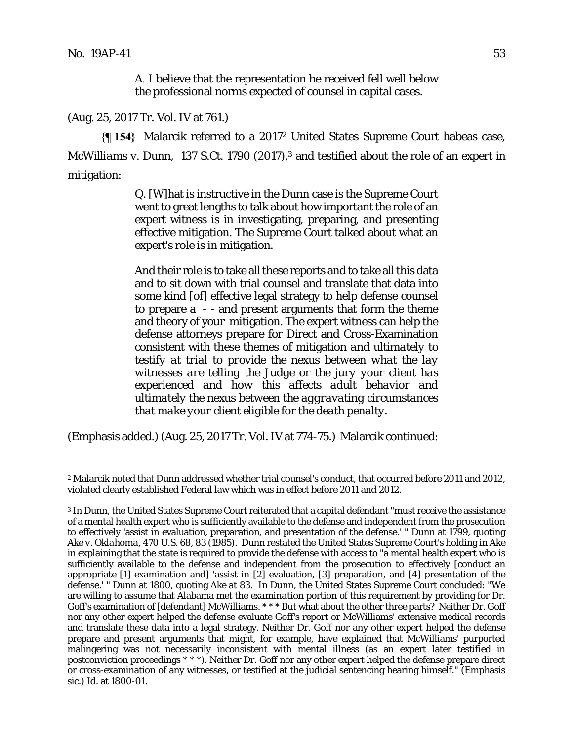> A. I believe that the representation he received fell well below the professional norms expected of counsel in capital cases.

(Aug. 25, 2017 Tr. Vol. IV at 761.)

**{¶ 154}** Malarcik referred to a 2017[2] United States Supreme Court habeas case, *McWilliams v. Dunn*, 137 S.Ct. 1790 (2017),[3] and testified about the role of an expert in mitigation:

> Q. [W]hat is instructive in the Dunn case is the Supreme Court went to great lengths to talk about how important the role of an expert witness is in investigating, preparing, and presenting effective mitigation. The Supreme Court talked about what an expert's role is in mitigation.
>
> And their role is to take all these reports and to take all this data and to sit down with trial counsel and translate that data into some kind [of] effective legal strategy to help defense counsel to prepare a - - and present arguments that form the theme and theory of your mitigation. The expert witness can help the defense attorneys prepare for Direct and Cross-Examination consistent with these themes of mitigation *and ultimately to testify at trial to provide the nexus between what the lay witnesses are telling the Judge or the jury your client has experienced and how this affects adult behavior and ultimately the nexus between the aggravating circumstances that make your client eligible for the death penalty.*

(Emphasis added.) (Aug. 25, 2017 Tr. Vol. IV at 774-75.) Malarcik continued:

---

[2] Malarcik noted that Dunn addressed whether trial counsel's conduct, that occurred before 2011 and 2012, violated clearly established Federal law which was in effect before 2011 and 2012.

[3] In Dunn, the United States Supreme Court reiterated that a capital defendant "must receive the assistance of a mental health expert who is sufficiently available to the defense and independent from the prosecution to effectively 'assist in evaluation, preparation, and presentation of the defense.' " Dunn at 1799, quoting *Ake v. Oklahoma*, 470 U.S. 68, 83 (1985). Dunn restated the United States Supreme Court's holding in Ake in explaining that the state is required to provide the defense with access to "a mental health expert who is sufficiently available to the defense and independent from the prosecution to effectively [conduct an appropriate [1] examination and] 'assist in [2] evaluation, [3] preparation, and [4] presentation of the defense.' " Dunn at 1800, quoting Ake at 83. In Dunn, the United States Supreme Court concluded: "We are willing to assume that Alabama met the *examination* portion of this requirement by providing for Dr. Goff's examination of [defendant] McWilliams. \* \* \* But what about the other three parts? Neither Dr. Goff nor any other expert helped the defense evaluate Goff's report or McWilliams' extensive medical records and translate these data into a legal strategy. Neither Dr. Goff nor any other expert helped the defense prepare and present arguments that might, for example, have explained that McWilliams' purported malingering was not necessarily inconsistent with mental illness (as an expert later testified in postconviction proceedings \* \* \*). Neither Dr. Goff nor any other expert helped the defense prepare direct or cross-examination of any witnesses, or testified at the judicial sentencing hearing himself." (Emphasis sic.) Id. at 1800-01.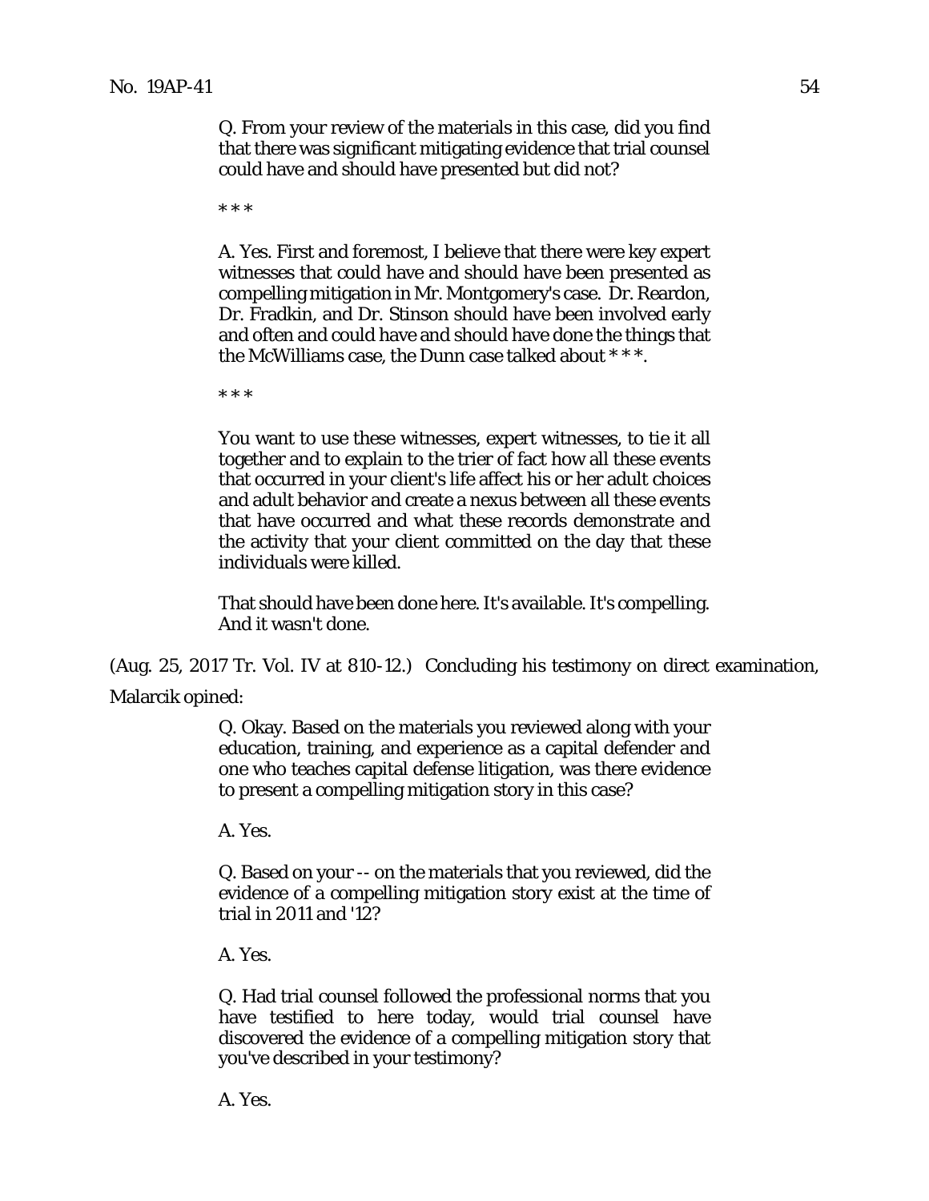> Q. From your review of the materials in this case, did you find that there was significant mitigating evidence that trial counsel could have and should have presented but did not?
>
> * * *
>
> A. Yes. First and foremost, I believe that there were key expert witnesses that could have and should have been presented as compelling mitigation in Mr. Montgomery's case. Dr. Reardon, Dr. Fradkin, and Dr. Stinson should have been involved early and often and could have and should have done the things that the McWilliams case, the Dunn case talked about * * *.
>
> * * *
>
> You want to use these witnesses, expert witnesses, to tie it all together and to explain to the trier of fact how all these events that occurred in your client's life affect his or her adult choices and adult behavior and create a nexus between all these events that have occurred and what these records demonstrate and the activity that your client committed on the day that these individuals were killed.
>
> That should have been done here. It's available. It's compelling. And it wasn't done.

(Aug. 25, 2017 Tr. Vol. IV at 810-12.) Concluding his testimony on direct examination, Malarcik opined:

> Q. Okay. Based on the materials you reviewed along with your education, training, and experience as a capital defender and one who teaches capital defense litigation, was there evidence to present a compelling mitigation story in this case?
>
> A. Yes.
>
> Q. Based on your -- on the materials that you reviewed, did the evidence of a compelling mitigation story exist at the time of trial in 2011 and '12?
>
> A. Yes.
>
> Q. Had trial counsel followed the professional norms that you have testified to here today, would trial counsel have discovered the evidence of a compelling mitigation story that you've described in your testimony?
>
> A. Yes.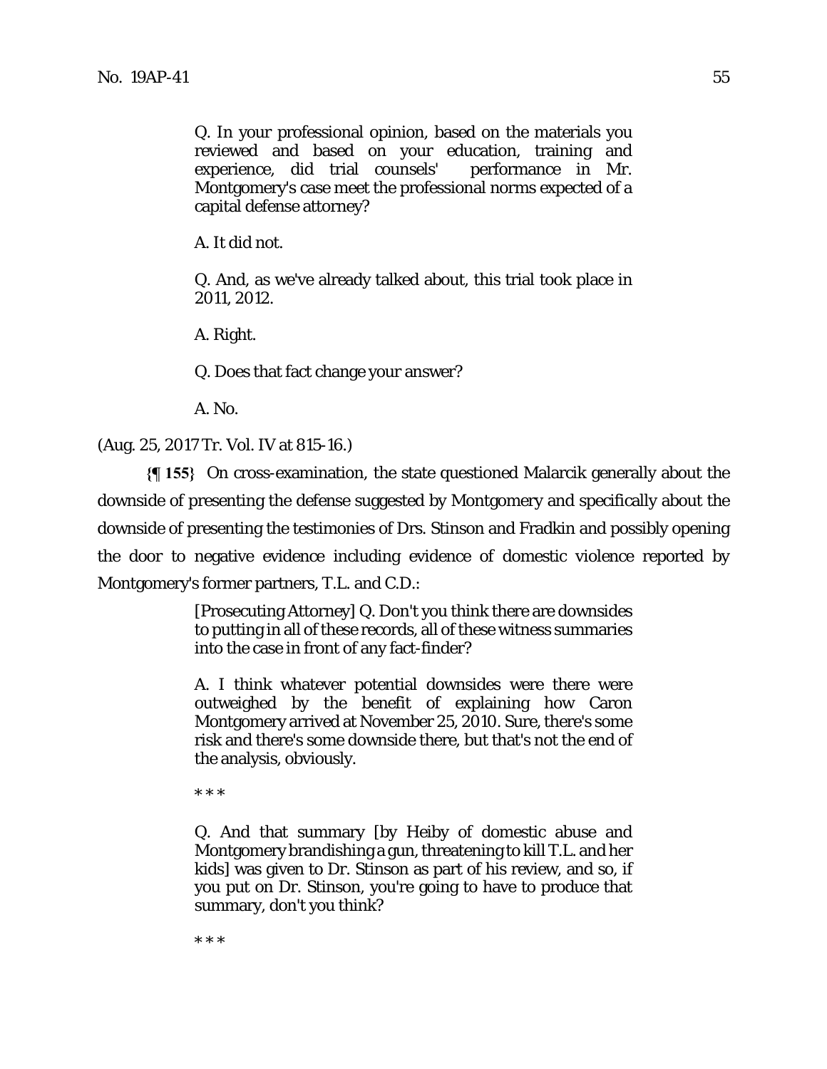> Q. In your professional opinion, based on the materials you reviewed and based on your education, training and experience, did trial counsels' performance in Mr. Montgomery's case meet the professional norms expected of a capital defense attorney?
>
> A. It did not.
>
> Q. And, as we've already talked about, this trial took place in 2011, 2012.
>
> A. Right.
>
> Q. Does that fact change your answer?
>
> A. No.

(Aug. 25, 2017 Tr. Vol. IV at 815-16.)

**{¶ 155}** On cross-examination, the state questioned Malarcik generally about the downside of presenting the defense suggested by Montgomery and specifically about the downside of presenting the testimonies of Drs. Stinson and Fradkin and possibly opening the door to negative evidence including evidence of domestic violence reported by Montgomery's former partners, T.L. and C.D.:

> [Prosecuting Attorney] Q. Don't you think there are downsides to putting in all of these records, all of these witness summaries into the case in front of any fact-finder?
>
> A. I think whatever potential downsides were there were outweighed by the benefit of explaining how Caron Montgomery arrived at November 25, 2010. Sure, there's some risk and there's some downside there, but that's not the end of the analysis, obviously.
>
> * * *
>
> Q. And that summary [by Heiby of domestic abuse and Montgomery brandishing a gun, threatening to kill T.L. and her kids] was given to Dr. Stinson as part of his review, and so, if you put on Dr. Stinson, you're going to have to produce that summary, don't you think?
>
> * * *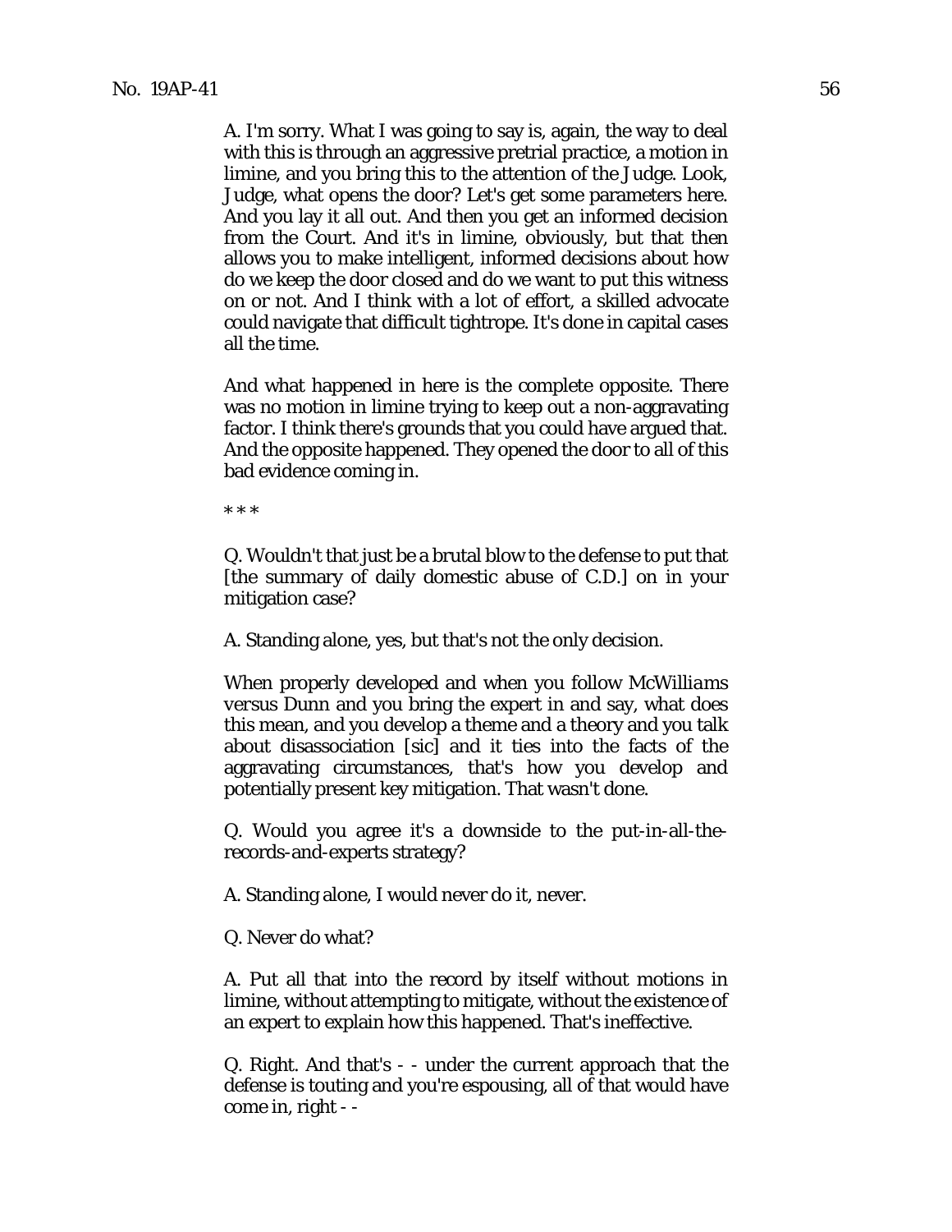A. I'm sorry. What I was going to say is, again, the way to deal with this is through an aggressive pretrial practice, a motion in limine, and you bring this to the attention of the Judge. Look, Judge, what opens the door? Let's get some parameters here. And you lay it all out. And then you get an informed decision from the Court. And it's in limine, obviously, but that then allows you to make intelligent, informed decisions about how do we keep the door closed and do we want to put this witness on or not. And I think with a lot of effort, a skilled advocate could navigate that difficult tightrope. It's done in capital cases all the time.

And what happened in here is the complete opposite. There was no motion in limine trying to keep out a non-aggravating factor. I think there's grounds that you could have argued that. And the opposite happened. They opened the door to all of this bad evidence coming in.

* * *

Q. Wouldn't that just be a brutal blow to the defense to put that [the summary of daily domestic abuse of C.D.] on in your mitigation case?

A. Standing alone, yes, but that's not the only decision.

When properly developed and when you follow *McWilliams versus Dunn* and you bring the expert in and say, what does this mean, and you develop a theme and a theory and you talk about disassociation [sic] and it ties into the facts of the aggravating circumstances, that's how you develop and potentially present key mitigation. That wasn't done.

Q. Would you agree it's a downside to the put-in-all-the-records-and-experts strategy?

A. Standing alone, I would never do it, never.

Q. Never do what?

A. Put all that into the record by itself without motions in limine, without attempting to mitigate, without the existence of an expert to explain how this happened. That's ineffective.

Q. Right. And that's - - under the current approach that the defense is touting and you're espousing, all of that would have come in, right - -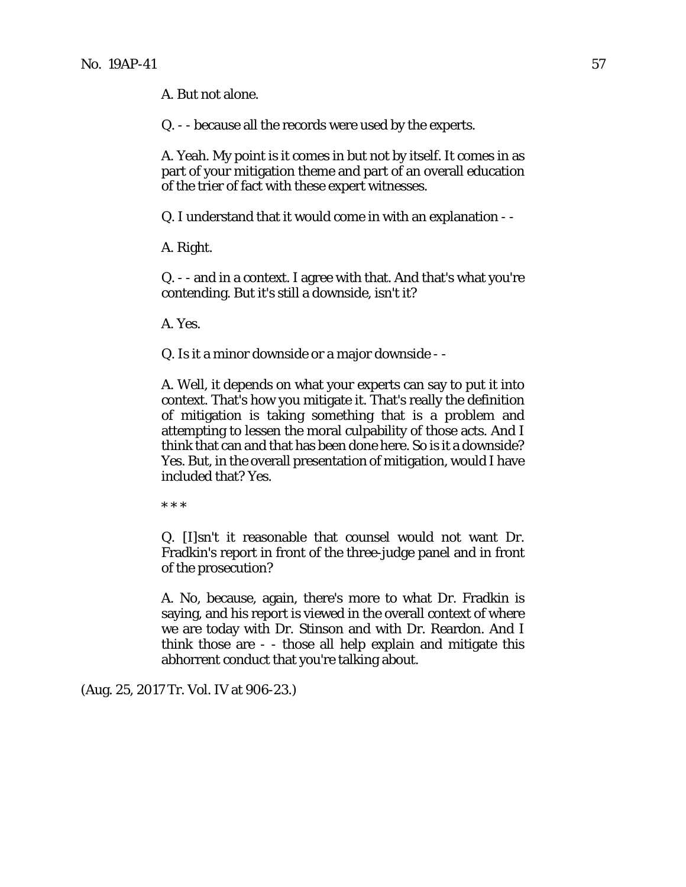A. But not alone.

Q. - - because all the records were used by the experts.

A. Yeah. My point is it comes in but not by itself. It comes in as part of your mitigation theme and part of an overall education of the trier of fact with these expert witnesses.

Q. I understand that it would come in with an explanation - -

A. Right.

Q. - - and in a context. I agree with that. And that's what you're contending. But it's still a downside, isn't it?

A. Yes.

Q. Is it a minor downside or a major downside - -

A. Well, it depends on what your experts can say to put it into context. That's how you mitigate it. That's really the definition of mitigation is taking something that is a problem and attempting to lessen the moral culpability of those acts. And I think that can and that has been done here. So is it a downside? Yes. But, in the overall presentation of mitigation, would I have included that? Yes.

\* \* \*

Q. [I]sn't it reasonable that counsel would not want Dr. Fradkin's report in front of the three-judge panel and in front of the prosecution?

A. No, because, again, there's more to what Dr. Fradkin is saying, and his report is viewed in the overall context of where we are today with Dr. Stinson and with Dr. Reardon. And I think those are - - those all help explain and mitigate this abhorrent conduct that you're talking about.

(Aug. 25, 2017 Tr. Vol. IV at 906-23.)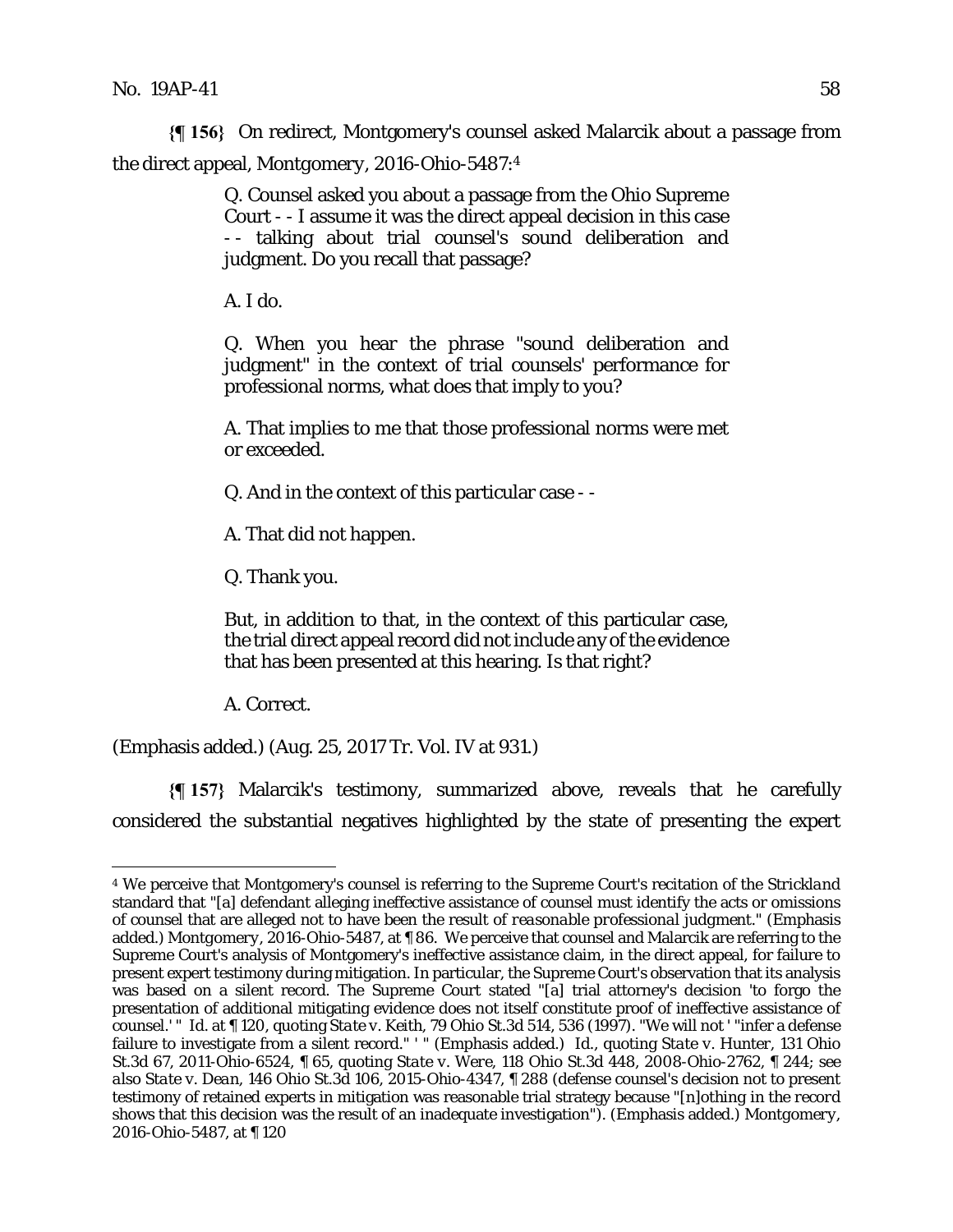**{¶ 156}** On redirect, Montgomery's counsel asked Malarcik about a passage from the direct appeal, *Montgomery*, 2016-Ohio-5487:[4]

> Q. Counsel asked you about a passage from the Ohio Supreme Court - - I assume it was the direct appeal decision in this case - - talking about trial counsel's sound deliberation and judgment. Do you recall that passage?
>
> A. I do.
>
> Q. When you hear the phrase "sound deliberation and judgment" in the context of trial counsels' performance for professional norms, what does that imply to you?
>
> A. That implies to me that those professional norms were met or exceeded.
>
> Q. And in the context of this particular case - -
>
> A. That did not happen.
>
> Q. Thank you.
>
> But, in addition to that, in the context of this particular case, the trial direct appeal record did not include any of the evidence that has been presented at this hearing. Is that right?
>
> A. Correct.

(Emphasis added.) (Aug. 25, 2017 Tr. Vol. IV at 931.)

**{¶ 157}** Malarcik's testimony, summarized above, reveals that he carefully considered the substantial negatives highlighted by the state of presenting the expert

---

[4] We perceive that Montgomery's counsel is referring to the Supreme Court's recitation of the *Strickland* standard that "[a] defendant alleging ineffective assistance of counsel must identify the acts or omissions of counsel that are alleged not to have been the result of *reasonable professional judgment*." (Emphasis added.) *Montgomery*, 2016-Ohio-5487, at ¶ 86. We perceive that counsel and Malarcik are referring to the Supreme Court's analysis of Montgomery's ineffective assistance claim, in the direct appeal, for failure to present expert testimony during mitigation. In particular, the Supreme Court's observation that its analysis was based on a silent record. The Supreme Court stated "[a] trial attorney's decision 'to forgo the presentation of additional mitigating evidence does not itself constitute proof of ineffective assistance of counsel.' " *Id.* at ¶ 120, quoting *State v. Keith*, 79 Ohio St.3d 514, 536 (1997). "We will not ' "infer a defense failure to investigate from a silent record." ' " (Emphasis added.) *Id.*, quoting *State v. Hunter*, 131 Ohio St.3d 67, 2011-Ohio-6524, ¶ 65, quoting *State v. Were*, 118 Ohio St.3d 448, 2008-Ohio-2762, ¶ 244; *see also State v. Dean*, 146 Ohio St.3d 106, 2015-Ohio-4347, ¶ 288 (defense counsel's decision not to present testimony of retained experts in mitigation was reasonable trial strategy because "[n]othing in the record shows that this decision was the result of an inadequate investigation"). (Emphasis added.) *Montgomery*, 2016-Ohio-5487, at ¶ 120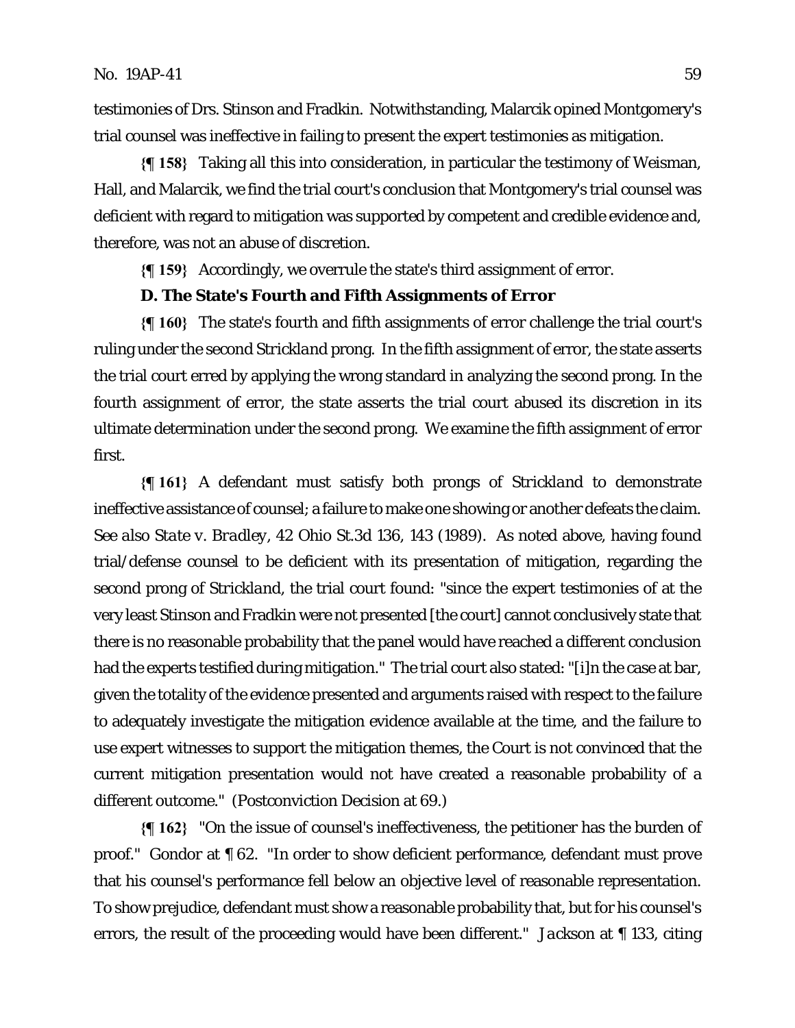testimonies of Drs. Stinson and Fradkin. Notwithstanding, Malarcik opined Montgomery's trial counsel was ineffective in failing to present the expert testimonies as mitigation.

**{¶ 158}** Taking all this into consideration, in particular the testimony of Weisman, Hall, and Malarcik, we find the trial court's conclusion that Montgomery's trial counsel was deficient with regard to mitigation was supported by competent and credible evidence and, therefore, was not an abuse of discretion.

**{¶ 159}** Accordingly, we overrule the state's third assignment of error.

**D. The State's Fourth and Fifth Assignments of Error**

**{¶ 160}** The state's fourth and fifth assignments of error challenge the trial court's ruling under the second *Strickland* prong. In the fifth assignment of error, the state asserts the trial court erred by applying the wrong standard in analyzing the second prong. In the fourth assignment of error, the state asserts the trial court abused its discretion in its ultimate determination under the second prong. We examine the fifth assignment of error first.

**{¶ 161}** A defendant must satisfy both prongs of *Strickland* to demonstrate ineffective assistance of counsel; a failure to make one showing or another defeats the claim. *See also State v. Bradley*, 42 Ohio St.3d 136, 143 (1989). As noted above, having found trial/defense counsel to be deficient with its presentation of mitigation, regarding the second prong of *Strickland*, the trial court found: "since the expert testimonies of at the very least Stinson and Fradkin were not presented [the court] cannot conclusively state that there is no reasonable probability that the panel would have reached a different conclusion had the experts testified during mitigation." The trial court also stated: "[i]n the case at bar, given the totality of the evidence presented and arguments raised with respect to the failure to adequately investigate the mitigation evidence available at the time, and the failure to use expert witnesses to support the mitigation themes, the Court is not convinced that the current mitigation presentation would not have created a reasonable probability of a different outcome." (Postconviction Decision at 69.)

**{¶ 162}** "On the issue of counsel's ineffectiveness, the petitioner has the burden of proof." Gondor at ¶ 62. "In order to show deficient performance, defendant must prove that his counsel's performance fell below an objective level of reasonable representation. To show prejudice, defendant must show a reasonable probability that, but for his counsel's errors, the result of the proceeding would have been different." *Jackson* at ¶ 133, citing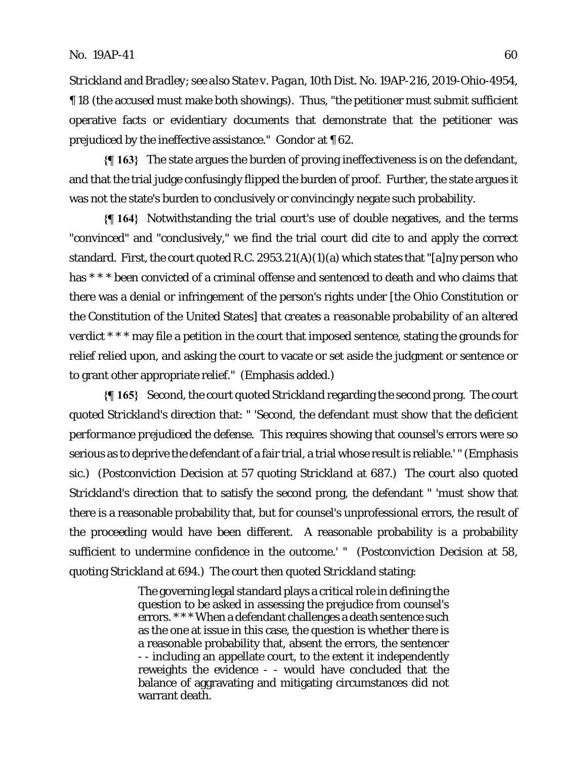*Strickland* and *Bradley*; *see also State v. Pagan*, 10th Dist. No. 19AP-216, 2019-Ohio-4954, ¶ 18 (the accused must make both showings). Thus, "the petitioner must submit sufficient operative facts or evidentiary documents that demonstrate that the petitioner was prejudiced by the ineffective assistance." Gondor at ¶ 62.

**{¶ 163}** The state argues the burden of proving ineffectiveness is on the defendant, and that the trial judge confusingly flipped the burden of proof. Further, the state argues it was not the state's burden to conclusively or convincingly negate such probability.

**{¶ 164}** Notwithstanding the trial court's use of double negatives, and the terms "convinced" and "conclusively," we find the trial court did cite to and apply the correct standard. First, the court quoted R.C. 2953.21(A)(1)(a) which states that "[a]ny person who has * * * been convicted of a criminal offense and sentenced to death and who claims that there was a denial or infringement of the person's rights under [the Ohio Constitution or the Constitution of the United States] *that creates a reasonable probability of an altered verdict* * * * may file a petition in the court that imposed sentence, stating the grounds for relief relied upon, and asking the court to vacate or set aside the judgment or sentence or to grant other appropriate relief." (Emphasis added.)

**{¶ 165}** Second, the court quoted *Strickland* regarding the second prong. The court quoted *Strickland*'s direction that: " '*Second, the defendant must show that the deficient performance prejudiced the defense.* This requires showing that counsel's errors were so serious as to deprive the defendant of a fair trial, a trial whose result is reliable.' " (Emphasis sic.) (Postconviction Decision at 57 quoting *Strickland* at 687.) The court also quoted *Strickland*'s direction that to satisfy the second prong, the defendant " 'must show that there is a reasonable probability that, but for counsel's unprofessional errors, the result of the proceeding would have been different. A reasonable probability is a probability sufficient to undermine confidence in the outcome.' " (Postconviction Decision at 58, quoting *Strickland* at 694.) The court then quoted *Strickland* stating:

> The governing legal standard plays a critical role in defining the question to be asked in assessing the prejudice from counsel's errors. * * * When a defendant challenges a death sentence such as the one at issue in this case, the question is whether there is a reasonable probability that, absent the errors, the sentencer - - including an appellate court, to the extent it independently reweights the evidence - - would have concluded that the balance of aggravating and mitigating circumstances did not warrant death.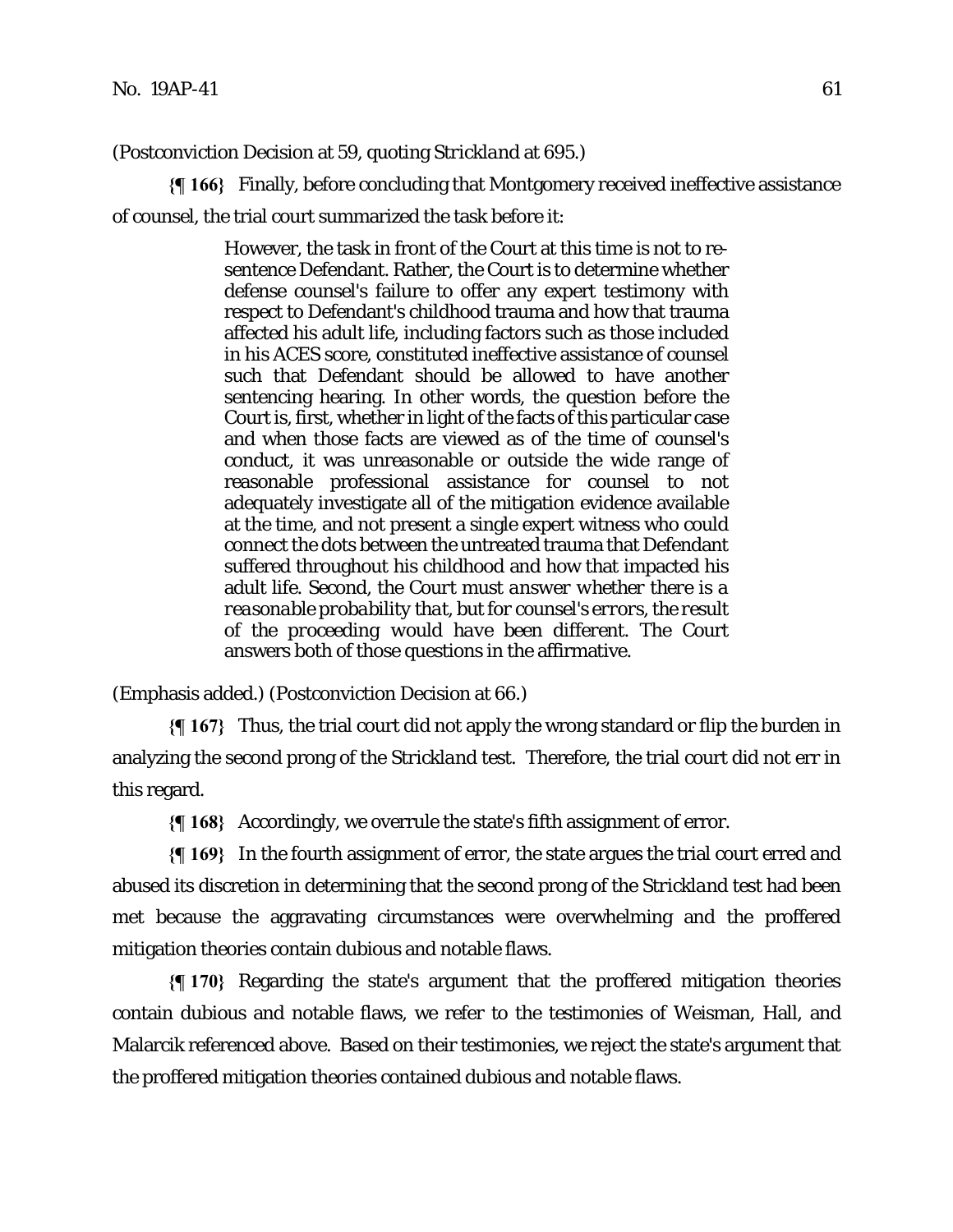(Postconviction Decision at 59, quoting *Strickland* at 695.)

**{¶ 166}** Finally, before concluding that Montgomery received ineffective assistance of counsel, the trial court summarized the task before it:

> However, the task in front of the Court at this time is not to re-sentence Defendant. Rather, the Court is to determine whether defense counsel's failure to offer any expert testimony with respect to Defendant's childhood trauma and how that trauma affected his adult life, including factors such as those included in his ACES score, constituted ineffective assistance of counsel such that Defendant should be allowed to have another sentencing hearing. In other words, the question before the Court is, first, whether in light of the facts of this particular case and when those facts are viewed as of the time of counsel's conduct, it was unreasonable or outside the wide range of reasonable professional assistance for counsel to not adequately investigate all of the mitigation evidence available at the time, and not present a single expert witness who could connect the dots between the untreated trauma that Defendant suffered throughout his childhood and how that impacted his adult life. *Second, the Court must answer whether there is a reasonable probability that, but for counsel's errors, the result of the proceeding would have been different.* The Court answers both of those questions in the affirmative.

(Emphasis added.) (Postconviction Decision at 66.)

**{¶ 167}** Thus, the trial court did not apply the wrong standard or flip the burden in analyzing the second prong of the *Strickland* test. Therefore, the trial court did not err in this regard.

**{¶ 168}** Accordingly, we overrule the state's fifth assignment of error.

**{¶ 169}** In the fourth assignment of error, the state argues the trial court erred and abused its discretion in determining that the second prong of the *Strickland* test had been met because the aggravating circumstances were overwhelming and the proffered mitigation theories contain dubious and notable flaws.

**{¶ 170}** Regarding the state's argument that the proffered mitigation theories contain dubious and notable flaws, we refer to the testimonies of Weisman, Hall, and Malarcik referenced above. Based on their testimonies, we reject the state's argument that the proffered mitigation theories contained dubious and notable flaws.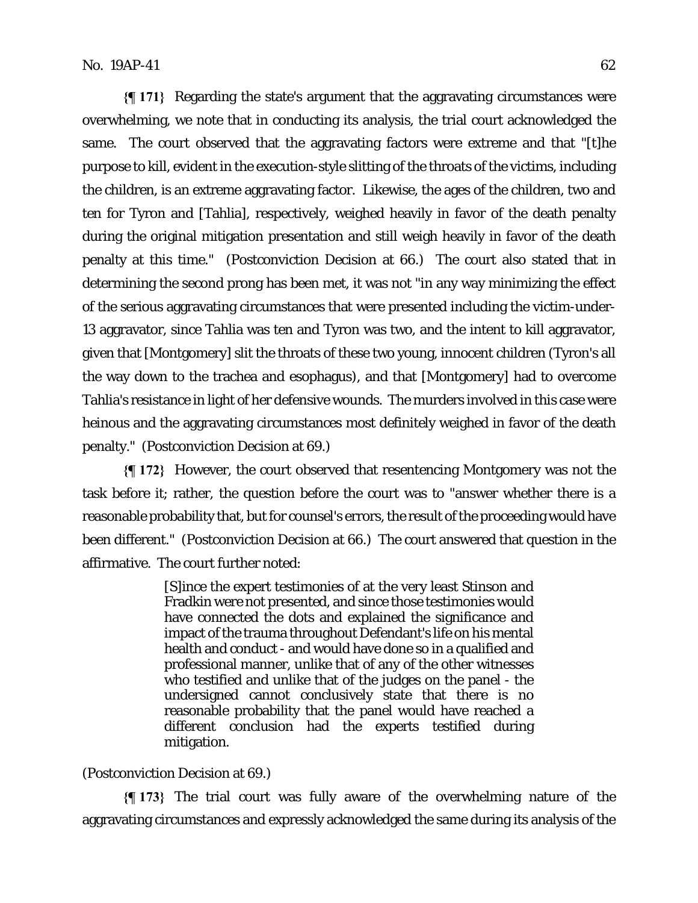**{¶ 171}** Regarding the state's argument that the aggravating circumstances were overwhelming, we note that in conducting its analysis, the trial court acknowledged the same. The court observed that the aggravating factors were extreme and that "[t]he purpose to kill, evident in the execution-style slitting of the throats of the victims, including the children, is an extreme aggravating factor. Likewise, the ages of the children, two and ten for Tyron and [Tahlia], respectively, weighed heavily in favor of the death penalty during the original mitigation presentation and still weigh heavily in favor of the death penalty at this time." (Postconviction Decision at 66.) The court also stated that in determining the second prong has been met, it was not "in any way minimizing the effect of the serious aggravating circumstances that were presented including the victim-under-13 aggravator, since Tahlia was ten and Tyron was two, and the intent to kill aggravator, given that [Montgomery] slit the throats of these two young, innocent children (Tyron's all the way down to the trachea and esophagus), and that [Montgomery] had to overcome Tahlia's resistance in light of her defensive wounds. The murders involved in this case were heinous and the aggravating circumstances most definitely weighed in favor of the death penalty." (Postconviction Decision at 69.)

**{¶ 172}** However, the court observed that resentencing Montgomery was not the task before it; rather, the question before the court was to "answer whether there is a reasonable probability that, but for counsel's errors, the result of the proceeding would have been different." (Postconviction Decision at 66.) The court answered that question in the affirmative. The court further noted:

> [S]ince the expert testimonies of at the very least Stinson and Fradkin were not presented, and since those testimonies would have connected the dots and explained the significance and impact of the trauma throughout Defendant's life on his mental health and conduct - and would have done so in a qualified and professional manner, unlike that of any of the other witnesses who testified and unlike that of the judges on the panel - the undersigned cannot conclusively state that there is no reasonable probability that the panel would have reached a different conclusion had the experts testified during mitigation.

(Postconviction Decision at 69.)

**{¶ 173}** The trial court was fully aware of the overwhelming nature of the aggravating circumstances and expressly acknowledged the same during its analysis of the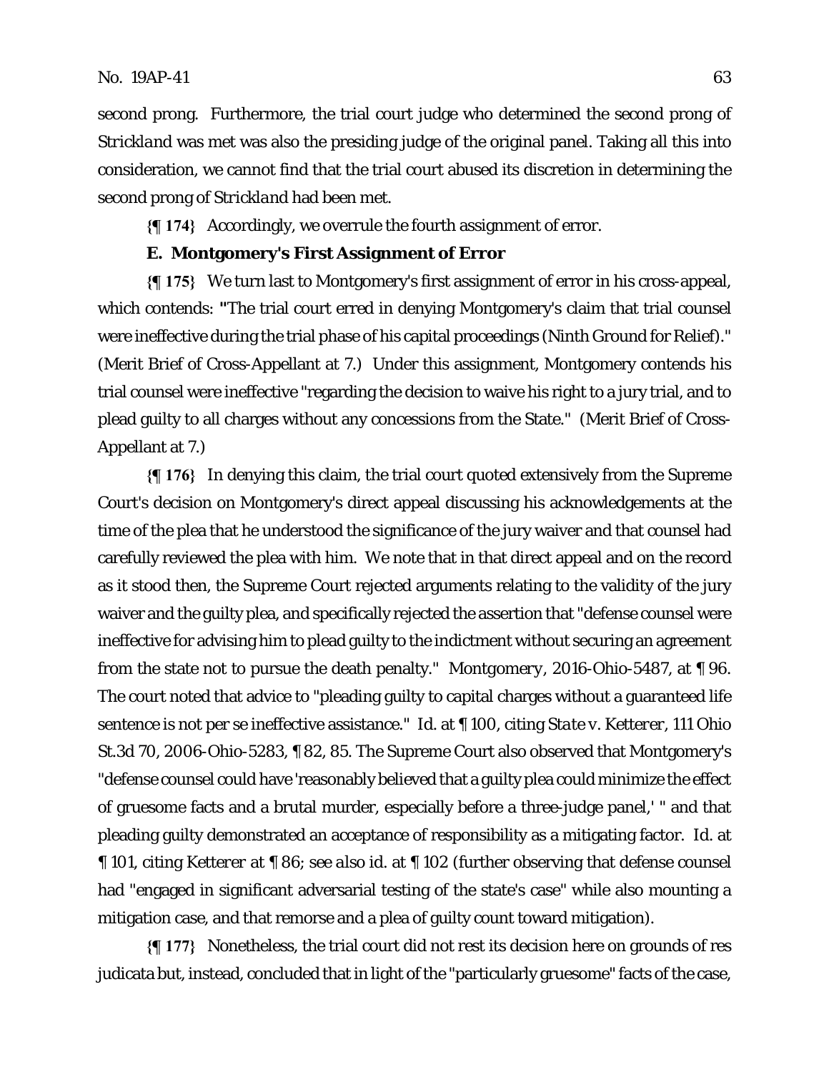second prong. Furthermore, the trial court judge who determined the second prong of *Strickland* was met was also the presiding judge of the original panel. Taking all this into consideration, we cannot find that the trial court abused its discretion in determining the second prong of *Strickland* had been met.

**{¶ 174}** Accordingly, we overrule the fourth assignment of error.

### E. Montgomery's First Assignment of Error

**{¶ 175}** We turn last to Montgomery's first assignment of error in his cross-appeal, which contends: "The trial court erred in denying Montgomery's claim that trial counsel were ineffective during the trial phase of his capital proceedings (Ninth Ground for Relief)." (Merit Brief of Cross-Appellant at 7.) Under this assignment, Montgomery contends his trial counsel were ineffective "regarding the decision to waive his right to a jury trial, and to plead guilty to all charges without any concessions from the State." (Merit Brief of Cross-Appellant at 7.)

**{¶ 176}** In denying this claim, the trial court quoted extensively from the Supreme Court's decision on Montgomery's direct appeal discussing his acknowledgements at the time of the plea that he understood the significance of the jury waiver and that counsel had carefully reviewed the plea with him. We note that in that direct appeal and on the record as it stood then, the Supreme Court rejected arguments relating to the validity of the jury waiver and the guilty plea, and specifically rejected the assertion that "defense counsel were ineffective for advising him to plead guilty to the indictment without securing an agreement from the state not to pursue the death penalty." *Montgomery*, 2016-Ohio-5487, at ¶ 96. The court noted that advice to "pleading guilty to capital charges without a guaranteed life sentence is not per se ineffective assistance." *Id.* at ¶ 100, citing *State v. Ketterer*, 111 Ohio St.3d 70, 2006-Ohio-5283, ¶ 82, 85. The Supreme Court also observed that Montgomery's "defense counsel could have 'reasonably believed that a guilty plea could minimize the effect of gruesome facts and a brutal murder, especially before a three-judge panel,' " and that pleading guilty demonstrated an acceptance of responsibility as a mitigating factor. *Id.* at ¶ 101, citing *Ketterer* at ¶ 86; *see also id.* at ¶ 102 (further observing that defense counsel had "engaged in significant adversarial testing of the state's case" while also mounting a mitigation case, and that remorse and a plea of guilty count toward mitigation).

**{¶ 177}** Nonetheless, the trial court did not rest its decision here on grounds of res judicata but, instead, concluded that in light of the "particularly gruesome" facts of the case,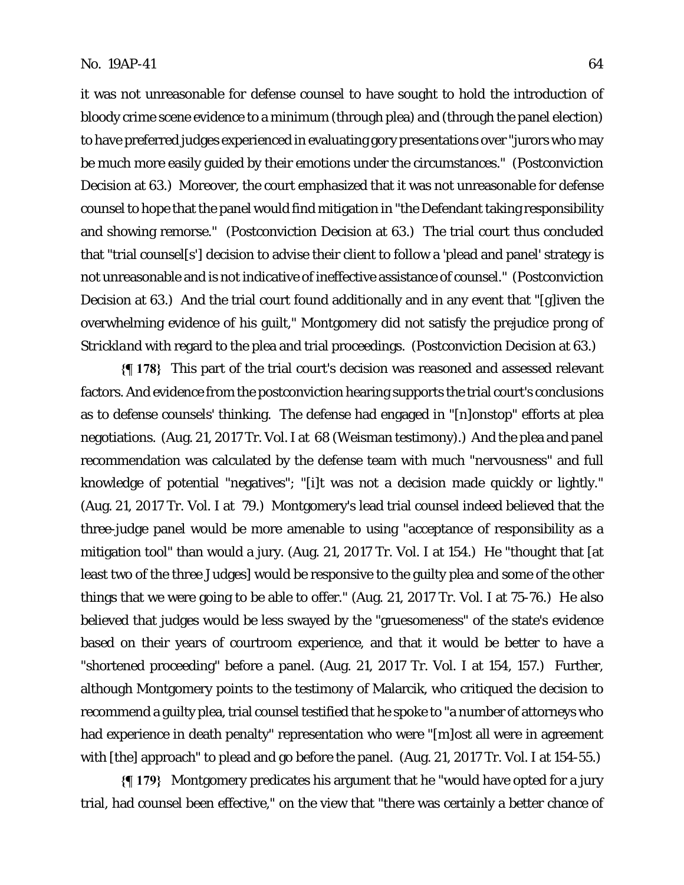it was not unreasonable for defense counsel to have sought to hold the introduction of bloody crime scene evidence to a minimum (through plea) and (through the panel election) to have preferred judges experienced in evaluating gory presentations over "jurors who may be much more easily guided by their emotions under the circumstances." (Postconviction Decision at 63.) Moreover, the court emphasized that it was not unreasonable for defense counsel to hope that the panel would find mitigation in "the Defendant taking responsibility and showing remorse." (Postconviction Decision at 63.) The trial court thus concluded that "trial counsel[s'] decision to advise their client to follow a 'plead and panel' strategy is not unreasonable and is not indicative of ineffective assistance of counsel." (Postconviction Decision at 63.) And the trial court found additionally and in any event that "[g]iven the overwhelming evidence of his guilt," Montgomery did not satisfy the prejudice prong of *Strickland* with regard to the plea and trial proceedings. (Postconviction Decision at 63.)

**{¶ 178}** This part of the trial court's decision was reasoned and assessed relevant factors. And evidence from the postconviction hearing supports the trial court's conclusions as to defense counsels' thinking. The defense had engaged in "[n]onstop" efforts at plea negotiations. (Aug. 21, 2017 Tr. Vol. I at 68 (Weisman testimony).) And the plea and panel recommendation was calculated by the defense team with much "nervousness" and full knowledge of potential "negatives"; "[i]t was not a decision made quickly or lightly." (Aug. 21, 2017 Tr. Vol. I at 79.) Montgomery's lead trial counsel indeed believed that the three-judge panel would be more amenable to using "acceptance of responsibility as a mitigation tool" than would a jury. (Aug. 21, 2017 Tr. Vol. I at 154.) He "thought that [at least two of the three Judges] would be responsive to the guilty plea and some of the other things that we were going to be able to offer." (Aug. 21, 2017 Tr. Vol. I at 75-76.) He also believed that judges would be less swayed by the "gruesomeness" of the state's evidence based on their years of courtroom experience, and that it would be better to have a "shortened proceeding" before a panel. (Aug. 21, 2017 Tr. Vol. I at 154, 157.) Further, although Montgomery points to the testimony of Malarcik, who critiqued the decision to recommend a guilty plea, trial counsel testified that he spoke to "a number of attorneys who had experience in death penalty" representation who were "[m]ost all were in agreement with [the] approach" to plead and go before the panel. (Aug. 21, 2017 Tr. Vol. I at 154-55.)

**{¶ 179}** Montgomery predicates his argument that he "would have opted for a jury trial, had counsel been effective," on the view that "there was certainly a better chance of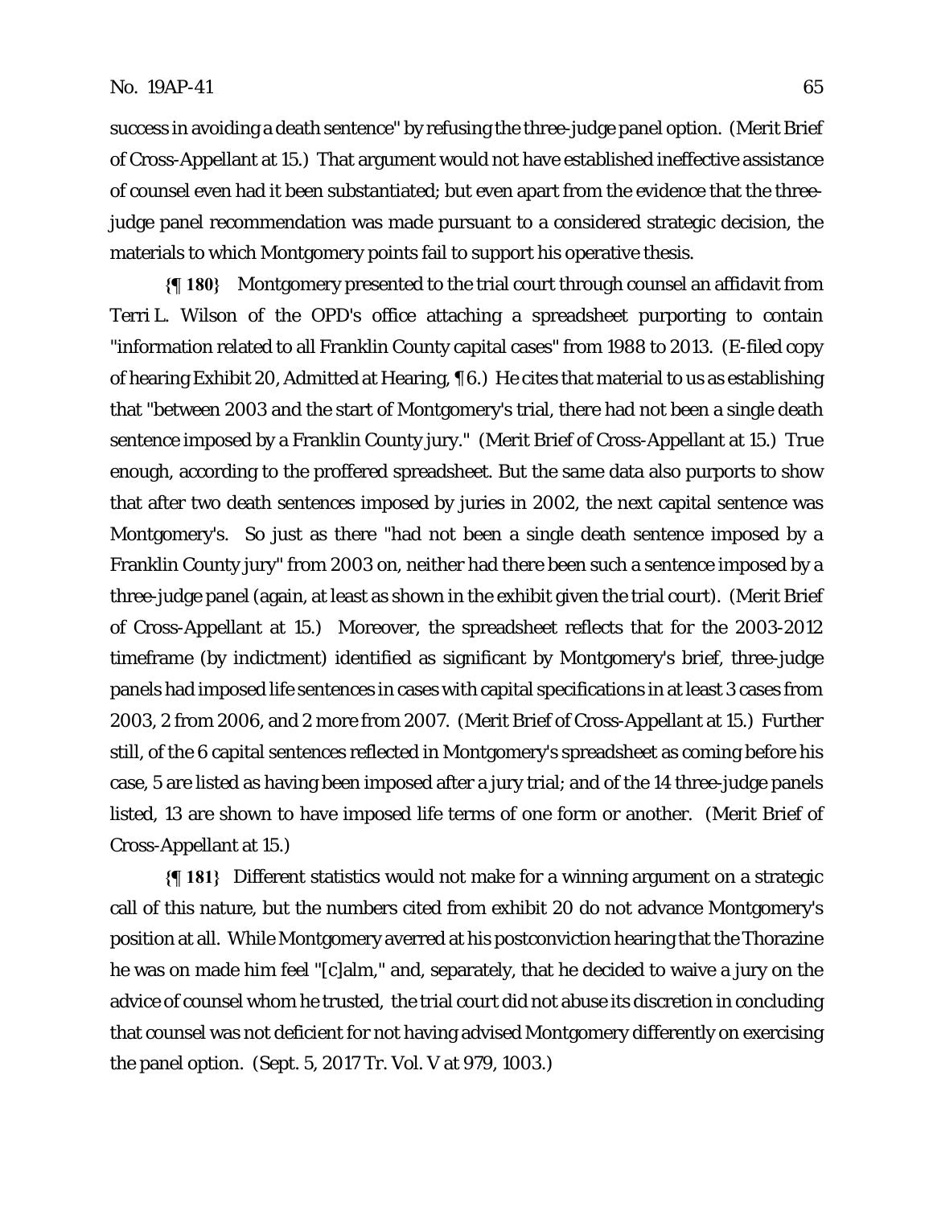success in avoiding a death sentence" by refusing the three-judge panel option. (Merit Brief of Cross-Appellant at 15.) That argument would not have established ineffective assistance of counsel even had it been substantiated; but even apart from the evidence that the three-judge panel recommendation was made pursuant to a considered strategic decision, the materials to which Montgomery points fail to support his operative thesis.

**{¶ 180}** Montgomery presented to the trial court through counsel an affidavit from Terri L. Wilson of the OPD's office attaching a spreadsheet purporting to contain "information related to all Franklin County capital cases" from 1988 to 2013. (E-filed copy of hearing Exhibit 20, Admitted at Hearing, ¶ 6.) He cites that material to us as establishing that "between 2003 and the start of Montgomery's trial, there had not been a single death sentence imposed by a Franklin County jury." (Merit Brief of Cross-Appellant at 15.) True enough, according to the proffered spreadsheet. But the same data also purports to show that after two death sentences imposed by juries in 2002, the next capital sentence was Montgomery's. So just as there "had not been a single death sentence imposed by a Franklin County jury" from 2003 on, neither had there been such a sentence imposed by a three-judge panel (again, at least as shown in the exhibit given the trial court). (Merit Brief of Cross-Appellant at 15.) Moreover, the spreadsheet reflects that for the 2003-2012 timeframe (by indictment) identified as significant by Montgomery's brief, three-judge panels had imposed life sentences in cases with capital specifications in at least 3 cases from 2003, 2 from 2006, and 2 more from 2007. (Merit Brief of Cross-Appellant at 15.) Further still, of the 6 capital sentences reflected in Montgomery's spreadsheet as coming before his case, 5 are listed as having been imposed after a jury trial; and of the 14 three-judge panels listed, 13 are shown to have imposed life terms of one form or another. (Merit Brief of Cross-Appellant at 15.)

**{¶ 181}** Different statistics would not make for a winning argument on a strategic call of this nature, but the numbers cited from exhibit 20 do not advance Montgomery's position at all. While Montgomery averred at his postconviction hearing that the Thorazine he was on made him feel "[c]alm," and, separately, that he decided to waive a jury on the advice of counsel whom he trusted, the trial court did not abuse its discretion in concluding that counsel was not deficient for not having advised Montgomery differently on exercising the panel option. (Sept. 5, 2017 Tr. Vol. V at 979, 1003.)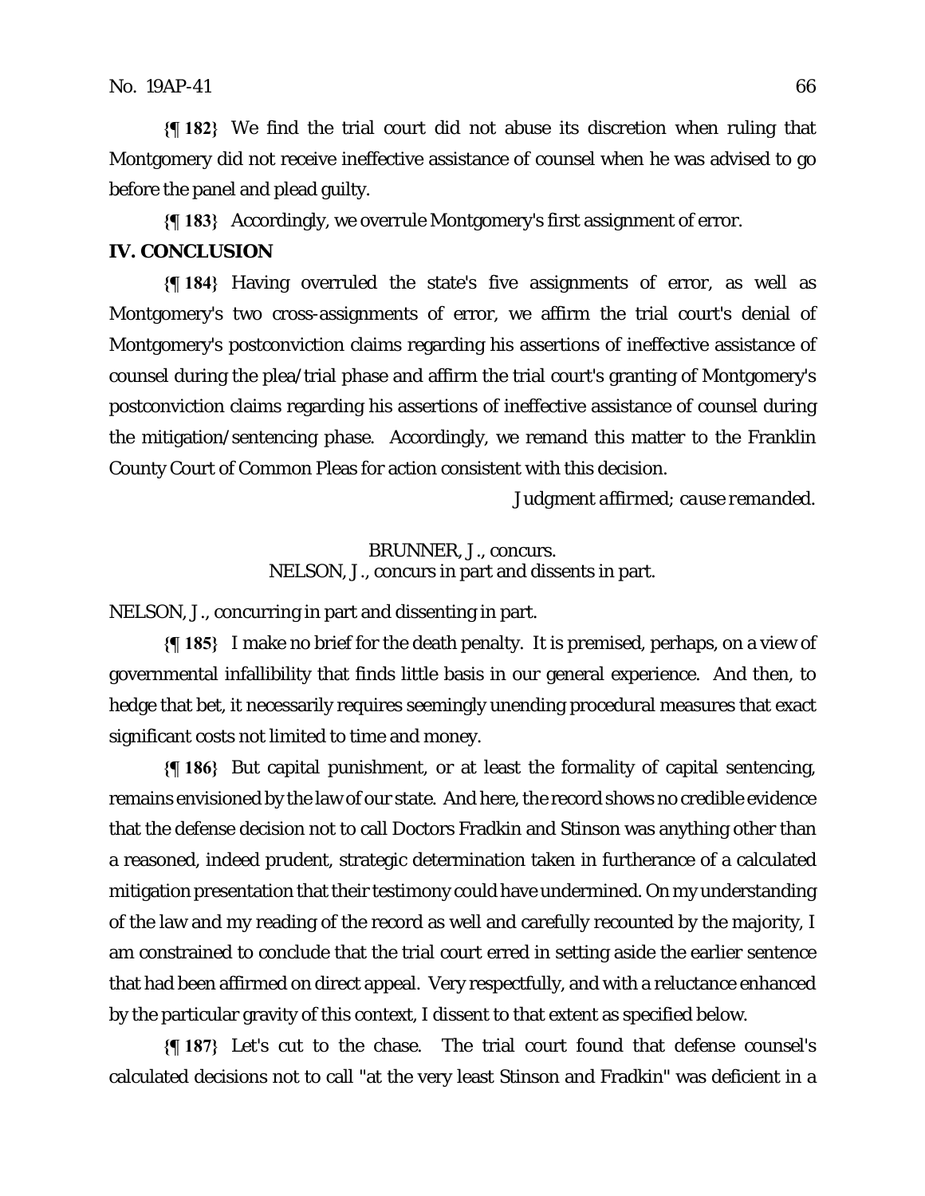**{¶ 182}** We find the trial court did not abuse its discretion when ruling that Montgomery did not receive ineffective assistance of counsel when he was advised to go before the panel and plead guilty.

**{¶ 183}** Accordingly, we overrule Montgomery's first assignment of error.

## IV. CONCLUSION

**{¶ 184}** Having overruled the state's five assignments of error, as well as Montgomery's two cross-assignments of error, we affirm the trial court's denial of Montgomery's postconviction claims regarding his assertions of ineffective assistance of counsel during the plea/trial phase and affirm the trial court's granting of Montgomery's postconviction claims regarding his assertions of ineffective assistance of counsel during the mitigation/sentencing phase. Accordingly, we remand this matter to the Franklin County Court of Common Pleas for action consistent with this decision.

*Judgment affirmed; cause remanded.*

BRUNNER, J., concurs.
NELSON, J., concurs in part and dissents in part.

NELSON, J., concurring in part and dissenting in part.

**{¶ 185}** I make no brief for the death penalty. It is premised, perhaps, on a view of governmental infallibility that finds little basis in our general experience. And then, to hedge that bet, it necessarily requires seemingly unending procedural measures that exact significant costs not limited to time and money.

**{¶ 186}** But capital punishment, or at least the formality of capital sentencing, remains envisioned by the law of our state. And here, the record shows no credible evidence that the defense decision not to call Doctors Fradkin and Stinson was anything other than a reasoned, indeed prudent, strategic determination taken in furtherance of a calculated mitigation presentation that their testimony could have undermined. On my understanding of the law and my reading of the record as well and carefully recounted by the majority, I am constrained to conclude that the trial court erred in setting aside the earlier sentence that had been affirmed on direct appeal. Very respectfully, and with a reluctance enhanced by the particular gravity of this context, I dissent to that extent as specified below.

**{¶ 187}** Let's cut to the chase. The trial court found that defense counsel's calculated decisions not to call "at the very least Stinson and Fradkin" was deficient in a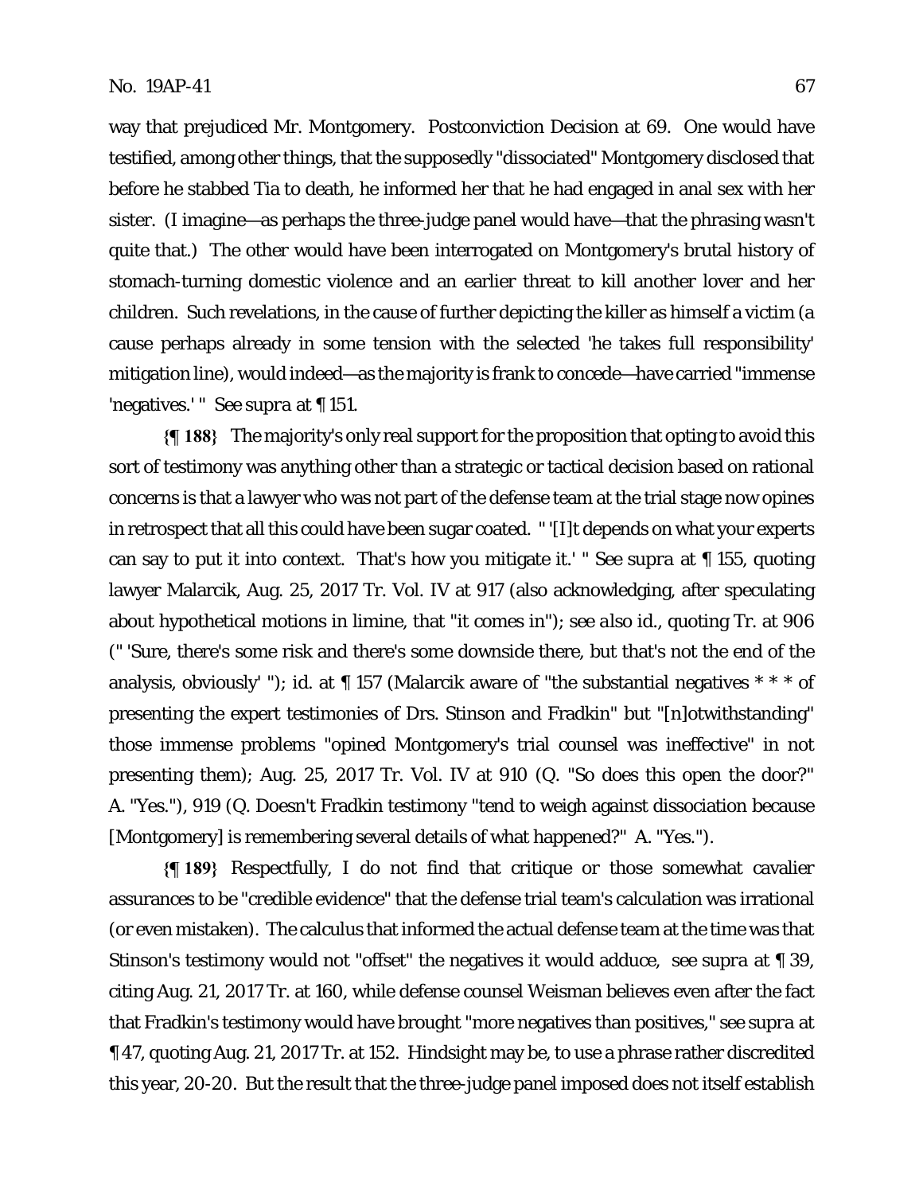way that prejudiced Mr. Montgomery. Postconviction Decision at 69. One would have testified, among other things, that the supposedly "dissociated" Montgomery disclosed that before he stabbed Tia to death, he informed her that he had engaged in anal sex with her sister. (I imagine—as perhaps the three-judge panel would have—that the phrasing wasn't quite that.) The other would have been interrogated on Montgomery's brutal history of stomach-turning domestic violence and an earlier threat to kill another lover and her children. Such revelations, in the cause of further depicting the killer as himself a victim (a cause perhaps already in some tension with the selected 'he takes full responsibility' mitigation line), would indeed—as the majority is frank to concede—have carried "immense 'negatives.' " See *supra* at ¶ 151.

**{¶ 188}** The majority's only real support for the proposition that opting to avoid this sort of testimony was anything other than a strategic or tactical decision based on rational concerns is that a lawyer who was not part of the defense team at the trial stage now opines in retrospect that all this could have been sugar coated. " '[I]t depends on what your experts can say to put it into context. That's how you mitigate it.' " See *supra* at ¶ 155, quoting lawyer Malarcik, Aug. 25, 2017 Tr. Vol. IV at 917 (also acknowledging, after speculating about hypothetical motions in limine, that "it comes in"); *see also id.*, quoting Tr. at 906 (" 'Sure, there's some risk and there's some downside there, but that's not the end of the analysis, obviously' "); *id.* at ¶ 157 (Malarcik aware of "the substantial negatives * * * of presenting the expert testimonies of Drs. Stinson and Fradkin" but "[n]otwithstanding" those immense problems "opined Montgomery's trial counsel was ineffective" in not presenting them); Aug. 25, 2017 Tr. Vol. IV at 910 (Q. "So does this open the door?" A. "Yes."), 919 (Q. Doesn't Fradkin testimony "tend to weigh against dissociation because [Montgomery] is remembering several details of what happened?" A. "Yes.").

**{¶ 189}** Respectfully, I do not find that critique or those somewhat cavalier assurances to be "credible evidence" that the defense trial team's calculation was irrational (or even mistaken). The calculus that informed the actual defense team at the time was that Stinson's testimony would not "offset" the negatives it would adduce, see *supra* at ¶ 39, citing Aug. 21, 2017 Tr. at 160, while defense counsel Weisman believes even after the fact that Fradkin's testimony would have brought "more negatives than positives," see *supra* at ¶ 47, quoting Aug. 21, 2017 Tr. at 152. Hindsight may be, to use a phrase rather discredited this year, 20-20. But the result that the three-judge panel imposed does not itself establish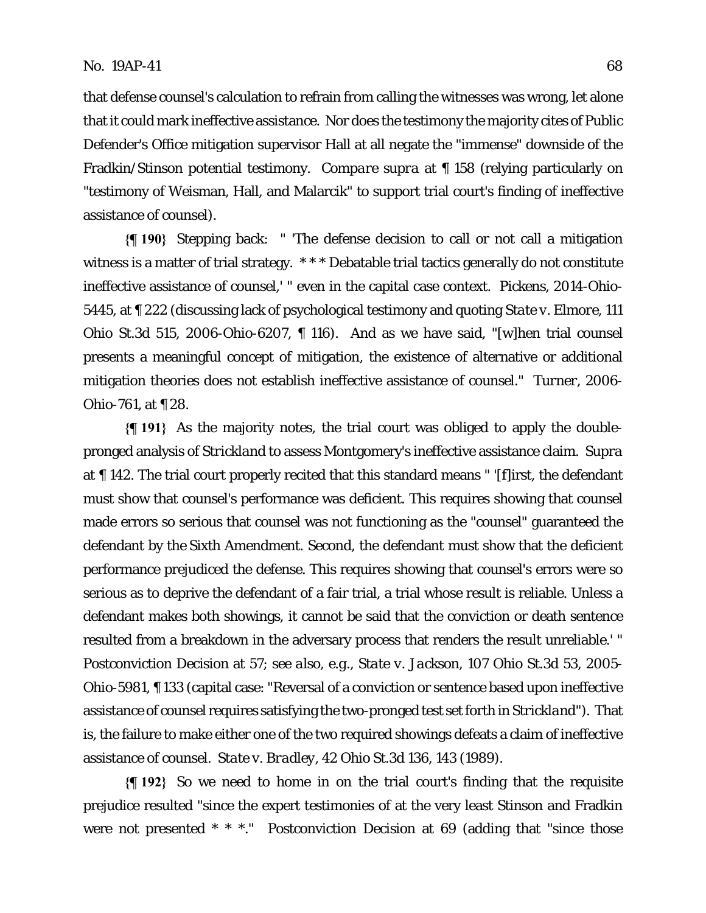that defense counsel's calculation to refrain from calling the witnesses was wrong, let alone that it could mark ineffective assistance. Nor does the testimony the majority cites of Public Defender's Office mitigation supervisor Hall at all negate the "immense" downside of the Fradkin/Stinson potential testimony. *Compare supra* at ¶ 158 (relying particularly on "testimony of Weisman, Hall, and Malarcik" to support trial court's finding of ineffective assistance of counsel).

**{¶ 190}** Stepping back: " 'The defense decision to call or not call a mitigation witness is a matter of trial strategy. * * * Debatable trial tactics generally do not constitute ineffective assistance of counsel,' " even in the capital case context. *Pickens*, 2014-Ohio-5445, at ¶ 222 (discussing lack of psychological testimony and quoting *State v. Elmore*, 111 Ohio St.3d 515, 2006-Ohio-6207, ¶ 116). And as we have said, "[w]hen trial counsel presents a meaningful concept of mitigation, the existence of alternative or additional mitigation theories does not establish ineffective assistance of counsel." *Turner*, 2006-Ohio-761, at ¶ 28.

**{¶ 191}** As the majority notes, the trial court was obliged to apply the double-pronged analysis of *Strickland* to assess Montgomery's ineffective assistance claim. *Supra* at ¶ 142. The trial court properly recited that this standard means " '[f]irst, the defendant must show that counsel's performance was deficient. This requires showing that counsel made errors so serious that counsel was not functioning as the "counsel" guaranteed the defendant by the Sixth Amendment. Second, the defendant must show that the deficient performance prejudiced the defense. This requires showing that counsel's errors were so serious as to deprive the defendant of a fair trial, a trial whose result is reliable. Unless a defendant makes both showings, it cannot be said that the conviction or death sentence resulted from a breakdown in the adversary process that renders the result unreliable.' " Postconviction Decision at 57; *see also, e.g.*, *State v. Jackson*, 107 Ohio St.3d 53, 2005-Ohio-5981, ¶ 133 (capital case: "Reversal of a conviction or sentence based upon ineffective assistance of counsel requires satisfying the two-pronged test set forth in *Strickland*"). That is, the failure to make either one of the two required showings defeats a claim of ineffective assistance of counsel. *State v. Bradley*, 42 Ohio St.3d 136, 143 (1989).

**{¶ 192}** So we need to home in on the trial court's finding that the requisite prejudice resulted "since the expert testimonies of at the very least Stinson and Fradkin were not presented * * *." Postconviction Decision at 69 (adding that "since those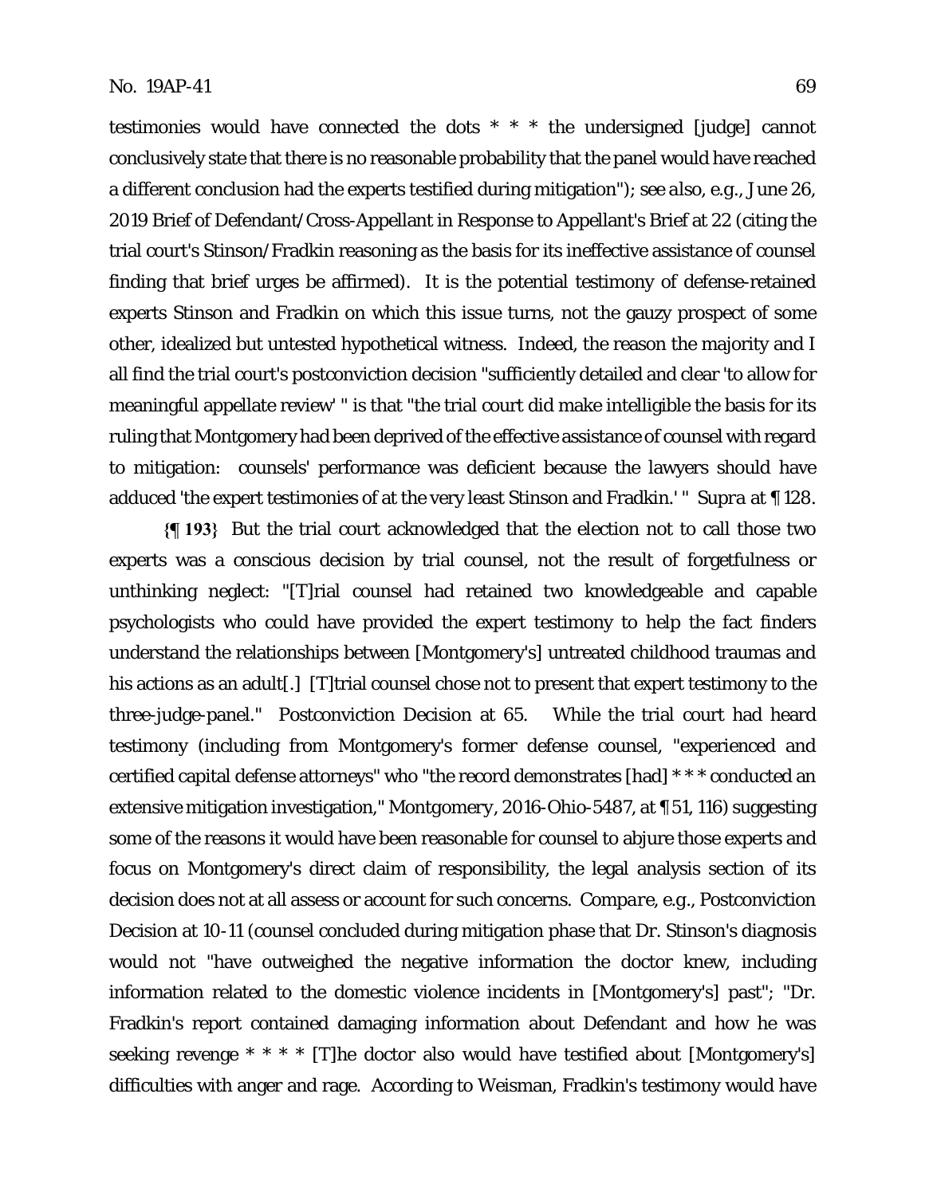testimonies would have connected the dots * * * the undersigned [judge] cannot conclusively state that there is no reasonable probability that the panel would have reached a different conclusion had the experts testified during mitigation"); *see also, e.g.*, June 26, 2019 Brief of Defendant/Cross-Appellant in Response to Appellant's Brief at 22 (citing the trial court's Stinson/Fradkin reasoning as the basis for its ineffective assistance of counsel finding that brief urges be affirmed). It is the potential testimony of defense-retained experts Stinson and Fradkin on which this issue turns, not the gauzy prospect of some other, idealized but untested hypothetical witness. Indeed, the reason the majority and I all find the trial court's postconviction decision "sufficiently detailed and clear 'to allow for meaningful appellate review' " is that "the trial court did make intelligible the basis for its ruling that Montgomery had been deprived of the effective assistance of counsel with regard to mitigation: counsels' performance was deficient because the lawyers should have adduced 'the expert testimonies of at the very least Stinson and Fradkin.' " *Supra* at ¶ 128.

**{¶ 193}** But the trial court acknowledged that the election not to call those two experts was a conscious decision by trial counsel, not the result of forgetfulness or unthinking neglect: "[T]rial counsel had retained two knowledgeable and capable psychologists who could have provided the expert testimony to help the fact finders understand the relationships between [Montgomery's] untreated childhood traumas and his actions as an adult[.] [T]trial counsel chose not to present that expert testimony to the three-judge-panel." Postconviction Decision at 65. While the trial court had heard testimony (including from Montgomery's former defense counsel, "experienced and certified capital defense attorneys" who "the record demonstrates [had] * * * conducted an extensive mitigation investigation," *Montgomery*, 2016-Ohio-5487, at ¶ 51, 116) suggesting some of the reasons it would have been reasonable for counsel to abjure those experts and focus on Montgomery's direct claim of responsibility, the legal analysis section of its decision does not at all assess or account for such concerns. *Compare, e.g.*, Postconviction Decision at 10-11 (counsel concluded during mitigation phase that Dr. Stinson's diagnosis would not "have outweighed the negative information the doctor knew, including information related to the domestic violence incidents in [Montgomery's] past"; "Dr. Fradkin's report contained damaging information about Defendant and how he was seeking revenge * * * * [T]he doctor also would have testified about [Montgomery's] difficulties with anger and rage. According to Weisman, Fradkin's testimony would have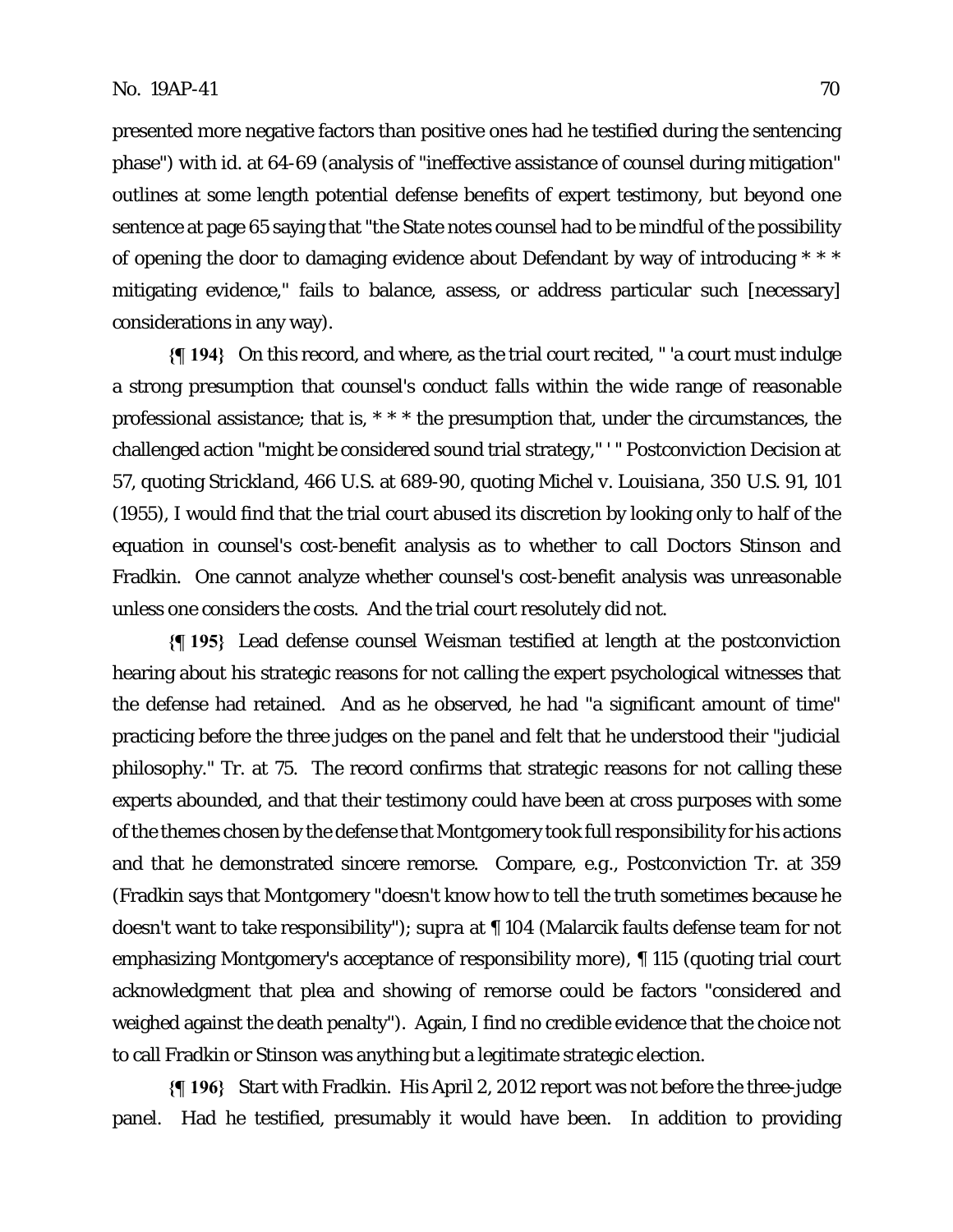presented more negative factors than positive ones had he testified during the sentencing phase") with id. at 64-69 (analysis of "ineffective assistance of counsel during mitigation" outlines at some length potential defense benefits of expert testimony, but beyond one sentence at page 65 saying that "the State notes counsel had to be mindful of the possibility of opening the door to damaging evidence about Defendant by way of introducing * * * mitigating evidence," fails to balance, assess, or address particular such [necessary] considerations in any way).

**{¶ 194}** On this record, and where, as the trial court recited, " 'a court must indulge a strong presumption that counsel's conduct falls within the wide range of reasonable professional assistance; that is, * * * the presumption that, under the circumstances, the challenged action "might be considered sound trial strategy," ' " Postconviction Decision at 57, quoting *Strickland*, 466 U.S. at 689-90, quoting *Michel v. Louisiana*, 350 U.S. 91, 101 (1955), I would find that the trial court abused its discretion by looking only to half of the equation in counsel's cost-benefit analysis as to whether to call Doctors Stinson and Fradkin. One cannot analyze whether counsel's cost-benefit analysis was unreasonable unless one considers the costs. And the trial court resolutely did not.

**{¶ 195}** Lead defense counsel Weisman testified at length at the postconviction hearing about his strategic reasons for not calling the expert psychological witnesses that the defense had retained. And as he observed, he had "a significant amount of time" practicing before the three judges on the panel and felt that he understood their "judicial philosophy." Tr. at 75. The record confirms that strategic reasons for not calling these experts abounded, and that their testimony could have been at cross purposes with some of the themes chosen by the defense that Montgomery took full responsibility for his actions and that he demonstrated sincere remorse. *Compare, e.g.*, Postconviction Tr. at 359 (Fradkin says that Montgomery "doesn't know how to tell the truth sometimes because he doesn't want to take responsibility"); *supra* at ¶ 104 (Malarcik faults defense team for not emphasizing Montgomery's acceptance of responsibility more), ¶ 115 (quoting trial court acknowledgment that plea and showing of remorse could be factors "considered and weighed against the death penalty"). Again, I find no credible evidence that the choice not to call Fradkin or Stinson was anything but a legitimate strategic election.

**{¶ 196}** Start with Fradkin. His April 2, 2012 report was not before the three-judge panel. Had he testified, presumably it would have been. In addition to providing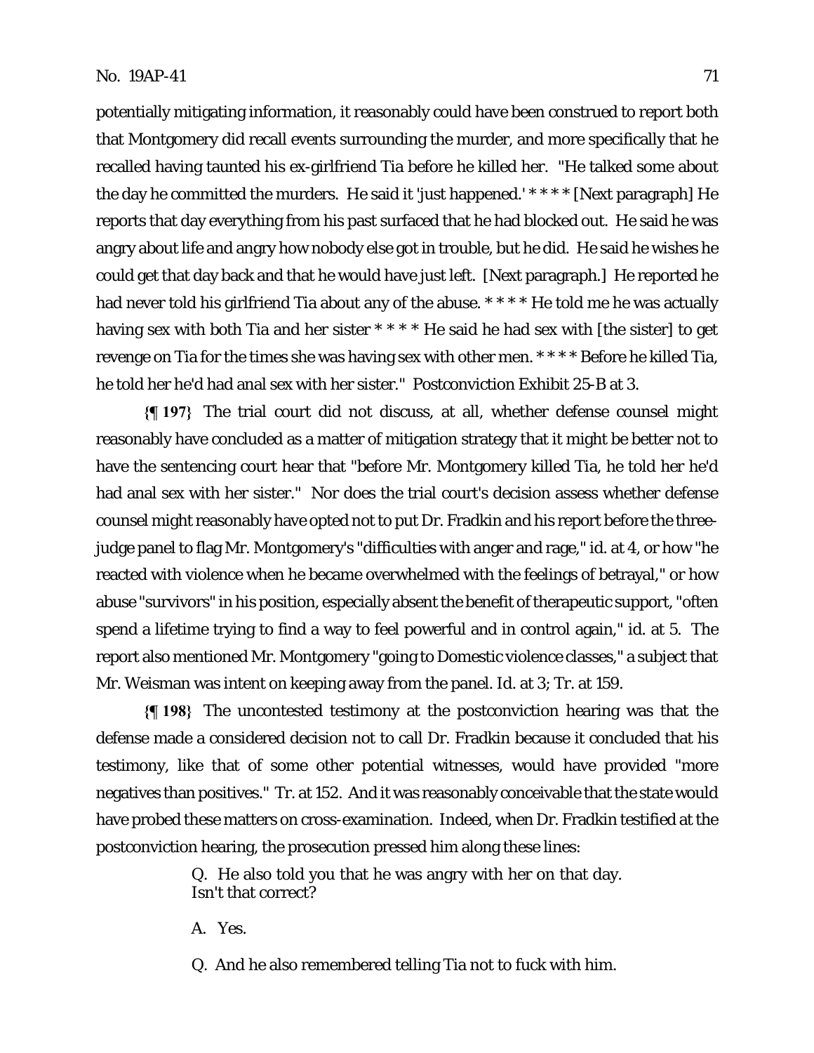potentially mitigating information, it reasonably could have been construed to report both that Montgomery did recall events surrounding the murder, and more specifically that he recalled having taunted his ex-girlfriend Tia before he killed her. "He talked some about the day he committed the murders. He said it 'just happened.' * * * * [Next paragraph] He reports that day everything from his past surfaced that he had blocked out. He said he was angry about life and angry how nobody else got in trouble, but he did. He said he wishes he could get that day back and that he would have just left. [Next paragraph.] He reported he had never told his girlfriend Tia about any of the abuse. * * * * He told me he was actually having sex with both Tia and her sister * * * * He said he had sex with [the sister] to get revenge on Tia for the times she was having sex with other men. * * * * Before he killed Tia, he told her he'd had anal sex with her sister." Postconviction Exhibit 25-B at 3.

**{¶ 197}** The trial court did not discuss, at all, whether defense counsel might reasonably have concluded as a matter of mitigation strategy that it might be better not to have the sentencing court hear that "before Mr. Montgomery killed Tia, he told her he'd had anal sex with her sister." Nor does the trial court's decision assess whether defense counsel might reasonably have opted not to put Dr. Fradkin and his report before the three-judge panel to flag Mr. Montgomery's "difficulties with anger and rage," id. at 4, or how "he reacted with violence when he became overwhelmed with the feelings of betrayal," or how abuse "survivors" in his position, especially absent the benefit of therapeutic support, "often spend a lifetime trying to find a way to feel powerful and in control again," id. at 5. The report also mentioned Mr. Montgomery "going to Domestic violence classes," a subject that Mr. Weisman was intent on keeping away from the panel. Id. at 3; Tr. at 159.

**{¶ 198}** The uncontested testimony at the postconviction hearing was that the defense made a considered decision not to call Dr. Fradkin because it concluded that his testimony, like that of some other potential witnesses, would have provided "more negatives than positives." Tr. at 152. And it was reasonably conceivable that the state would have probed these matters on cross-examination. Indeed, when Dr. Fradkin testified at the postconviction hearing, the prosecution pressed him along these lines:

> Q. He also told you that he was angry with her on that day. Isn't that correct?
>
> A. Yes.
>
> Q. And he also remembered telling Tia not to fuck with him.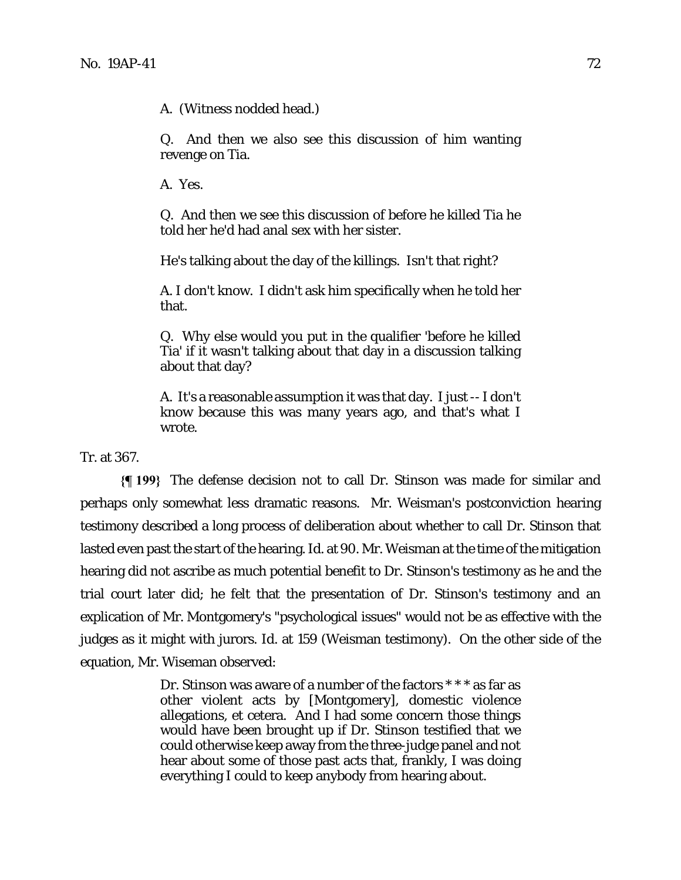> A. (Witness nodded head.)
>
> Q. And then we also see this discussion of him wanting revenge on Tia.
>
> A. Yes.
>
> Q. And then we see this discussion of before he killed Tia he told her he'd had anal sex with her sister.
>
> He's talking about the day of the killings. Isn't that right?
>
> A. I don't know. I didn't ask him specifically when he told her that.
>
> Q. Why else would you put in the qualifier 'before he killed Tia' if it wasn't talking about that day in a discussion talking about that day?
>
> A. It's a reasonable assumption it was that day. I just -- I don't know because this was many years ago, and that's what I wrote.

Tr. at 367.

**{¶ 199}** The defense decision not to call Dr. Stinson was made for similar and perhaps only somewhat less dramatic reasons. Mr. Weisman's postconviction hearing testimony described a long process of deliberation about whether to call Dr. Stinson that lasted even past the start of the hearing. Id. at 90. Mr. Weisman at the time of the mitigation hearing did not ascribe as much potential benefit to Dr. Stinson's testimony as he and the trial court later did; he felt that the presentation of Dr. Stinson's testimony and an explication of Mr. Montgomery's "psychological issues" would not be as effective with the judges as it might with jurors. Id. at 159 (Weisman testimony). On the other side of the equation, Mr. Wiseman observed:

> Dr. Stinson was aware of a number of the factors * * * as far as other violent acts by [Montgomery], domestic violence allegations, et cetera. And I had some concern those things would have been brought up if Dr. Stinson testified that we could otherwise keep away from the three-judge panel and not hear about some of those past acts that, frankly, I was doing everything I could to keep anybody from hearing about.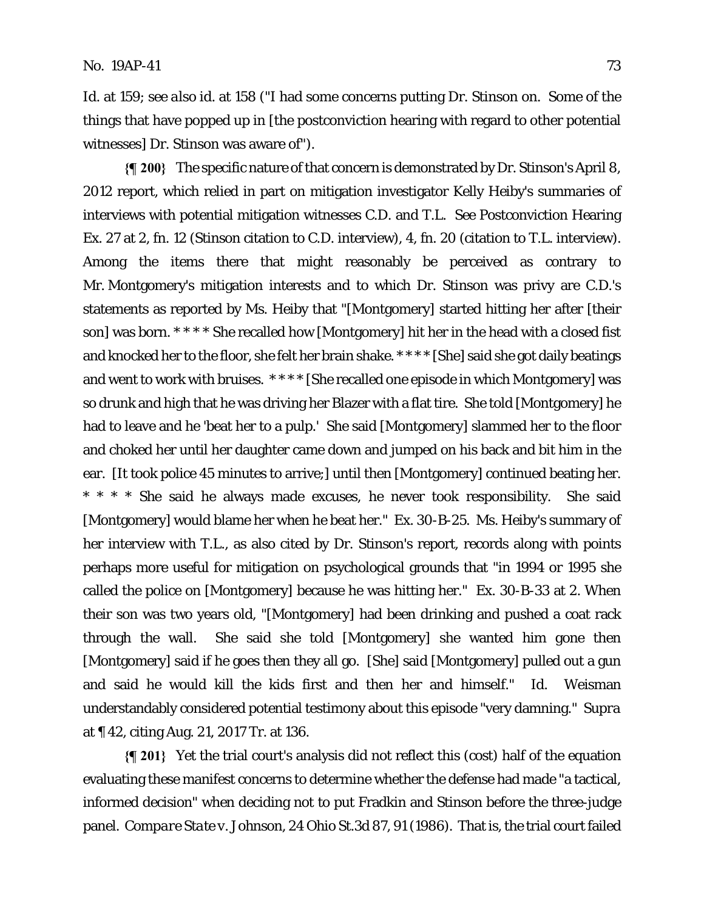*Id.* at 159; *see also id.* at 158 ("I had some concerns putting Dr. Stinson on. Some of the things that have popped up in [the postconviction hearing with regard to other potential witnesses] Dr. Stinson was aware of").

**{¶ 200}** The specific nature of that concern is demonstrated by Dr. Stinson's April 8, 2012 report, which relied in part on mitigation investigator Kelly Heiby's summaries of interviews with potential mitigation witnesses C.D. and T.L. See Postconviction Hearing Ex. 27 at 2, fn. 12 (Stinson citation to C.D. interview), 4, fn. 20 (citation to T.L. interview). Among the items there that might reasonably be perceived as contrary to Mr. Montgomery's mitigation interests and to which Dr. Stinson was privy are C.D.'s statements as reported by Ms. Heiby that "[Montgomery] started hitting her after [their son] was born. * * * * She recalled how [Montgomery] hit her in the head with a closed fist and knocked her to the floor, she felt her brain shake. * * * * [She] said she got daily beatings and went to work with bruises. * * * * [She recalled one episode in which Montgomery] was so drunk and high that he was driving her Blazer with a flat tire. She told [Montgomery] he had to leave and he 'beat her to a pulp.' She said [Montgomery] slammed her to the floor and choked her until her daughter came down and jumped on his back and bit him in the ear. [It took police 45 minutes to arrive;] until then [Montgomery] continued beating her. * * * * She said he always made excuses, he never took responsibility. She said [Montgomery] would blame her when he beat her." Ex. 30-B-25. Ms. Heiby's summary of her interview with T.L., as also cited by Dr. Stinson's report, records along with points perhaps more useful for mitigation on psychological grounds that "in 1994 or 1995 she called the police on [Montgomery] because he was hitting her." Ex. 30-B-33 at 2. When their son was two years old, "[Montgomery] had been drinking and pushed a coat rack through the wall. She said she told [Montgomery] she wanted him gone then [Montgomery] said if he goes then they all go. [She] said [Montgomery] pulled out a gun and said he would kill the kids first and then her and himself." *Id.* Weisman understandably considered potential testimony about this episode "very damning." *Supra* at ¶ 42, citing Aug. 21, 2017 Tr. at 136.

**{¶ 201}** Yet the trial court's analysis did not reflect this (cost) half of the equation evaluating these manifest concerns to determine whether the defense had made "a tactical, informed decision" when deciding not to put Fradkin and Stinson before the three-judge panel. *Compare State v. Johnson*, 24 Ohio St.3d 87, 91 (1986). That is, the trial court failed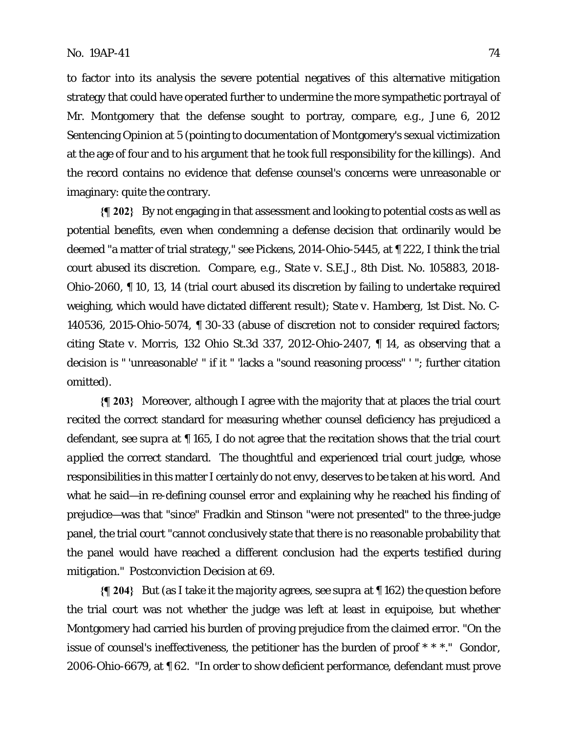to factor into its analysis the severe potential negatives of this alternative mitigation strategy that could have operated further to undermine the more sympathetic portrayal of Mr. Montgomery that the defense sought to portray, *compare, e.g.*, June 6, 2012 Sentencing Opinion at 5 (pointing to documentation of Montgomery's sexual victimization at the age of four and to his argument that he took full responsibility for the killings). And the record contains no evidence that defense counsel's concerns were unreasonable or imaginary: quite the contrary.

**{¶ 202}** By not engaging in that assessment and looking to potential costs as well as potential benefits, even when condemning a defense decision that ordinarily would be deemed "a matter of trial strategy," see Pickens, 2014-Ohio-5445, at ¶ 222, I think the trial court abused its discretion. *Compare, e.g., State v. S.E.J.*, 8th Dist. No. 105883, 2018-Ohio-2060, ¶ 10, 13, 14 (trial court abused its discretion by failing to undertake required weighing, which would have dictated different result); *State v. Hamberg*, 1st Dist. No. C-140536, 2015-Ohio-5074, ¶ 30-33 (abuse of discretion not to consider required factors; citing *State v. Morris*, 132 Ohio St.3d 337, 2012-Ohio-2407, ¶ 14, as observing that a decision is " 'unreasonable' " if it " 'lacks a "sound reasoning process" ' "; further citation omitted).

**{¶ 203}** Moreover, although I agree with the majority that at places the trial court *recited* the correct standard for measuring whether counsel deficiency has prejudiced a defendant, see *supra* at ¶ 165, I do not agree that the recitation shows that the trial court *applied* the correct standard. The thoughtful and experienced trial court judge, whose responsibilities in this matter I certainly do not envy, deserves to be taken at his word. And what he said—in re-defining counsel error and explaining why he reached his finding of prejudice—was that "since" Fradkin and Stinson "were not presented" to the three-judge panel, the trial court "cannot conclusively state that there is no reasonable probability that the panel would have reached a different conclusion had the experts testified during mitigation." Postconviction Decision at 69.

**{¶ 204}** But (as I take it the majority agrees, see *supra* at ¶ 162) the question before the trial court was not whether the judge was left at least in equipoise, but whether Montgomery had carried his burden of proving prejudice from the claimed error. "On the issue of counsel's ineffectiveness, the petitioner has the burden of proof * * *." Gondor, 2006-Ohio-6679, at ¶ 62. "In order to show deficient performance, defendant must prove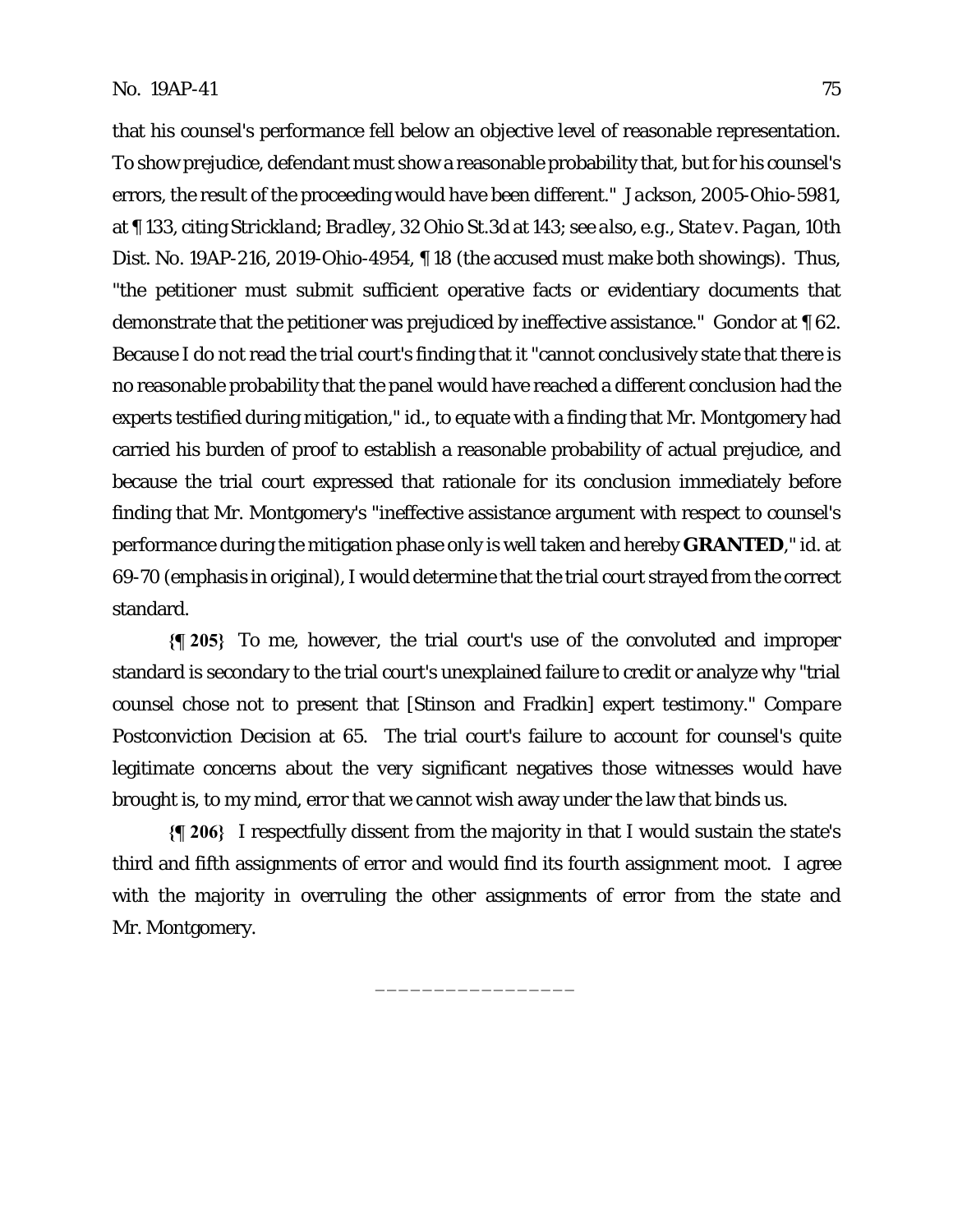that his counsel's performance fell below an objective level of reasonable representation. To show prejudice, defendant must show a reasonable probability that, but for his counsel's errors, the result of the proceeding would have been different." *Jackson*, 2005-Ohio-5981, at ¶ 133, citing *Strickland*; *Bradley*, 32 Ohio St.3d at 143; *see also, e.g.*, *State v. Pagan*, 10th Dist. No. 19AP-216, 2019-Ohio-4954, ¶ 18 (the accused must make both showings). Thus, "the petitioner must submit sufficient operative facts or evidentiary documents that demonstrate that the petitioner was prejudiced by ineffective assistance." *Gondor* at ¶ 62. Because I do not read the trial court's finding that it "cannot conclusively state that there is no reasonable probability that the panel would have reached a different conclusion had the experts testified during mitigation," id., to equate with a finding that Mr. Montgomery had carried his burden of proof to establish a reasonable probability of actual prejudice, and because the trial court expressed that rationale for its conclusion immediately before finding that Mr. Montgomery's "ineffective assistance argument with respect to counsel's performance during the mitigation phase only is well taken and hereby **GRANTED**," id. at 69-70 (emphasis in original), I would determine that the trial court strayed from the correct standard.

**{¶ 205}** To me, however, the trial court's use of the convoluted and improper standard is secondary to the trial court's unexplained failure to credit or analyze why "trial counsel chose not to present that [Stinson and Fradkin] expert testimony." *Compare* Postconviction Decision at 65. The trial court's failure to account for counsel's quite legitimate concerns about the very significant negatives those witnesses would have brought is, to my mind, error that we cannot wish away under the law that binds us.

**{¶ 206}** I respectfully dissent from the majority in that I would sustain the state's third and fifth assignments of error and would find its fourth assignment moot. I agree with the majority in overruling the other assignments of error from the state and Mr. Montgomery.

\_\_\_\_\_\_\_\_\_\_\_\_\_\_\_\_\_